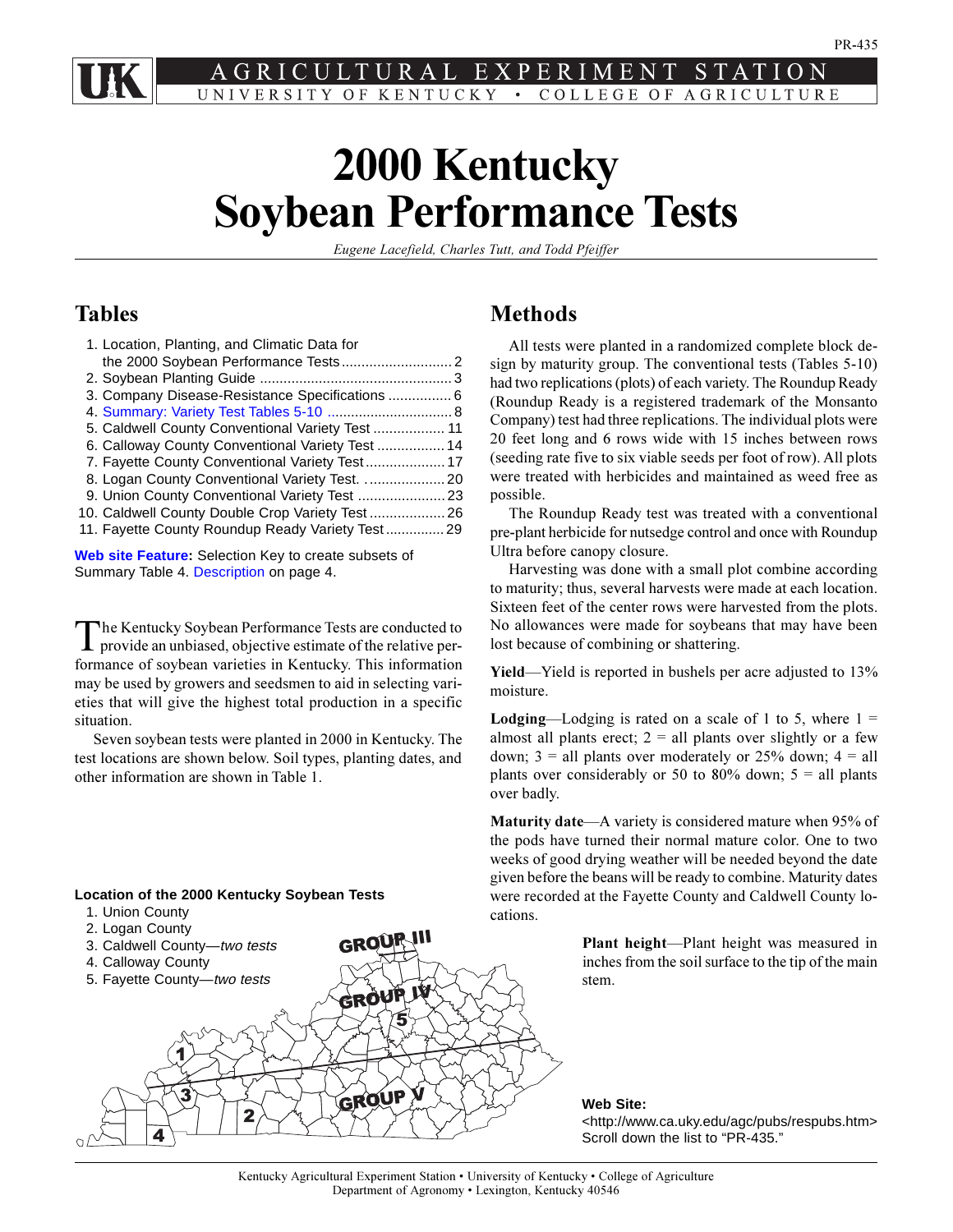PR-435

AGRICULTURAL EXPERIMENT STATION
UNIVERSITY OF KENTUCKY • COLLEGE OF AGRICULTURE

# 2000 Kentucky Soybean Performance Tests

*Eugene Lacefield, Charles Tutt, and Todd Pfeiffer*

## Tables

1. Location, Planting, and Climatic Data for the 2000 Soybean Performance Tests ... 2
2. Soybean Planting Guide ... 3
3. Company Disease-Resistance Specifications ... 6
4. Summary: Variety Test Tables 5-10 ... 8
5. Caldwell County Conventional Variety Test ... 11
6. Calloway County Conventional Variety Test ... 14
7. Fayette County Conventional Variety Test ... 17
8. Logan County Conventional Variety Test. ... 20
9. Union County Conventional Variety Test ... 23
10. Caldwell County Double Crop Variety Test ... 26
11. Fayette County Roundup Ready Variety Test ... 29

**Web site Feature:** Selection Key to create subsets of Summary Table 4. Description on page 4.

The Kentucky Soybean Performance Tests are conducted to provide an unbiased, objective estimate of the relative performance of soybean varieties in Kentucky. This information may be used by growers and seedsmen to aid in selecting varieties that will give the highest total production in a specific situation.

Seven soybean tests were planted in 2000 in Kentucky. The test locations are shown below. Soil types, planting dates, and other information are shown in Table 1.

**Location of the 2000 Kentucky Soybean Tests**

1. Union County
2. Logan County
3. Caldwell County—*two tests*
4. Calloway County
5. Fayette County—*two tests*

## Methods

All tests were planted in a randomized complete block design by maturity group. The conventional tests (Tables 5-10) had two replications (plots) of each variety. The Roundup Ready (Roundup Ready is a registered trademark of the Monsanto Company) test had three replications. The individual plots were 20 feet long and 6 rows wide with 15 inches between rows (seeding rate five to six viable seeds per foot of row). All plots were treated with herbicides and maintained as weed free as possible.

The Roundup Ready test was treated with a conventional pre-plant herbicide for nutsedge control and once with Roundup Ultra before canopy closure.

Harvesting was done with a small plot combine according to maturity; thus, several harvests were made at each location. Sixteen feet of the center rows were harvested from the plots. No allowances were made for soybeans that may have been lost because of combining or shattering.

**Yield**—Yield is reported in bushels per acre adjusted to 13% moisture.

**Lodging**—Lodging is rated on a scale of 1 to 5, where 1 = almost all plants erect; 2 = all plants over slightly or a few down; 3 = all plants over moderately or 25% down; 4 = all plants over considerably or 50 to 80% down; 5 = all plants over badly.

**Maturity date**—A variety is considered mature when 95% of the pods have turned their normal mature color. One to two weeks of good drying weather will be needed beyond the date given before the beans will be ready to combine. Maturity dates were recorded at the Fayette County and Caldwell County locations.

**Plant height**—Plant height was measured in inches from the soil surface to the tip of the main stem.

**Web Site:**
<http://www.ca.uky.edu/agc/pubs/respubs.htm>
Scroll down the list to "PR-435."

Kentucky Agricultural Experiment Station • University of Kentucky • College of Agriculture
Department of Agronomy • Lexington, Kentucky 40546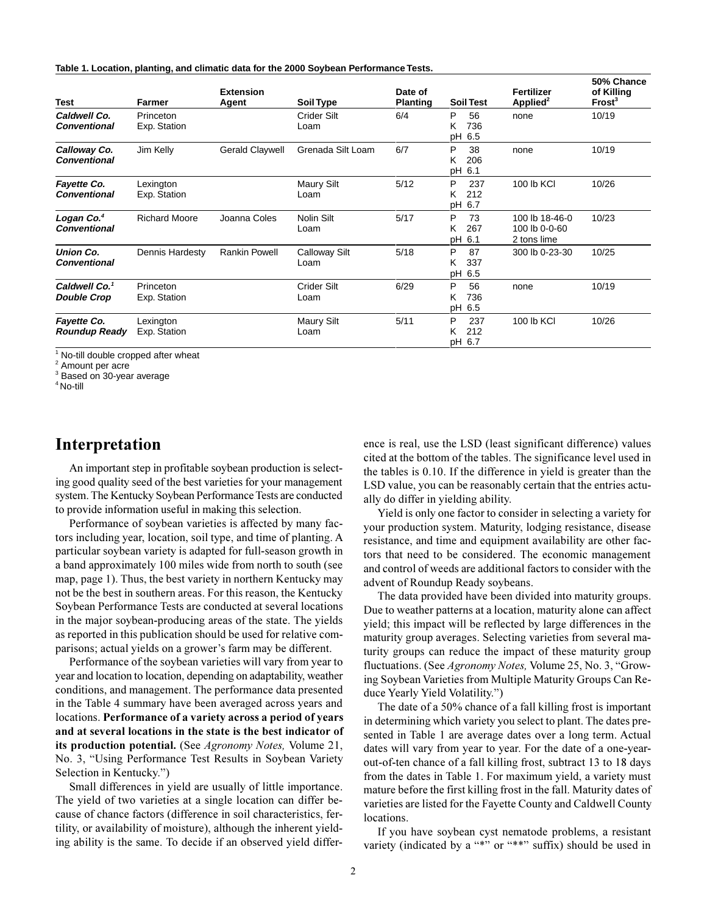**Table 1. Location, planting, and climatic data for the 2000 Soybean Performance Tests.**

| Test | Farmer | Extension Agent | Soil Type | Date of Planting | Soil Test | Fertilizer Applied[2] | 50% Chance of Killing Frost[3] |
|---|---|---|---|---|---|---|---|
| ***Caldwell Co. Conventional*** | Princeton Exp. Station | | Crider Silt Loam | 6/4 | P 56<br>K 736<br>pH 6.5 | none | 10/19 |
| ***Calloway Co. Conventional*** | Jim Kelly | Gerald Claywell | Grenada Silt Loam | 6/7 | P 38<br>K 206<br>pH 6.1 | none | 10/19 |
| ***Fayette Co. Conventional*** | Lexington Exp. Station | | Maury Silt Loam | 5/12 | P 237<br>K 212<br>pH 6.7 | 100 lb KCl | 10/26 |
| ***Logan Co.[4] Conventional*** | Richard Moore | Joanna Coles | Nolin Silt Loam | 5/17 | P 73<br>K 267<br>pH 6.1 | 100 lb 18-46-0<br>100 lb 0-0-60<br>2 tons lime | 10/23 |
| ***Union Co. Conventional*** | Dennis Hardesty | Rankin Powell | Calloway Silt Loam | 5/18 | P 87<br>K 337<br>pH 6.5 | 300 lb 0-23-30 | 10/25 |
| ***Caldwell Co.[1] Double Crop*** | Princeton Exp. Station | | Crider Silt Loam | 6/29 | P 56<br>K 736<br>pH 6.5 | none | 10/19 |
| ***Fayette Co. Roundup Ready*** | Lexington Exp. Station | | Maury Silt Loam | 5/11 | P 237<br>K 212<br>pH 6.7 | 100 lb KCl | 10/26 |

[1] No-till double cropped after wheat
[2] Amount per acre
[3] Based on 30-year average
[4] No-till

# Interpretation

An important step in profitable soybean production is selecting good quality seed of the best varieties for your management system. The Kentucky Soybean Performance Tests are conducted to provide information useful in making this selection.

Performance of soybean varieties is affected by many factors including year, location, soil type, and time of planting. A particular soybean variety is adapted for full-season growth in a band approximately 100 miles wide from north to south (see map, page 1). Thus, the best variety in northern Kentucky may not be the best in southern areas. For this reason, the Kentucky Soybean Performance Tests are conducted at several locations in the major soybean-producing areas of the state. The yields as reported in this publication should be used for relative comparisons; actual yields on a grower's farm may be different.

Performance of the soybean varieties will vary from year to year and location to location, depending on adaptability, weather conditions, and management. The performance data presented in the Table 4 summary have been averaged across years and locations. **Performance of a variety across a period of years and at several locations in the state is the best indicator of its production potential.** (See *Agronomy Notes,* Volume 21, No. 3, "Using Performance Test Results in Soybean Variety Selection in Kentucky.")

Small differences in yield are usually of little importance. The yield of two varieties at a single location can differ because of chance factors (difference in soil characteristics, fertility, or availability of moisture), although the inherent yielding ability is the same. To decide if an observed yield difference is real, use the LSD (least significant difference) values cited at the bottom of the tables. The significance level used in the tables is 0.10. If the difference in yield is greater than the LSD value, you can be reasonably certain that the entries actually do differ in yielding ability.

Yield is only one factor to consider in selecting a variety for your production system. Maturity, lodging resistance, disease resistance, and time and equipment availability are other factors that need to be considered. The economic management and control of weeds are additional factors to consider with the advent of Roundup Ready soybeans.

The data provided have been divided into maturity groups. Due to weather patterns at a location, maturity alone can affect yield; this impact will be reflected by large differences in the maturity group averages. Selecting varieties from several maturity groups can reduce the impact of these maturity group fluctuations. (See *Agronomy Notes,* Volume 25, No. 3, "Growing Soybean Varieties from Multiple Maturity Groups Can Reduce Yearly Yield Volatility.")

The date of a 50% chance of a fall killing frost is important in determining which variety you select to plant. The dates presented in Table 1 are average dates over a long term. Actual dates will vary from year to year. For the date of a one-year-out-of-ten chance of a fall killing frost, subtract 13 to 18 days from the dates in Table 1. For maximum yield, a variety must mature before the first killing frost in the fall. Maturity dates of varieties are listed for the Fayette County and Caldwell County locations.

If you have soybean cyst nematode problems, a resistant variety (indicated by a "*" or "**" suffix) should be used in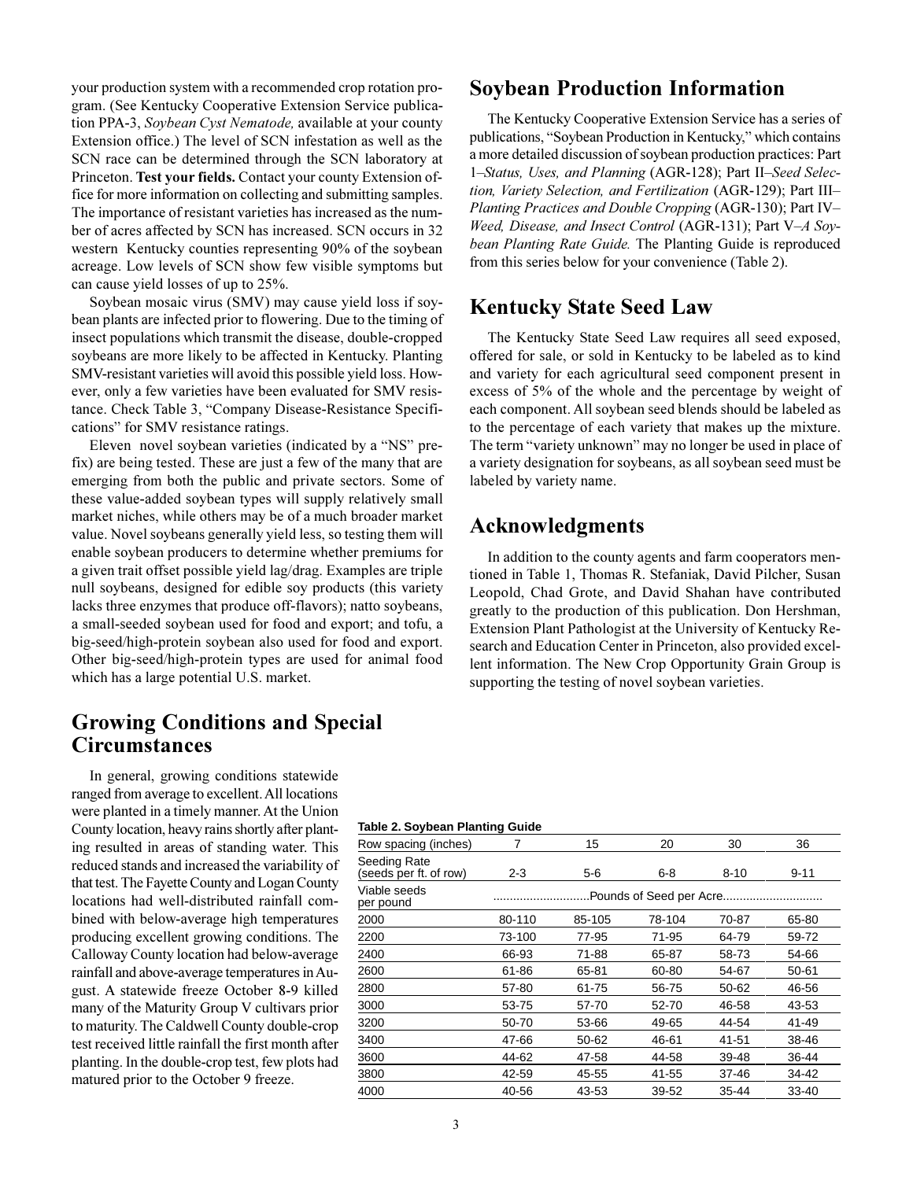your production system with a recommended crop rotation program. (See Kentucky Cooperative Extension Service publication PPA-3, *Soybean Cyst Nematode,* available at your county Extension office.) The level of SCN infestation as well as the SCN race can be determined through the SCN laboratory at Princeton. **Test your fields.** Contact your county Extension office for more information on collecting and submitting samples. The importance of resistant varieties has increased as the number of acres affected by SCN has increased. SCN occurs in 32 western Kentucky counties representing 90% of the soybean acreage. Low levels of SCN show few visible symptoms but can cause yield losses of up to 25%.

Soybean mosaic virus (SMV) may cause yield loss if soybean plants are infected prior to flowering. Due to the timing of insect populations which transmit the disease, double-cropped soybeans are more likely to be affected in Kentucky. Planting SMV-resistant varieties will avoid this possible yield loss. However, only a few varieties have been evaluated for SMV resistance. Check Table 3, "Company Disease-Resistance Specifications" for SMV resistance ratings.

Eleven novel soybean varieties (indicated by a "NS" prefix) are being tested. These are just a few of the many that are emerging from both the public and private sectors. Some of these value-added soybean types will supply relatively small market niches, while others may be of a much broader market value. Novel soybeans generally yield less, so testing them will enable soybean producers to determine whether premiums for a given trait offset possible yield lag/drag. Examples are triple null soybeans, designed for edible soy products (this variety lacks three enzymes that produce off-flavors); natto soybeans, a small-seeded soybean used for food and export; and tofu, a big-seed/high-protein soybean also used for food and export. Other big-seed/high-protein types are used for animal food which has a large potential U.S. market.

## Growing Conditions and Special Circumstances

In general, growing conditions statewide ranged from average to excellent. All locations were planted in a timely manner. At the Union County location, heavy rains shortly after planting resulted in areas of standing water. This reduced stands and increased the variability of that test. The Fayette County and Logan County locations had well-distributed rainfall combined with below-average high temperatures producing excellent growing conditions. The Calloway County location had below-average rainfall and above-average temperatures in August. A statewide freeze October 8-9 killed many of the Maturity Group V cultivars prior to maturity. The Caldwell County double-crop test received little rainfall the first month after planting. In the double-crop test, few plots had matured prior to the October 9 freeze.

## Soybean Production Information

The Kentucky Cooperative Extension Service has a series of publications, "Soybean Production in Kentucky," which contains a more detailed discussion of soybean production practices: Part 1–*Status, Uses, and Planning* (AGR-128); Part II–*Seed Selection, Variety Selection, and Fertilization* (AGR-129); Part III–*Planting Practices and Double Cropping* (AGR-130); Part IV–*Weed, Disease, and Insect Control* (AGR-131); Part V–*A Soybean Planting Rate Guide.* The Planting Guide is reproduced from this series below for your convenience (Table 2).

## Kentucky State Seed Law

The Kentucky State Seed Law requires all seed exposed, offered for sale, or sold in Kentucky to be labeled as to kind and variety for each agricultural seed component present in excess of 5% of the whole and the percentage by weight of each component. All soybean seed blends should be labeled as to the percentage of each variety that makes up the mixture. The term "variety unknown" may no longer be used in place of a variety designation for soybeans, as all soybean seed must be labeled by variety name.

## Acknowledgments

In addition to the county agents and farm cooperators mentioned in Table 1, Thomas R. Stefaniak, David Pilcher, Susan Leopold, Chad Grote, and David Shahan have contributed greatly to the production of this publication. Don Hershman, Extension Plant Pathologist at the University of Kentucky Research and Education Center in Princeton, also provided excellent information. The New Crop Opportunity Grain Group is supporting the testing of novel soybean varieties.

**Table 2. Soybean Planting Guide**

| Row spacing (inches) | 7 | 15 | 20 | 30 | 36 |
|---|---|---|---|---|---|
| Seeding Rate (seeds per ft. of row) | 2-3 | 5-6 | 6-8 | 8-10 | 9-11 |
| Viable seeds per pound | ..............................Pounds of Seed per Acre.............................. | | | | |
| 2000 | 80-110 | 85-105 | 78-104 | 70-87 | 65-80 |
| 2200 | 73-100 | 77-95 | 71-95 | 64-79 | 59-72 |
| 2400 | 66-93 | 71-88 | 65-87 | 58-73 | 54-66 |
| 2600 | 61-86 | 65-81 | 60-80 | 54-67 | 50-61 |
| 2800 | 57-80 | 61-75 | 56-75 | 50-62 | 46-56 |
| 3000 | 53-75 | 57-70 | 52-70 | 46-58 | 43-53 |
| 3200 | 50-70 | 53-66 | 49-65 | 44-54 | 41-49 |
| 3400 | 47-66 | 50-62 | 46-61 | 41-51 | 38-46 |
| 3600 | 44-62 | 47-58 | 44-58 | 39-48 | 36-44 |
| 3800 | 42-59 | 45-55 | 41-55 | 37-46 | 34-42 |
| 4000 | 40-56 | 43-53 | 39-52 | 35-44 | 33-40 |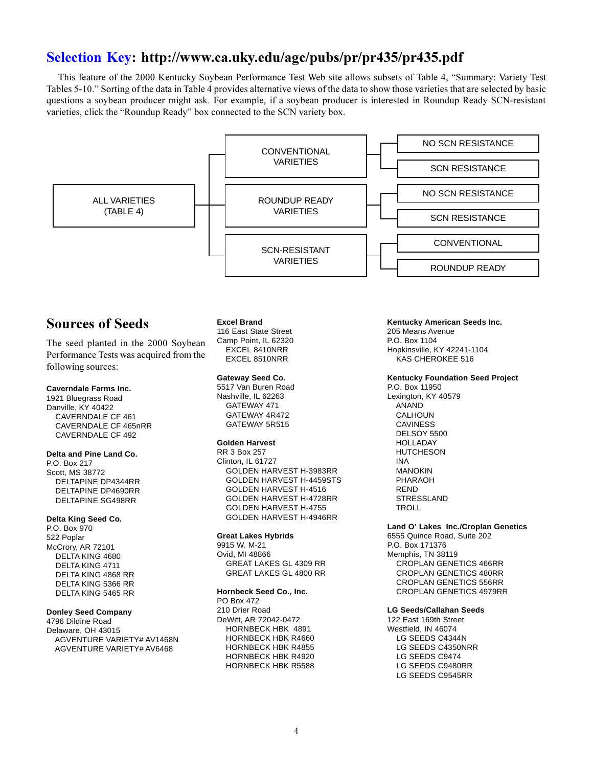## Selection Key: http://www.ca.uky.edu/agc/pubs/pr/pr435/pr435.pdf

This feature of the 2000 Kentucky Soybean Performance Test Web site allows subsets of Table 4, "Summary: Variety Test Tables 5-10." Sorting of the data in Table 4 provides alternative views of the data to show those varieties that are selected by basic questions a soybean producer might ask. For example, if a soybean producer is interested in Roundup Ready SCN-resistant varieties, click the "Roundup Ready" box connected to the SCN variety box.

- ALL VARIETIES (TABLE 4)
  - CONVENTIONAL VARIETIES
    - NO SCN RESISTANCE
    - SCN RESISTANCE
  - ROUNDUP READY VARIETIES
    - NO SCN RESISTANCE
    - SCN RESISTANCE
  - SCN-RESISTANT VARIETIES
    - CONVENTIONAL
    - ROUNDUP READY

## Sources of Seeds

The seed planted in the 2000 Soybean Performance Tests was acquired from the following sources:

**Caverndale Farms Inc.**
1921 Bluegrass Road
Danville, KY 40422
- CAVERNDALE CF 461
- CAVERNDALE CF 465nRR
- CAVERNDALE CF 492

**Delta and Pine Land Co.**
P.O. Box 217
Scott, MS 38772
- DELTAPINE DP4344RR
- DELTAPINE DP4690RR
- DELTAPINE SG498RR

**Delta King Seed Co.**
P.O. Box 970
522 Poplar
McCrory, AR 72101
- DELTA KING 4680
- DELTA KING 4711
- DELTA KING 4868 RR
- DELTA KING 5366 RR
- DELTA KING 5465 RR

**Donley Seed Company**
4796 Dildine Road
Delaware, OH 43015
- AGVENTURE VARIETY# AV1468N
- AGVENTURE VARIETY# AV6468

**Excel Brand**
116 East State Street
Camp Point, IL 62320
- EXCEL 8410NRR
- EXCEL 8510NRR

**Gateway Seed Co.**
5517 Van Buren Road
Nashville, IL 62263
- GATEWAY 471
- GATEWAY 4R472
- GATEWAY 5R515

**Golden Harvest**
RR 3 Box 257
Clinton, IL 61727
- GOLDEN HARVEST H-3983RR
- GOLDEN HARVEST H-4459STS
- GOLDEN HARVEST H-4516
- GOLDEN HARVEST H-4728RR
- GOLDEN HARVEST H-4755
- GOLDEN HARVEST H-4946RR

**Great Lakes Hybrids**
9915 W. M-21
Ovid, MI 48866
- GREAT LAKES GL 4309 RR
- GREAT LAKES GL 4800 RR

**Hornbeck Seed Co., Inc.**
PO Box 472
210 Drier Road
DeWitt, AR 72042-0472
- HORNBECK HBK 4891
- HORNBECK HBK R4660
- HORNBECK HBK R4855
- HORNBECK HBK R4920
- HORNBECK HBK R5588

**Kentucky American Seeds Inc.**
205 Means Avenue
P.O. Box 1104
Hopkinsville, KY 42241-1104
- KAS CHEROKEE 516

**Kentucky Foundation Seed Project**
P.O. Box 11950
Lexington, KY 40579
- ANAND
- CALHOUN
- CAVINESS
- DELSOY 5500
- HOLLADAY
- HUTCHESON
- INA
- MANOKIN
- PHARAOH
- REND
- STRESSLAND
- TROLL

**Land O' Lakes Inc./Croplan Genetics**
6555 Quince Road, Suite 202
P.O. Box 171376
Memphis, TN 38119
- CROPLAN GENETICS 466RR
- CROPLAN GENETICS 480RR
- CROPLAN GENETICS 556RR
- CROPLAN GENETICS 4979RR

**LG Seeds/Callahan Seeds**
122 East 169th Street
Westfield, IN 46074
- LG SEEDS C4344N
- LG SEEDS C4350NRR
- LG SEEDS C9474
- LG SEEDS C9480RR
- LG SEEDS C9545RR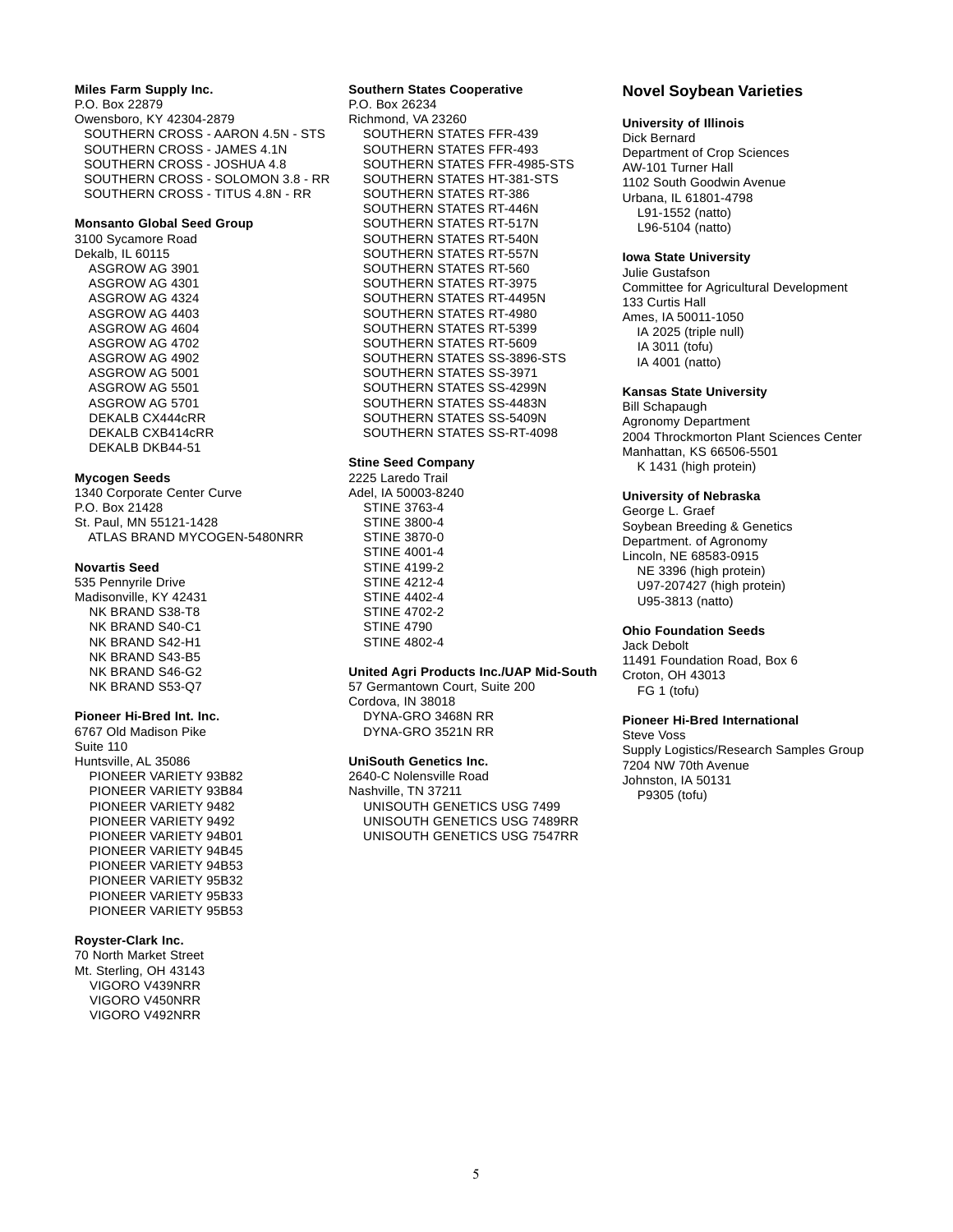**Miles Farm Supply Inc.**
P.O. Box 22879
Owensboro, KY 42304-2879
SOUTHERN CROSS - AARON 4.5N - STS
SOUTHERN CROSS - JAMES 4.1N
SOUTHERN CROSS - JOSHUA 4.8
SOUTHERN CROSS - SOLOMON 3.8 - RR
SOUTHERN CROSS - TITUS 4.8N - RR

**Monsanto Global Seed Group**
3100 Sycamore Road
Dekalb, IL 60115
ASGROW AG 3901
ASGROW AG 4301
ASGROW AG 4324
ASGROW AG 4403
ASGROW AG 4604
ASGROW AG 4702
ASGROW AG 4902
ASGROW AG 5001
ASGROW AG 5501
ASGROW AG 5701
DEKALB CX444cRR
DEKALB CXB414cRR
DEKALB DKB44-51

**Mycogen Seeds**
1340 Corporate Center Curve
P.O. Box 21428
St. Paul, MN 55121-1428
ATLAS BRAND MYCOGEN-5480NRR

**Novartis Seed**
535 Pennyrile Drive
Madisonville, KY 42431
NK BRAND S38-T8
NK BRAND S40-C1
NK BRAND S42-H1
NK BRAND S43-B5
NK BRAND S46-G2
NK BRAND S53-Q7

**Pioneer Hi-Bred Int. Inc.**
6767 Old Madison Pike
Suite 110
Huntsville, AL 35086
PIONEER VARIETY 93B82
PIONEER VARIETY 93B84
PIONEER VARIETY 9482
PIONEER VARIETY 9492
PIONEER VARIETY 94B01
PIONEER VARIETY 94B45
PIONEER VARIETY 94B53
PIONEER VARIETY 95B32
PIONEER VARIETY 95B33
PIONEER VARIETY 95B53

**Royster-Clark Inc.**
70 North Market Street
Mt. Sterling, OH 43143
VIGORO V439NRR
VIGORO V450NRR
VIGORO V492NRR

**Southern States Cooperative**
P.O. Box 26234
Richmond, VA 23260
SOUTHERN STATES FFR-439
SOUTHERN STATES FFR-493
SOUTHERN STATES FFR-4985-STS
SOUTHERN STATES HT-381-STS
SOUTHERN STATES RT-386
SOUTHERN STATES RT-446N
SOUTHERN STATES RT-517N
SOUTHERN STATES RT-540N
SOUTHERN STATES RT-557N
SOUTHERN STATES RT-560
SOUTHERN STATES RT-3975
SOUTHERN STATES RT-4495N
SOUTHERN STATES RT-4980
SOUTHERN STATES RT-5399
SOUTHERN STATES RT-5609
SOUTHERN STATES SS-3896-STS
SOUTHERN STATES SS-3971
SOUTHERN STATES SS-4299N
SOUTHERN STATES SS-4483N
SOUTHERN STATES SS-5409N
SOUTHERN STATES SS-RT-4098

**Stine Seed Company**
2225 Laredo Trail
Adel, IA 50003-8240
STINE 3763-4
STINE 3800-4
STINE 3870-0
STINE 4001-4
STINE 4199-2
STINE 4212-4
STINE 4402-4
STINE 4702-2
STINE 4790
STINE 4802-4

**United Agri Products Inc./UAP Mid-South**
57 Germantown Court, Suite 200
Cordova, IN 38018
DYNA-GRO 3468N RR
DYNA-GRO 3521N RR

**UniSouth Genetics Inc.**
2640-C Nolensville Road
Nashville, TN 37211
UNISOUTH GENETICS USG 7499
UNISOUTH GENETICS USG 7489RR
UNISOUTH GENETICS USG 7547RR

## Novel Soybean Varieties

**University of Illinois**
Dick Bernard
Department of Crop Sciences
AW-101 Turner Hall
1102 South Goodwin Avenue
Urbana, IL 61801-4798
L91-1552 (natto)
L96-5104 (natto)

**Iowa State University**
Julie Gustafson
Committee for Agricultural Development
133 Curtis Hall
Ames, IA 50011-1050
IA 2025 (triple null)
IA 3011 (tofu)
IA 4001 (natto)

**Kansas State University**
Bill Schapaugh
Agronomy Department
2004 Throckmorton Plant Sciences Center
Manhattan, KS 66506-5501
K 1431 (high protein)

**University of Nebraska**
George L. Graef
Soybean Breeding & Genetics
Department. of Agronomy
Lincoln, NE 68583-0915
NE 3396 (high protein)
U97-207427 (high protein)
U95-3813 (natto)

**Ohio Foundation Seeds**
Jack Debolt
11491 Foundation Road, Box 6
Croton, OH 43013
FG 1 (tofu)

**Pioneer Hi-Bred International**
Steve Voss
Supply Logistics/Research Samples Group
7204 NW 70th Avenue
Johnston, IA 50131
P9305 (tofu)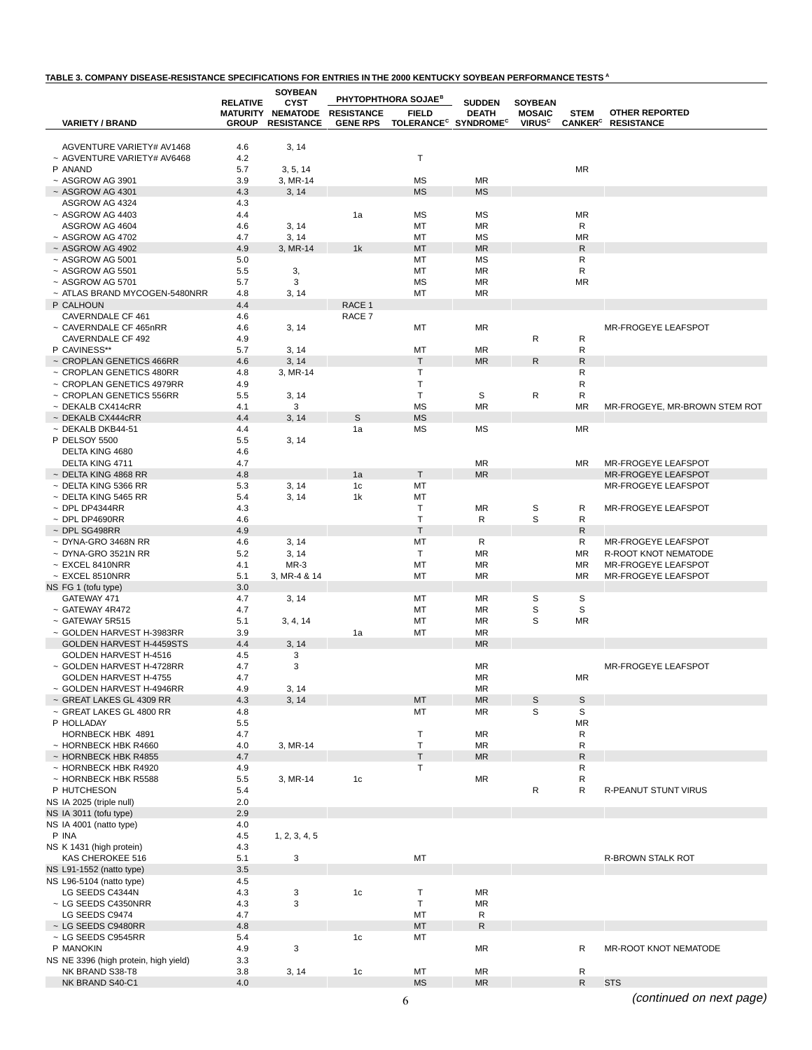**TABLE 3. COMPANY DISEASE-RESISTANCE SPECIFICATIONS FOR ENTRIES IN THE 2000 KENTUCKY SOYBEAN PERFORMANCE TESTS [A]**

| VARIETY / BRAND | RELATIVE MATURITY GROUP | SOYBEAN CYST NEMATODE RESISTANCE | PHYTOPHTHORA SOJAE[B] RESISTANCE GENE RPS | PHYTOPHTHORA SOJAE[B] FIELD TOLERANCE[C] | SUDDEN DEATH SYNDROME[C] | SOYBEAN MOSAIC VIRUS[C] | STEM CANKER[C] | OTHER REPORTED RESISTANCE |
|---|---|---|---|---|---|---|---|---|
| AGVENTURE VARIETY# AV1468 | 4.6 | 3, 14 | | | | | | |
| ~ AGVENTURE VARIETY# AV6468 | 4.2 | | | T | | | | |
| P ANAND | 5.7 | 3, 5, 14 | | | | | MR | |
| ~ ASGROW AG 3901 | 3.9 | 3, MR-14 | | MS | MR | | | |
| ~ ASGROW AG 4301 | 4.3 | 3, 14 | | MS | MS | | | |
| ASGROW AG 4324 | 4.3 | | | | | | | |
| ~ ASGROW AG 4403 | 4.4 | | 1a | MS | MS | | MR | |
| ASGROW AG 4604 | 4.6 | 3, 14 | | MT | MR | | R | |
| ~ ASGROW AG 4702 | 4.7 | 3, 14 | | MT | MS | | MR | |
| ~ ASGROW AG 4902 | 4.9 | 3, MR-14 | 1k | MT | MR | | R | |
| ~ ASGROW AG 5001 | 5.0 | | | MT | MS | | R | |
| ~ ASGROW AG 5501 | 5.5 | 3, | | MT | MR | | R | |
| ~ ASGROW AG 5701 | 5.7 | 3 | | MS | MR | | MR | |
| ~ ATLAS BRAND MYCOGEN-5480NRR | 4.8 | 3, 14 | | MT | MR | | | |
| P CALHOUN | 4.4 | | RACE 1 | | | | | |
| CAVERNDALE CF 461 | 4.6 | | RACE 7 | | | | | |
| ~ CAVERNDALE CF 465nRR | 4.6 | 3, 14 | | MT | MR | | | MR-FROGEYE LEAFSPOT |
| CAVERNDALE CF 492 | 4.9 | | | | | R | R | |
| P CAVINESS** | 5.7 | 3, 14 | | MT | MR | | R | |
| ~ CROPLAN GENETICS 466RR | 4.6 | 3, 14 | | T | MR | R | R | |
| ~ CROPLAN GENETICS 480RR | 4.8 | 3, MR-14 | | T | | | R | |
| ~ CROPLAN GENETICS 4979RR | 4.9 | | | T | | | R | |
| ~ CROPLAN GENETICS 556RR | 5.5 | 3, 14 | | T | S | R | R | |
| ~ DEKALB CX414cRR | 4.1 | 3 | | MS | MR | | MR | MR-FROGEYE, MR-BROWN STEM ROT |
| ~ DEKALB CX444cRR | 4.4 | 3, 14 | S | MS | | | | |
| ~ DEKALB DKB44-51 | 4.4 | | 1a | MS | MS | | MR | |
| P DELSOY 5500 | 5.5 | 3, 14 | | | | | | |
| DELTA KING 4680 | 4.6 | | | | | | | |
| DELTA KING 4711 | 4.7 | | | | MR | | MR | MR-FROGEYE LEAFSPOT |
| ~ DELTA KING 4868 RR | 4.8 | | 1a | T | MR | | | MR-FROGEYE LEAFSPOT |
| ~ DELTA KING 5366 RR | 5.3 | 3, 14 | 1c | MT | | | | MR-FROGEYE LEAFSPOT |
| ~ DELTA KING 5465 RR | 5.4 | 3, 14 | 1k | MT | | | | |
| ~ DPL DP4344RR | 4.3 | | | T | MR | S | R | MR-FROGEYE LEAFSPOT |
| ~ DPL DP4690RR | 4.6 | | | T | R | S | R | |
| ~ DPL SG498RR | 4.9 | | | T | | | R | |
| ~ DYNA-GRO 3468N RR | 4.6 | 3, 14 | | MT | R | | R | MR-FROGEYE LEAFSPOT |
| ~ DYNA-GRO 3521N RR | 5.2 | 3, 14 | | T | MR | | MR | R-ROOT KNOT NEMATODE |
| ~ EXCEL 8410NRR | 4.1 | MR-3 | | MT | MR | | MR | MR-FROGEYE LEAFSPOT |
| ~ EXCEL 8510NRR | 5.1 | 3, MR-4 & 14 | | MT | MR | | MR | MR-FROGEYE LEAFSPOT |
| NS FG 1 (tofu type) | 3.0 | | | | | | | |
| GATEWAY 471 | 4.7 | 3, 14 | | MT | MR | S | S | |
| ~ GATEWAY 4R472 | 4.7 | | | MT | MR | S | S | |
| ~ GATEWAY 5R515 | 5.1 | 3, 4, 14 | | MT | MR | S | MR | |
| ~ GOLDEN HARVEST H-3983RR | 3.9 | | 1a | MT | MR | | | |
| GOLDEN HARVEST H-4459STS | 4.4 | 3, 14 | | | MR | | | |
| GOLDEN HARVEST H-4516 | 4.5 | 3 | | | | | | |
| ~ GOLDEN HARVEST H-4728RR | 4.7 | 3 | | | MR | | | MR-FROGEYE LEAFSPOT |
| GOLDEN HARVEST H-4755 | 4.7 | | | | MR | | MR | |
| ~ GOLDEN HARVEST H-4946RR | 4.9 | 3, 14 | | | MR | | | |
| ~ GREAT LAKES GL 4309 RR | 4.3 | 3, 14 | | MT | MR | S | S | |
| ~ GREAT LAKES GL 4800 RR | 4.8 | | | MT | MR | S | S | |
| P HOLLADAY | 5.5 | | | | | | MR | |
| HORNBECK HBK 4891 | 4.7 | | | T | MR | | R | |
| ~ HORNBECK HBK R4660 | 4.0 | 3, MR-14 | | T | MR | | R | |
| ~ HORNBECK HBK R4855 | 4.7 | | | T | MR | | R | |
| ~ HORNBECK HBK R4920 | 4.9 | | | T | | | R | |
| ~ HORNBECK HBK R5588 | 5.5 | 3, MR-14 | 1c | | MR | | R | |
| P HUTCHESON | 5.4 | | | | | R | R | R-PEANUT STUNT VIRUS |
| NS IA 2025 (triple null) | 2.0 | | | | | | | |
| NS IA 3011 (tofu type) | 2.9 | | | | | | | |
| NS IA 4001 (natto type) | 4.0 | | | | | | | |
| P INA | 4.5 | 1, 2, 3, 4, 5 | | | | | | |
| NS K 1431 (high protein) | 4.3 | | | | | | | |
| KAS CHEROKEE 516 | 5.1 | 3 | | MT | | | | R-BROWN STALK ROT |
| NS L91-1552 (natto type) | 3.5 | | | | | | | |
| NS L96-5104 (natto type) | 4.5 | | | | | | | |
| LG SEEDS C4344N | 4.3 | 3 | 1c | T | MR | | | |
| ~ LG SEEDS C4350NRR | 4.3 | 3 | | T | MR | | | |
| LG SEEDS C9474 | 4.7 | | | MT | R | | | |
| ~ LG SEEDS C9480RR | 4.8 | | | MT | R | | | |
| ~ LG SEEDS C9545RR | 5.4 | | 1c | MT | | | | |
| P MANOKIN | 4.9 | 3 | | | MR | | R | MR-ROOT KNOT NEMATODE |
| NS NE 3396 (high protein, high yield) | 3.3 | | | | | | | |
| NK BRAND S38-T8 | 3.8 | 3, 14 | 1c | MT | MR | | R | |
| NK BRAND S40-C1 | 4.0 | | | MS | MR | | R | STS |

*(continued on next page)*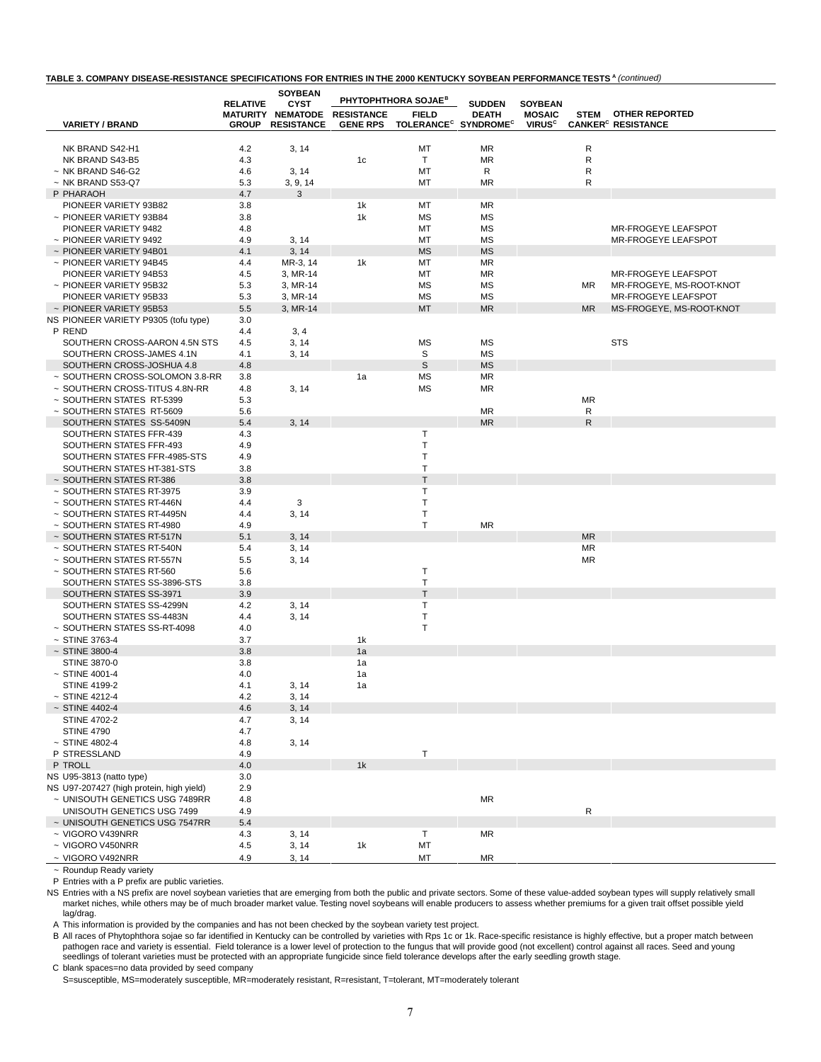**TABLE 3. COMPANY DISEASE-RESISTANCE SPECIFICATIONS FOR ENTRIES IN THE 2000 KENTUCKY SOYBEAN PERFORMANCE TESTS [A]** *(continued)*

| VARIETY / BRAND | RELATIVE MATURITY GROUP | SOYBEAN CYST NEMATODE RESISTANCE | PHYTOPHTHORA SOJAE[B] RESISTANCE GENE RPS | PHYTOPHTHORA SOJAE[B] FIELD TOLERANCE[C] | SUDDEN DEATH SYNDROME[C] | SOYBEAN MOSAIC VIRUS[C] | STEM CANKER[C] | OTHER REPORTED RESISTANCE |
|---|---|---|---|---|---|---|---|---|
| NK BRAND S42-H1 | 4.2 | 3, 14 | | MT | MR | | R | |
| NK BRAND S43-B5 | 4.3 | | 1c | T | MR | | R | |
| ~ NK BRAND S46-G2 | 4.6 | 3, 14 | | MT | R | | R | |
| ~ NK BRAND S53-Q7 | 5.3 | 3, 9, 14 | | MT | MR | | R | |
| P PHARAOH | 4.7 | 3 | | | | | | |
| PIONEER VARIETY 93B82 | 3.8 | | 1k | MT | MR | | | |
| ~ PIONEER VARIETY 93B84 | 3.8 | | 1k | MS | MS | | | |
| PIONEER VARIETY 9482 | 4.8 | | | MT | MS | | | MR-FROGEYE LEAFSPOT |
| ~ PIONEER VARIETY 9492 | 4.9 | 3, 14 | | MT | MS | | | MR-FROGEYE LEAFSPOT |
| ~ PIONEER VARIETY 94B01 | 4.1 | 3, 14 | | MS | MS | | | |
| ~ PIONEER VARIETY 94B45 | 4.4 | MR-3, 14 | 1k | MT | MR | | | |
| PIONEER VARIETY 94B53 | 4.5 | 3, MR-14 | | MT | MR | | | MR-FROGEYE LEAFSPOT |
| ~ PIONEER VARIETY 95B32 | 5.3 | 3, MR-14 | | MS | MS | | MR | MR-FROGEYE, MS-ROOT-KNOT |
| PIONEER VARIETY 95B33 | 5.3 | 3, MR-14 | | MS | MS | | | MR-FROGEYE LEAFSPOT |
| ~ PIONEER VARIETY 95B53 | 5.5 | 3, MR-14 | | MT | MR | | MR | MS-FROGEYE, MS-ROOT-KNOT |
| NS PIONEER VARIETY P9305 (tofu type) | 3.0 | | | | | | | |
| P REND | 4.4 | 3, 4 | | | | | | |
| SOUTHERN CROSS-AARON 4.5N STS | 4.5 | 3, 14 | | MS | MS | | | STS |
| SOUTHERN CROSS-JAMES 4.1N | 4.1 | 3, 14 | | S | MS | | | |
| SOUTHERN CROSS-JOSHUA 4.8 | 4.8 | | | S | MS | | | |
| ~ SOUTHERN CROSS-SOLOMON 3.8-RR | 3.8 | | 1a | MS | MR | | | |
| ~ SOUTHERN CROSS-TITUS 4.8N-RR | 4.8 | 3, 14 | | MS | MR | | | |
| ~ SOUTHERN STATES RT-5399 | 5.3 | | | | | | MR | |
| ~ SOUTHERN STATES RT-5609 | 5.6 | | | | MR | | R | |
| SOUTHERN STATES SS-5409N | 5.4 | 3, 14 | | | MR | | R | |
| SOUTHERN STATES FFR-439 | 4.3 | | | T | | | | |
| SOUTHERN STATES FFR-493 | 4.9 | | | T | | | | |
| SOUTHERN STATES FFR-4985-STS | 4.9 | | | T | | | | |
| SOUTHERN STATES HT-381-STS | 3.8 | | | T | | | | |
| ~ SOUTHERN STATES RT-386 | 3.8 | | | T | | | | |
| ~ SOUTHERN STATES RT-3975 | 3.9 | | | T | | | | |
| ~ SOUTHERN STATES RT-446N | 4.4 | 3 | | T | | | | |
| ~ SOUTHERN STATES RT-4495N | 4.4 | 3, 14 | | T | | | | |
| ~ SOUTHERN STATES RT-4980 | 4.9 | | | T | MR | | | |
| ~ SOUTHERN STATES RT-517N | 5.1 | 3, 14 | | | | | MR | |
| ~ SOUTHERN STATES RT-540N | 5.4 | 3, 14 | | | | | MR | |
| ~ SOUTHERN STATES RT-557N | 5.5 | 3, 14 | | | | | MR | |
| ~ SOUTHERN STATES RT-560 | 5.6 | | | T | | | | |
| SOUTHERN STATES SS-3896-STS | 3.8 | | | T | | | | |
| SOUTHERN STATES SS-3971 | 3.9 | | | T | | | | |
| SOUTHERN STATES SS-4299N | 4.2 | 3, 14 | | T | | | | |
| SOUTHERN STATES SS-4483N | 4.4 | 3, 14 | | T | | | | |
| ~ SOUTHERN STATES SS-RT-4098 | 4.0 | | | T | | | | |
| ~ STINE 3763-4 | 3.7 | | 1k | | | | | |
| ~ STINE 3800-4 | 3.8 | | 1a | | | | | |
| STINE 3870-0 | 3.8 | | 1a | | | | | |
| ~ STINE 4001-4 | 4.0 | | 1a | | | | | |
| STINE 4199-2 | 4.1 | 3, 14 | 1a | | | | | |
| ~ STINE 4212-4 | 4.2 | 3, 14 | | | | | | |
| ~ STINE 4402-4 | 4.6 | 3, 14 | | | | | | |
| STINE 4702-2 | 4.7 | 3, 14 | | | | | | |
| STINE 4790 | 4.7 | | | | | | | |
| ~ STINE 4802-4 | 4.8 | 3, 14 | | | | | | |
| P STRESSLAND | 4.9 | | | T | | | | |
| P TROLL | 4.0 | | 1k | | | | | |
| NS U95-3813 (natto type) | 3.0 | | | | | | | |
| NS U97-207427 (high protein, high yield) | 2.9 | | | | | | | |
| ~ UNISOUTH GENETICS USG 7489RR | 4.8 | | | | MR | | | |
| UNISOUTH GENETICS USG 7499 | 4.9 | | | | | | R | |
| ~ UNISOUTH GENETICS USG 7547RR | 5.4 | | | | | | | |
| ~ VIGORO V439NRR | 4.3 | 3, 14 | | T | MR | | | |
| ~ VIGORO V450NRR | 4.5 | 3, 14 | 1k | MT | | | | |
| ~ VIGORO V492NRR | 4.9 | 3, 14 | | MT | MR | | | |

~ Roundup Ready variety

P Entries with a P prefix are public varieties.

NS Entries with a NS prefix are novel soybean varieties that are emerging from both the public and private sectors. Some of these value-added soybean types will supply relatively small market niches, while others may be of much broader market value. Testing novel soybeans will enable producers to assess whether premiums for a given trait offset possible yield lag/drag.

A This information is provided by the companies and has not been checked by the soybean variety test project.

B All races of Phytophthora sojae so far identified in Kentucky can be controlled by varieties with Rps 1c or 1k. Race-specific resistance is highly effective, but a proper match between pathogen race and variety is essential. Field tolerance is a lower level of protection to the fungus that will provide good (not excellent) control against all races. Seed and young seedlings of tolerant varieties must be protected with an appropriate fungicide since field tolerance develops after the early seedling growth stage.

C blank spaces=no data provided by seed company

S=susceptible, MS=moderately susceptible, MR=moderately resistant, R=resistant, T=tolerant, MT=moderately tolerant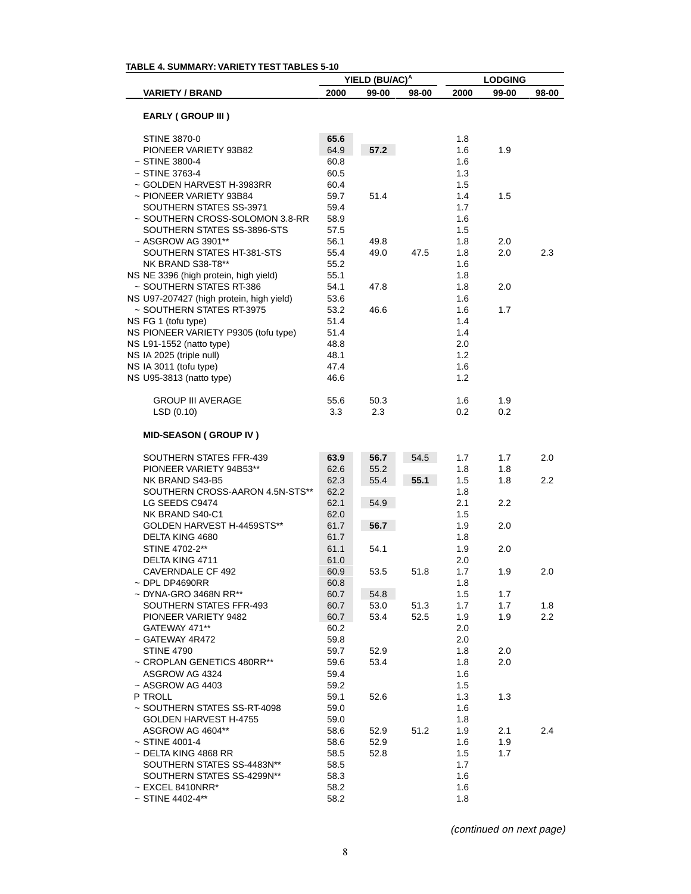**TABLE 4. SUMMARY: VARIETY TEST TABLES 5-10**

| | YIELD (BU/AC)[A] | | | LODGING | | |
|---|---|---|---|---|---|---|
| VARIETY / BRAND | 2000 | 99-00 | 98-00 | 2000 | 99-00 | 98-00 |
| **EARLY ( GROUP III )** | | | | | | |
| STINE 3870-0 | **65.6** | | | 1.8 | | |
| PIONEER VARIETY 93B82 | 64.9 | **57.2** | | 1.6 | 1.9 | |
| ~ STINE 3800-4 | 60.8 | | | 1.6 | | |
| ~ STINE 3763-4 | 60.5 | | | 1.3 | | |
| ~ GOLDEN HARVEST H-3983RR | 60.4 | | | 1.5 | | |
| ~ PIONEER VARIETY 93B84 | 59.7 | 51.4 | | 1.4 | 1.5 | |
| SOUTHERN STATES SS-3971 | 59.4 | | | 1.7 | | |
| ~ SOUTHERN CROSS-SOLOMON 3.8-RR | 58.9 | | | 1.6 | | |
| SOUTHERN STATES SS-3896-STS | 57.5 | | | 1.5 | | |
| ~ ASGROW AG 3901** | 56.1 | 49.8 | | 1.8 | 2.0 | |
| SOUTHERN STATES HT-381-STS | 55.4 | 49.0 | 47.5 | 1.8 | 2.0 | 2.3 |
| NK BRAND S38-T8** | 55.2 | | | 1.6 | | |
| NS NE 3396 (high protein, high yield) | 55.1 | | | 1.8 | | |
| ~ SOUTHERN STATES RT-386 | 54.1 | 47.8 | | 1.8 | 2.0 | |
| NS U97-207427 (high protein, high yield) | 53.6 | | | 1.6 | | |
| ~ SOUTHERN STATES RT-3975 | 53.2 | 46.6 | | 1.6 | 1.7 | |
| NS FG 1 (tofu type) | 51.4 | | | 1.4 | | |
| NS PIONEER VARIETY P9305 (tofu type) | 51.4 | | | 1.4 | | |
| NS L91-1552 (natto type) | 48.8 | | | 2.0 | | |
| NS IA 2025 (triple null) | 48.1 | | | 1.2 | | |
| NS IA 3011 (tofu type) | 47.4 | | | 1.6 | | |
| NS U95-3813 (natto type) | 46.6 | | | 1.2 | | |
| GROUP III AVERAGE | 55.6 | 50.3 | | 1.6 | 1.9 | |
| LSD (0.10) | 3.3 | 2.3 | | 0.2 | 0.2 | |
| **MID-SEASON ( GROUP IV )** | | | | | | |
| SOUTHERN STATES FFR-439 | **63.9** | **56.7** | 54.5 | 1.7 | 1.7 | 2.0 |
| PIONEER VARIETY 94B53** | 62.6 | 55.2 | | 1.8 | 1.8 | |
| NK BRAND S43-B5 | 62.3 | 55.4 | **55.1** | 1.5 | 1.8 | 2.2 |
| SOUTHERN CROSS-AARON 4.5N-STS** | 62.2 | | | 1.8 | | |
| LG SEEDS C9474 | 62.1 | 54.9 | | 2.1 | 2.2 | |
| NK BRAND S40-C1 | 62.0 | | | 1.5 | | |
| GOLDEN HARVEST H-4459STS** | 61.7 | **56.7** | | 1.9 | 2.0 | |
| DELTA KING 4680 | 61.7 | | | 1.8 | | |
| STINE 4702-2** | 61.1 | 54.1 | | 1.9 | 2.0 | |
| DELTA KING 4711 | 61.0 | | | 2.0 | | |
| CAVERNDALE CF 492 | 60.9 | 53.5 | 51.8 | 1.7 | 1.9 | 2.0 |
| ~ DPL DP4690RR | 60.8 | | | 1.8 | | |
| ~ DYNA-GRO 3468N RR** | 60.7 | 54.8 | | 1.5 | 1.7 | |
| SOUTHERN STATES FFR-493 | 60.7 | 53.0 | 51.3 | 1.7 | 1.7 | 1.8 |
| PIONEER VARIETY 9482 | 60.7 | 53.4 | 52.5 | 1.9 | 1.9 | 2.2 |
| GATEWAY 471** | 60.2 | | | 2.0 | | |
| ~ GATEWAY 4R472 | 59.8 | | | 2.0 | | |
| STINE 4790 | 59.7 | 52.9 | | 1.8 | 2.0 | |
| ~ CROPLAN GENETICS 480RR** | 59.6 | 53.4 | | 1.8 | 2.0 | |
| ASGROW AG 4324 | 59.4 | | | 1.6 | | |
| ~ ASGROW AG 4403 | 59.2 | | | 1.5 | | |
| P TROLL | 59.1 | 52.6 | | 1.3 | 1.3 | |
| ~ SOUTHERN STATES SS-RT-4098 | 59.0 | | | 1.6 | | |
| GOLDEN HARVEST H-4755 | 59.0 | | | 1.8 | | |
| ASGROW AG 4604** | 58.6 | 52.9 | 51.2 | 1.9 | 2.1 | 2.4 |
| ~ STINE 4001-4 | 58.6 | 52.9 | | 1.6 | 1.9 | |
| ~ DELTA KING 4868 RR | 58.5 | 52.8 | | 1.5 | 1.7 | |
| SOUTHERN STATES SS-4483N** | 58.5 | | | 1.7 | | |
| SOUTHERN STATES SS-4299N** | 58.3 | | | 1.6 | | |
| ~ EXCEL 8410NRR* | 58.2 | | | 1.6 | | |
| ~ STINE 4402-4** | 58.2 | | | 1.8 | | |

*(continued on next page)*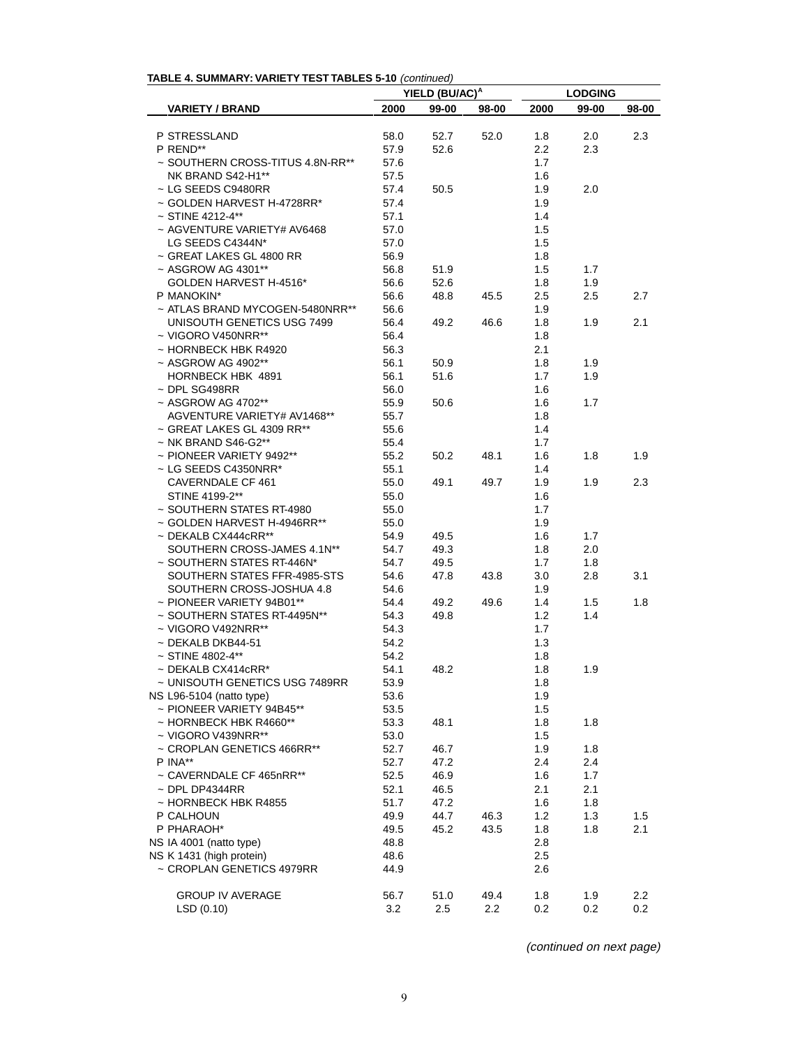**TABLE 4. SUMMARY: VARIETY TEST TABLES 5-10** *(continued)*

| VARIETY / BRAND | YIELD (BU/AC)[A] | | | LODGING | | |
|---|---|---|---|---|---|---|
| | 2000 | 99-00 | 98-00 | 2000 | 99-00 | 98-00 |
| P STRESSLAND | 58.0 | 52.7 | 52.0 | 1.8 | 2.0 | 2.3 |
| P REND** | 57.9 | 52.6 | | 2.2 | 2.3 | |
| ~ SOUTHERN CROSS-TITUS 4.8N-RR** | 57.6 | | | 1.7 | | |
| NK BRAND S42-H1** | 57.5 | | | 1.6 | | |
| ~ LG SEEDS C9480RR | 57.4 | 50.5 | | 1.9 | 2.0 | |
| ~ GOLDEN HARVEST H-4728RR* | 57.4 | | | 1.9 | | |
| ~ STINE 4212-4** | 57.1 | | | 1.4 | | |
| ~ AGVENTURE VARIETY# AV6468 | 57.0 | | | 1.5 | | |
| LG SEEDS C4344N* | 57.0 | | | 1.5 | | |
| ~ GREAT LAKES GL 4800 RR | 56.9 | | | 1.8 | | |
| ~ ASGROW AG 4301** | 56.8 | 51.9 | | 1.5 | 1.7 | |
| GOLDEN HARVEST H-4516* | 56.6 | 52.6 | | 1.8 | 1.9 | |
| P MANOKIN* | 56.6 | 48.8 | 45.5 | 2.5 | 2.5 | 2.7 |
| ~ ATLAS BRAND MYCOGEN-5480NRR** | 56.6 | | | 1.9 | | |
| UNISOUTH GENETICS USG 7499 | 56.4 | 49.2 | 46.6 | 1.8 | 1.9 | 2.1 |
| ~ VIGORO V450NRR** | 56.4 | | | 1.8 | | |
| ~ HORNBECK HBK R4920 | 56.3 | | | 2.1 | | |
| ~ ASGROW AG 4902** | 56.1 | 50.9 | | 1.8 | 1.9 | |
| HORNBECK HBK 4891 | 56.1 | 51.6 | | 1.7 | 1.9 | |
| ~ DPL SG498RR | 56.0 | | | 1.6 | | |
| ~ ASGROW AG 4702** | 55.9 | 50.6 | | 1.6 | 1.7 | |
| AGVENTURE VARIETY# AV1468** | 55.7 | | | 1.8 | | |
| ~ GREAT LAKES GL 4309 RR** | 55.6 | | | 1.4 | | |
| ~ NK BRAND S46-G2** | 55.4 | | | 1.7 | | |
| ~ PIONEER VARIETY 9492** | 55.2 | 50.2 | 48.1 | 1.6 | 1.8 | 1.9 |
| ~ LG SEEDS C4350NRR* | 55.1 | | | 1.4 | | |
| CAVERNDALE CF 461 | 55.0 | 49.1 | 49.7 | 1.9 | 1.9 | 2.3 |
| STINE 4199-2** | 55.0 | | | 1.6 | | |
| ~ SOUTHERN STATES RT-4980 | 55.0 | | | 1.7 | | |
| ~ GOLDEN HARVEST H-4946RR** | 55.0 | | | 1.9 | | |
| ~ DEKALB CX444cRR** | 54.9 | 49.5 | | 1.6 | 1.7 | |
| SOUTHERN CROSS-JAMES 4.1N** | 54.7 | 49.3 | | 1.8 | 2.0 | |
| ~ SOUTHERN STATES RT-446N* | 54.7 | 49.5 | | 1.7 | 1.8 | |
| SOUTHERN STATES FFR-4985-STS | 54.6 | 47.8 | 43.8 | 3.0 | 2.8 | 3.1 |
| SOUTHERN CROSS-JOSHUA 4.8 | 54.6 | | | 1.9 | | |
| ~ PIONEER VARIETY 94B01** | 54.4 | 49.2 | 49.6 | 1.4 | 1.5 | 1.8 |
| ~ SOUTHERN STATES RT-4495N** | 54.3 | 49.8 | | 1.2 | 1.4 | |
| ~ VIGORO V492NRR** | 54.3 | | | 1.7 | | |
| ~ DEKALB DKB44-51 | 54.2 | | | 1.3 | | |
| ~ STINE 4802-4** | 54.2 | | | 1.8 | | |
| ~ DEKALB CX414cRR* | 54.1 | 48.2 | | 1.8 | 1.9 | |
| ~ UNISOUTH GENETICS USG 7489RR | 53.9 | | | 1.8 | | |
| NS L96-5104 (natto type) | 53.6 | | | 1.9 | | |
| ~ PIONEER VARIETY 94B45** | 53.5 | | | 1.5 | | |
| ~ HORNBECK HBK R4660** | 53.3 | 48.1 | | 1.8 | 1.8 | |
| ~ VIGORO V439NRR** | 53.0 | | | 1.5 | | |
| ~ CROPLAN GENETICS 466RR** | 52.7 | 46.7 | | 1.9 | 1.8 | |
| P INA** | 52.7 | 47.2 | | 2.4 | 2.4 | |
| ~ CAVERNDALE CF 465nRR** | 52.5 | 46.9 | | 1.6 | 1.7 | |
| ~ DPL DP4344RR | 52.1 | 46.5 | | 2.1 | 2.1 | |
| ~ HORNBECK HBK R4855 | 51.7 | 47.2 | | 1.6 | 1.8 | |
| P CALHOUN | 49.9 | 44.7 | 46.3 | 1.2 | 1.3 | 1.5 |
| P PHARAOH* | 49.5 | 45.2 | 43.5 | 1.8 | 1.8 | 2.1 |
| NS IA 4001 (natto type) | 48.8 | | | 2.8 | | |
| NS K 1431 (high protein) | 48.6 | | | 2.5 | | |
| ~ CROPLAN GENETICS 4979RR | 44.9 | | | 2.6 | | |
| GROUP IV AVERAGE | 56.7 | 51.0 | 49.4 | 1.8 | 1.9 | 2.2 |
| LSD (0.10) | 3.2 | 2.5 | 2.2 | 0.2 | 0.2 | 0.2 |

*(continued on next page)*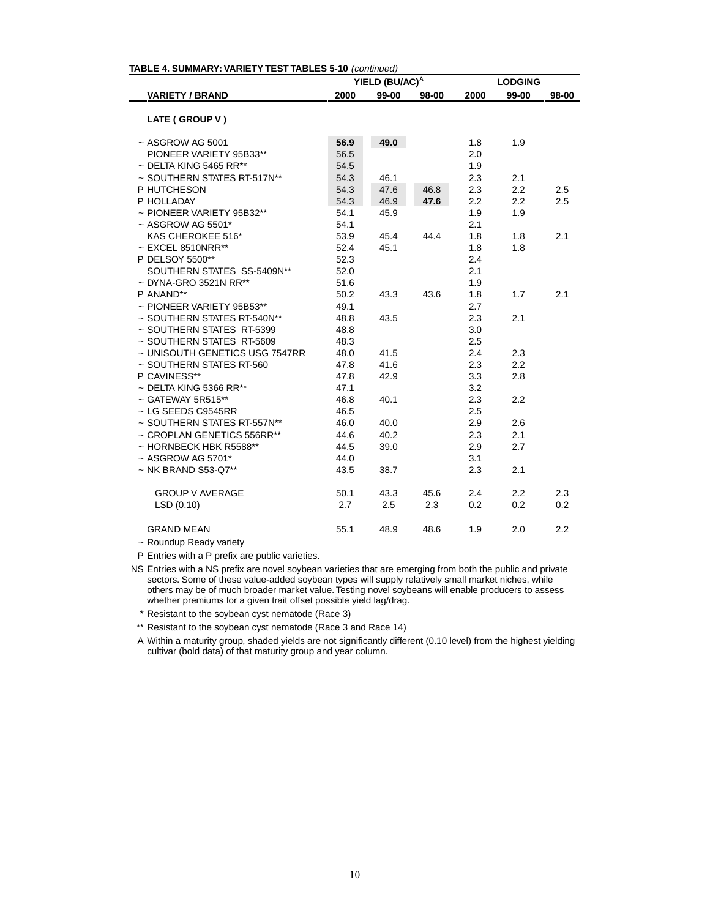**TABLE 4. SUMMARY: VARIETY TEST TABLES 5-10** *(continued)*

| VARIETY / BRAND | YIELD (BU/AC)[A] 2000 | YIELD 99-00 | YIELD 98-00 | LODGING 2000 | LODGING 99-00 | LODGING 98-00 |
|---|---|---|---|---|---|---|
| **LATE ( GROUP V )** | | | | | | |
| ~ ASGROW AG 5001 | **56.9** | **49.0** | | 1.8 | 1.9 | |
| PIONEER VARIETY 95B33** | 56.5 | | | 2.0 | | |
| ~ DELTA KING 5465 RR** | 54.5 | | | 1.9 | | |
| ~ SOUTHERN STATES RT-517N** | 54.3 | 46.1 | | 2.3 | 2.1 | |
| P HUTCHESON | 54.3 | 47.6 | 46.8 | 2.3 | 2.2 | 2.5 |
| P HOLLADAY | 54.3 | 46.9 | **47.6** | 2.2 | 2.2 | 2.5 |
| ~ PIONEER VARIETY 95B32** | 54.1 | 45.9 | | 1.9 | 1.9 | |
| ~ ASGROW AG 5501* | 54.1 | | | 2.1 | | |
| KAS CHEROKEE 516* | 53.9 | 45.4 | 44.4 | 1.8 | 1.8 | 2.1 |
| ~ EXCEL 8510NRR** | 52.4 | 45.1 | | 1.8 | 1.8 | |
| P DELSOY 5500** | 52.3 | | | 2.4 | | |
| SOUTHERN STATES SS-5409N** | 52.0 | | | 2.1 | | |
| ~ DYNA-GRO 3521N RR** | 51.6 | | | 1.9 | | |
| P ANAND** | 50.2 | 43.3 | 43.6 | 1.8 | 1.7 | 2.1 |
| ~ PIONEER VARIETY 95B53** | 49.1 | | | 2.7 | | |
| ~ SOUTHERN STATES RT-540N** | 48.8 | 43.5 | | 2.3 | 2.1 | |
| ~ SOUTHERN STATES RT-5399 | 48.8 | | | 3.0 | | |
| ~ SOUTHERN STATES RT-5609 | 48.3 | | | 2.5 | | |
| ~ UNISOUTH GENETICS USG 7547RR | 48.0 | 41.5 | | 2.4 | 2.3 | |
| ~ SOUTHERN STATES RT-560 | 47.8 | 41.6 | | 2.3 | 2.2 | |
| P CAVINESS** | 47.8 | 42.9 | | 3.3 | 2.8 | |
| ~ DELTA KING 5366 RR** | 47.1 | | | 3.2 | | |
| ~ GATEWAY 5R515** | 46.8 | 40.1 | | 2.3 | 2.2 | |
| ~ LG SEEDS C9545RR | 46.5 | | | 2.5 | | |
| ~ SOUTHERN STATES RT-557N** | 46.0 | 40.0 | | 2.9 | 2.6 | |
| ~ CROPLAN GENETICS 556RR** | 44.6 | 40.2 | | 2.3 | 2.1 | |
| ~ HORNBECK HBK R5588** | 44.5 | 39.0 | | 2.9 | 2.7 | |
| ~ ASGROW AG 5701* | 44.0 | | | 3.1 | | |
| ~ NK BRAND S53-Q7** | 43.5 | 38.7 | | 2.3 | 2.1 | |
| GROUP V AVERAGE | 50.1 | 43.3 | 45.6 | 2.4 | 2.2 | 2.3 |
| LSD (0.10) | 2.7 | 2.5 | 2.3 | 0.2 | 0.2 | 0.2 |
| GRAND MEAN | 55.1 | 48.9 | 48.6 | 1.9 | 2.0 | 2.2 |

~ Roundup Ready variety

P Entries with a P prefix are public varieties.

NS Entries with a NS prefix are novel soybean varieties that are emerging from both the public and private sectors. Some of these value-added soybean types will supply relatively small market niches, while others may be of much broader market value. Testing novel soybeans will enable producers to assess whether premiums for a given trait offset possible yield lag/drag.

\* Resistant to the soybean cyst nematode (Race 3)

\** Resistant to the soybean cyst nematode (Race 3 and Race 14)

A Within a maturity group, shaded yields are not significantly different (0.10 level) from the highest yielding cultivar (bold data) of that maturity group and year column.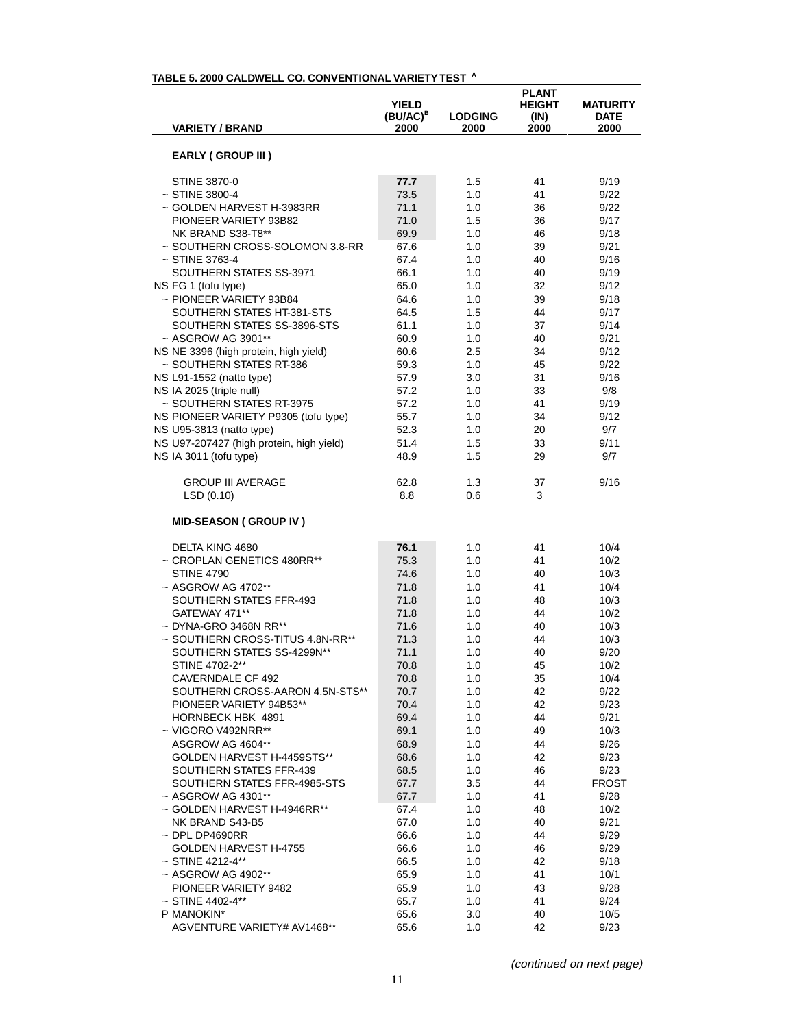**TABLE 5. 2000 CALDWELL CO. CONVENTIONAL VARIETY TEST [A]**

| VARIETY / BRAND | YIELD (BU/AC)[B] 2000 | LODGING 2000 | PLANT HEIGHT (IN) 2000 | MATURITY DATE 2000 |
|---|---|---|---|---|
| **EARLY ( GROUP III )** | | | | |
| STINE 3870-0 | **77.7** | 1.5 | 41 | 9/19 |
| ~ STINE 3800-4 | 73.5 | 1.0 | 41 | 9/22 |
| ~ GOLDEN HARVEST H-3983RR | 71.1 | 1.0 | 36 | 9/22 |
| PIONEER VARIETY 93B82 | 71.0 | 1.5 | 36 | 9/17 |
| NK BRAND S38-T8** | 69.9 | 1.0 | 46 | 9/18 |
| ~ SOUTHERN CROSS-SOLOMON 3.8-RR | 67.6 | 1.0 | 39 | 9/21 |
| ~ STINE 3763-4 | 67.4 | 1.0 | 40 | 9/16 |
| SOUTHERN STATES SS-3971 | 66.1 | 1.0 | 40 | 9/19 |
| NS FG 1 (tofu type) | 65.0 | 1.0 | 32 | 9/12 |
| ~ PIONEER VARIETY 93B84 | 64.6 | 1.0 | 39 | 9/18 |
| SOUTHERN STATES HT-381-STS | 64.5 | 1.5 | 44 | 9/17 |
| SOUTHERN STATES SS-3896-STS | 61.1 | 1.0 | 37 | 9/14 |
| ~ ASGROW AG 3901** | 60.9 | 1.0 | 40 | 9/21 |
| NS NE 3396 (high protein, high yield) | 60.6 | 2.5 | 34 | 9/12 |
| ~ SOUTHERN STATES RT-386 | 59.3 | 1.0 | 45 | 9/22 |
| NS L91-1552 (natto type) | 57.9 | 3.0 | 31 | 9/16 |
| NS IA 2025 (triple null) | 57.2 | 1.0 | 33 | 9/8 |
| ~ SOUTHERN STATES RT-3975 | 57.2 | 1.0 | 41 | 9/19 |
| NS PIONEER VARIETY P9305 (tofu type) | 55.7 | 1.0 | 34 | 9/12 |
| NS U95-3813 (natto type) | 52.3 | 1.0 | 20 | 9/7 |
| NS U97-207427 (high protein, high yield) | 51.4 | 1.5 | 33 | 9/11 |
| NS IA 3011 (tofu type) | 48.9 | 1.5 | 29 | 9/7 |
| GROUP III AVERAGE | 62.8 | 1.3 | 37 | 9/16 |
| LSD (0.10) | 8.8 | 0.6 | 3 | |
| **MID-SEASON ( GROUP IV )** | | | | |
| DELTA KING 4680 | **76.1** | 1.0 | 41 | 10/4 |
| ~ CROPLAN GENETICS 480RR** | 75.3 | 1.0 | 41 | 10/2 |
| STINE 4790 | 74.6 | 1.0 | 40 | 10/3 |
| ~ ASGROW AG 4702** | 71.8 | 1.0 | 41 | 10/4 |
| SOUTHERN STATES FFR-493 | 71.8 | 1.0 | 48 | 10/3 |
| GATEWAY 471** | 71.8 | 1.0 | 44 | 10/2 |
| ~ DYNA-GRO 3468N RR** | 71.6 | 1.0 | 40 | 10/3 |
| ~ SOUTHERN CROSS-TITUS 4.8N-RR** | 71.3 | 1.0 | 44 | 10/3 |
| SOUTHERN STATES SS-4299N** | 71.1 | 1.0 | 40 | 9/20 |
| STINE 4702-2** | 70.8 | 1.0 | 45 | 10/2 |
| CAVERNDALE CF 492 | 70.8 | 1.0 | 35 | 10/4 |
| SOUTHERN CROSS-AARON 4.5N-STS** | 70.7 | 1.0 | 42 | 9/22 |
| PIONEER VARIETY 94B53** | 70.4 | 1.0 | 42 | 9/23 |
| HORNBECK HBK 4891 | 69.4 | 1.0 | 44 | 9/21 |
| ~ VIGORO V492NRR** | 69.1 | 1.0 | 49 | 10/3 |
| ASGROW AG 4604** | 68.9 | 1.0 | 44 | 9/26 |
| GOLDEN HARVEST H-4459STS** | 68.6 | 1.0 | 42 | 9/23 |
| SOUTHERN STATES FFR-439 | 68.5 | 1.0 | 46 | 9/23 |
| SOUTHERN STATES FFR-4985-STS | 67.7 | 3.5 | 44 | FROST |
| ~ ASGROW AG 4301** | 67.7 | 1.0 | 41 | 9/28 |
| ~ GOLDEN HARVEST H-4946RR** | 67.4 | 1.0 | 48 | 10/2 |
| NK BRAND S43-B5 | 67.0 | 1.0 | 40 | 9/21 |
| ~ DPL DP4690RR | 66.6 | 1.0 | 44 | 9/29 |
| GOLDEN HARVEST H-4755 | 66.6 | 1.0 | 46 | 9/29 |
| ~ STINE 4212-4** | 66.5 | 1.0 | 42 | 9/18 |
| ~ ASGROW AG 4902** | 65.9 | 1.0 | 41 | 10/1 |
| PIONEER VARIETY 9482 | 65.9 | 1.0 | 43 | 9/28 |
| ~ STINE 4402-4** | 65.7 | 1.0 | 41 | 9/24 |
| P MANOKIN* | 65.6 | 3.0 | 40 | 10/5 |
| AGVENTURE VARIETY# AV1468** | 65.6 | 1.0 | 42 | 9/23 |

*(continued on next page)*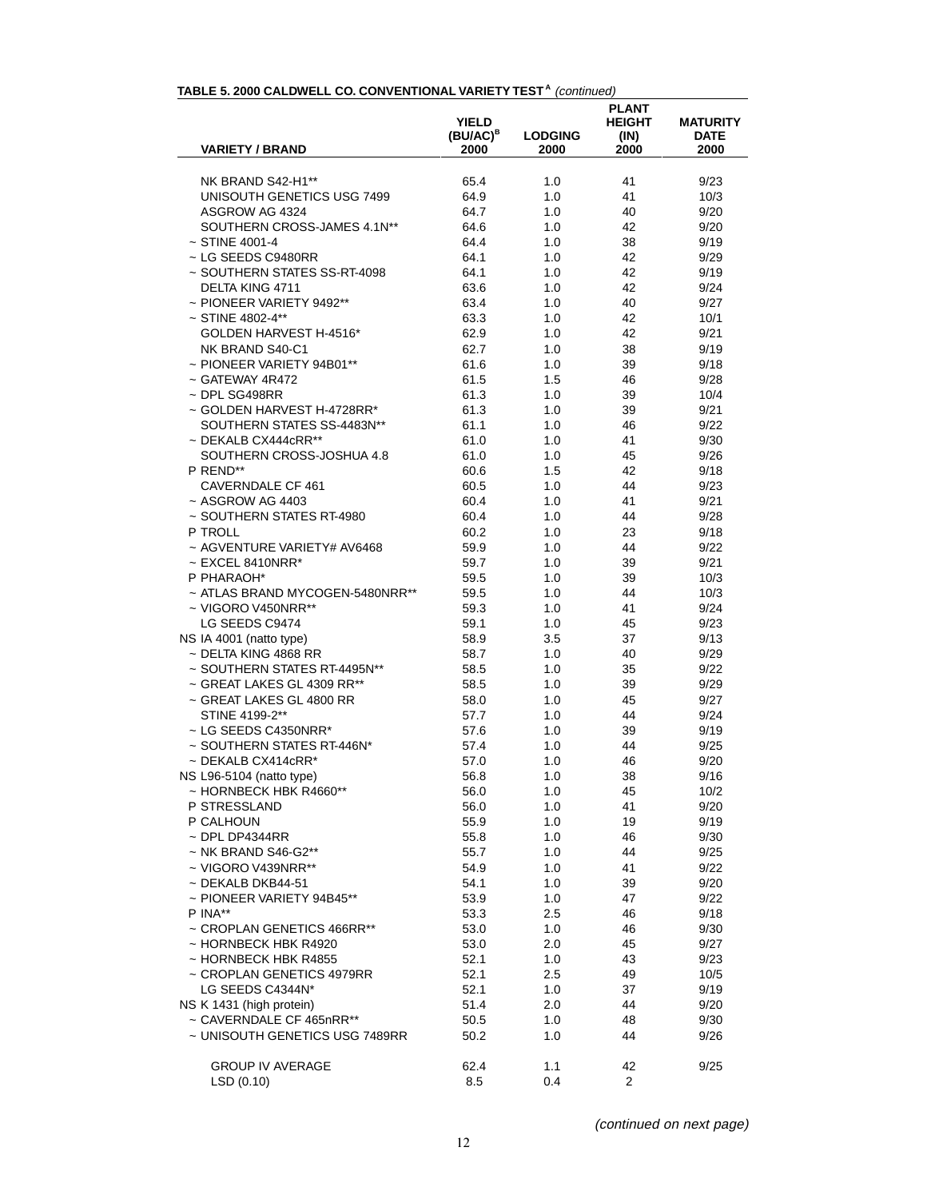**TABLE 5. 2000 CALDWELL CO. CONVENTIONAL VARIETY TEST[A]** *(continued)*

| VARIETY / BRAND | YIELD (BU/AC)[B] 2000 | LODGING 2000 | PLANT HEIGHT (IN) 2000 | MATURITY DATE 2000 |
|---|---|---|---|---|
| NK BRAND S42-H1** | 65.4 | 1.0 | 41 | 9/23 |
| UNISOUTH GENETICS USG 7499 | 64.9 | 1.0 | 41 | 10/3 |
| ASGROW AG 4324 | 64.7 | 1.0 | 40 | 9/20 |
| SOUTHERN CROSS-JAMES 4.1N** | 64.6 | 1.0 | 42 | 9/20 |
| ~ STINE 4001-4 | 64.4 | 1.0 | 38 | 9/19 |
| ~ LG SEEDS C9480RR | 64.1 | 1.0 | 42 | 9/29 |
| ~ SOUTHERN STATES SS-RT-4098 | 64.1 | 1.0 | 42 | 9/19 |
| DELTA KING 4711 | 63.6 | 1.0 | 42 | 9/24 |
| ~ PIONEER VARIETY 9492** | 63.4 | 1.0 | 40 | 9/27 |
| ~ STINE 4802-4** | 63.3 | 1.0 | 42 | 10/1 |
| GOLDEN HARVEST H-4516* | 62.9 | 1.0 | 42 | 9/21 |
| NK BRAND S40-C1 | 62.7 | 1.0 | 38 | 9/19 |
| ~ PIONEER VARIETY 94B01** | 61.6 | 1.0 | 39 | 9/18 |
| ~ GATEWAY 4R472 | 61.5 | 1.5 | 46 | 9/28 |
| ~ DPL SG498RR | 61.3 | 1.0 | 39 | 10/4 |
| ~ GOLDEN HARVEST H-4728RR* | 61.3 | 1.0 | 39 | 9/21 |
| SOUTHERN STATES SS-4483N** | 61.1 | 1.0 | 46 | 9/22 |
| ~ DEKALB CX444cRR** | 61.0 | 1.0 | 41 | 9/30 |
| SOUTHERN CROSS-JOSHUA 4.8 | 61.0 | 1.0 | 45 | 9/26 |
| P REND** | 60.6 | 1.5 | 42 | 9/18 |
| CAVERNDALE CF 461 | 60.5 | 1.0 | 44 | 9/23 |
| ~ ASGROW AG 4403 | 60.4 | 1.0 | 41 | 9/21 |
| ~ SOUTHERN STATES RT-4980 | 60.4 | 1.0 | 44 | 9/28 |
| P TROLL | 60.2 | 1.0 | 23 | 9/18 |
| ~ AGVENTURE VARIETY# AV6468 | 59.9 | 1.0 | 44 | 9/22 |
| ~ EXCEL 8410NRR* | 59.7 | 1.0 | 39 | 9/21 |
| P PHARAOH* | 59.5 | 1.0 | 39 | 10/3 |
| ~ ATLAS BRAND MYCOGEN-5480NRR** | 59.5 | 1.0 | 44 | 10/3 |
| ~ VIGORO V450NRR** | 59.3 | 1.0 | 41 | 9/24 |
| LG SEEDS C9474 | 59.1 | 1.0 | 45 | 9/23 |
| NS IA 4001 (natto type) | 58.9 | 3.5 | 37 | 9/13 |
| ~ DELTA KING 4868 RR | 58.7 | 1.0 | 40 | 9/29 |
| ~ SOUTHERN STATES RT-4495N** | 58.5 | 1.0 | 35 | 9/22 |
| ~ GREAT LAKES GL 4309 RR** | 58.5 | 1.0 | 39 | 9/29 |
| ~ GREAT LAKES GL 4800 RR | 58.0 | 1.0 | 45 | 9/27 |
| STINE 4199-2** | 57.7 | 1.0 | 44 | 9/24 |
| ~ LG SEEDS C4350NRR* | 57.6 | 1.0 | 39 | 9/19 |
| ~ SOUTHERN STATES RT-446N* | 57.4 | 1.0 | 44 | 9/25 |
| ~ DEKALB CX414cRR* | 57.0 | 1.0 | 46 | 9/20 |
| NS L96-5104 (natto type) | 56.8 | 1.0 | 38 | 9/16 |
| ~ HORNBECK HBK R4660** | 56.0 | 1.0 | 45 | 10/2 |
| P STRESSLAND | 56.0 | 1.0 | 41 | 9/20 |
| P CALHOUN | 55.9 | 1.0 | 19 | 9/19 |
| ~ DPL DP4344RR | 55.8 | 1.0 | 46 | 9/30 |
| ~ NK BRAND S46-G2** | 55.7 | 1.0 | 44 | 9/25 |
| ~ VIGORO V439NRR** | 54.9 | 1.0 | 41 | 9/22 |
| ~ DEKALB DKB44-51 | 54.1 | 1.0 | 39 | 9/20 |
| ~ PIONEER VARIETY 94B45** | 53.9 | 1.0 | 47 | 9/22 |
| P INA** | 53.3 | 2.5 | 46 | 9/18 |
| ~ CROPLAN GENETICS 466RR** | 53.0 | 1.0 | 46 | 9/30 |
| ~ HORNBECK HBK R4920 | 53.0 | 2.0 | 45 | 9/27 |
| ~ HORNBECK HBK R4855 | 52.1 | 1.0 | 43 | 9/23 |
| ~ CROPLAN GENETICS 4979RR | 52.1 | 2.5 | 49 | 10/5 |
| LG SEEDS C4344N* | 52.1 | 1.0 | 37 | 9/19 |
| NS K 1431 (high protein) | 51.4 | 2.0 | 44 | 9/20 |
| ~ CAVERNDALE CF 465nRR** | 50.5 | 1.0 | 48 | 9/30 |
| ~ UNISOUTH GENETICS USG 7489RR | 50.2 | 1.0 | 44 | 9/26 |
| GROUP IV AVERAGE | 62.4 | 1.1 | 42 | 9/25 |
| LSD (0.10) | 8.5 | 0.4 | 2 | |

*(continued on next page)*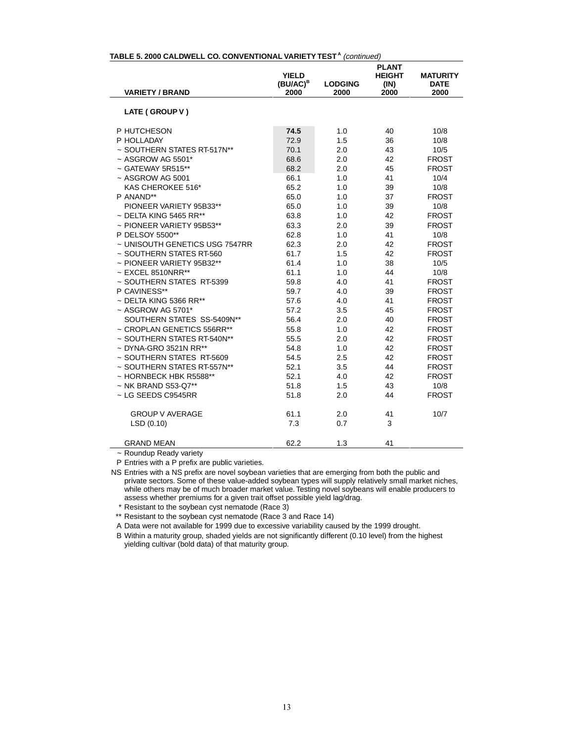**TABLE 5. 2000 CALDWELL CO. CONVENTIONAL VARIETY TEST [A]** *(continued)*

| VARIETY / BRAND | YIELD (BU/AC)[B] 2000 | LODGING 2000 | PLANT HEIGHT (IN) 2000 | MATURITY DATE 2000 |
|---|---|---|---|---|
| **LATE ( GROUP V )** | | | | |
| P HUTCHESON | **74.5** | 1.0 | 40 | 10/8 |
| P HOLLADAY | 72.9 | 1.5 | 36 | 10/8 |
| ~ SOUTHERN STATES RT-517N** | 70.1 | 2.0 | 43 | 10/5 |
| ~ ASGROW AG 5501* | 68.6 | 2.0 | 42 | FROST |
| ~ GATEWAY 5R515** | 68.2 | 2.0 | 45 | FROST |
| ~ ASGROW AG 5001 | 66.1 | 1.0 | 41 | 10/4 |
| KAS CHEROKEE 516* | 65.2 | 1.0 | 39 | 10/8 |
| P ANAND** | 65.0 | 1.0 | 37 | FROST |
| PIONEER VARIETY 95B33** | 65.0 | 1.0 | 39 | 10/8 |
| ~ DELTA KING 5465 RR** | 63.8 | 1.0 | 42 | FROST |
| ~ PIONEER VARIETY 95B53** | 63.3 | 2.0 | 39 | FROST |
| P DELSOY 5500** | 62.8 | 1.0 | 41 | 10/8 |
| ~ UNISOUTH GENETICS USG 7547RR | 62.3 | 2.0 | 42 | FROST |
| ~ SOUTHERN STATES RT-560 | 61.7 | 1.5 | 42 | FROST |
| ~ PIONEER VARIETY 95B32** | 61.4 | 1.0 | 38 | 10/5 |
| ~ EXCEL 8510NRR** | 61.1 | 1.0 | 44 | 10/8 |
| ~ SOUTHERN STATES RT-5399 | 59.8 | 4.0 | 41 | FROST |
| P CAVINESS** | 59.7 | 4.0 | 39 | FROST |
| ~ DELTA KING 5366 RR** | 57.6 | 4.0 | 41 | FROST |
| ~ ASGROW AG 5701* | 57.2 | 3.5 | 45 | FROST |
| SOUTHERN STATES SS-5409N** | 56.4 | 2.0 | 40 | FROST |
| ~ CROPLAN GENETICS 556RR** | 55.8 | 1.0 | 42 | FROST |
| ~ SOUTHERN STATES RT-540N** | 55.5 | 2.0 | 42 | FROST |
| ~ DYNA-GRO 3521N RR** | 54.8 | 1.0 | 42 | FROST |
| ~ SOUTHERN STATES RT-5609 | 54.5 | 2.5 | 42 | FROST |
| ~ SOUTHERN STATES RT-557N** | 52.1 | 3.5 | 44 | FROST |
| ~ HORNBECK HBK R5588** | 52.1 | 4.0 | 42 | FROST |
| ~ NK BRAND S53-Q7** | 51.8 | 1.5 | 43 | 10/8 |
| ~ LG SEEDS C9545RR | 51.8 | 2.0 | 44 | FROST |
| GROUP V AVERAGE | 61.1 | 2.0 | 41 | 10/7 |
| LSD (0.10) | 7.3 | 0.7 | 3 | |
| GRAND MEAN | 62.2 | 1.3 | 41 | |

~ Roundup Ready variety

P Entries with a P prefix are public varieties.

NS Entries with a NS prefix are novel soybean varieties that are emerging from both the public and private sectors. Some of these value-added soybean types will supply relatively small market niches, while others may be of much broader market value. Testing novel soybeans will enable producers to assess whether premiums for a given trait offset possible yield lag/drag.

\* Resistant to the soybean cyst nematode (Race 3)

** Resistant to the soybean cyst nematode (Race 3 and Race 14)

A Data were not available for 1999 due to excessive variability caused by the 1999 drought.

B Within a maturity group, shaded yields are not significantly different (0.10 level) from the highest yielding cultivar (bold data) of that maturity group.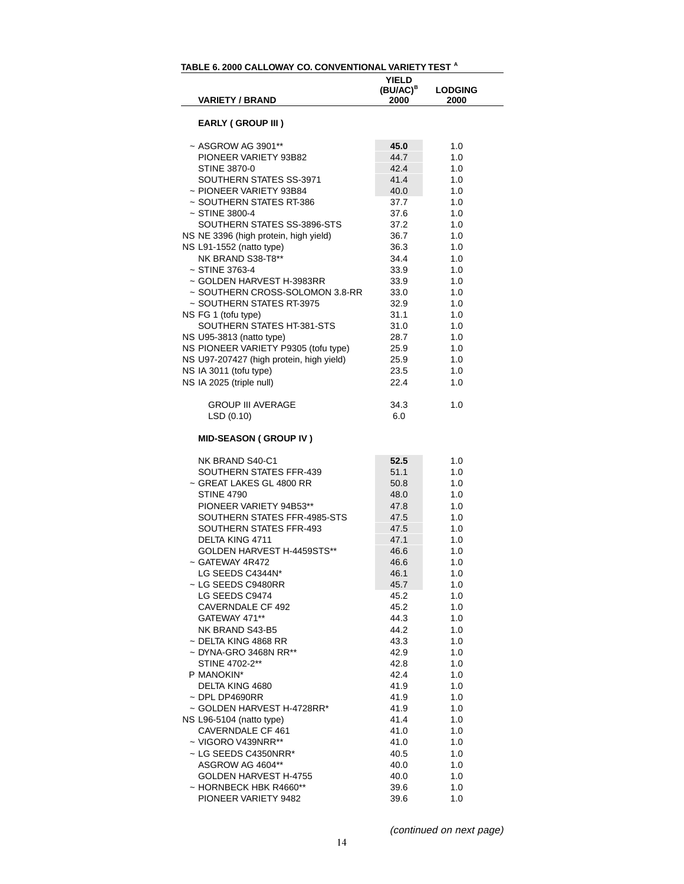**TABLE 6. 2000 CALLOWAY CO. CONVENTIONAL VARIETY TEST [A]**

| | VARIETY / BRAND | YIELD (BU/AC)[B] 2000 | LODGING 2000 |
|---|---|---|---|
| | **EARLY ( GROUP III )** | | |
| ~ | ASGROW AG 3901** | **45.0** | 1.0 |
| | PIONEER VARIETY 93B82 | 44.7 | 1.0 |
| | STINE 3870-0 | 42.4 | 1.0 |
| | SOUTHERN STATES SS-3971 | 41.4 | 1.0 |
| ~ | PIONEER VARIETY 93B84 | 40.0 | 1.0 |
| ~ | SOUTHERN STATES RT-386 | 37.7 | 1.0 |
| ~ | STINE 3800-4 | 37.6 | 1.0 |
| | SOUTHERN STATES SS-3896-STS | 37.2 | 1.0 |
| NS | NE 3396 (high protein, high yield) | 36.7 | 1.0 |
| NS | L91-1552 (natto type) | 36.3 | 1.0 |
| | NK BRAND S38-T8** | 34.4 | 1.0 |
| ~ | STINE 3763-4 | 33.9 | 1.0 |
| ~ | GOLDEN HARVEST H-3983RR | 33.9 | 1.0 |
| ~ | SOUTHERN CROSS-SOLOMON 3.8-RR | 33.0 | 1.0 |
| ~ | SOUTHERN STATES RT-3975 | 32.9 | 1.0 |
| NS | FG 1 (tofu type) | 31.1 | 1.0 |
| | SOUTHERN STATES HT-381-STS | 31.0 | 1.0 |
| NS | U95-3813 (natto type) | 28.7 | 1.0 |
| NS | PIONEER VARIETY P9305 (tofu type) | 25.9 | 1.0 |
| NS | U97-207427 (high protein, high yield) | 25.9 | 1.0 |
| NS | IA 3011 (tofu type) | 23.5 | 1.0 |
| NS | IA 2025 (triple null) | 22.4 | 1.0 |
| | GROUP III AVERAGE | 34.3 | 1.0 |
| | LSD (0.10) | 6.0 | |
| | **MID-SEASON ( GROUP IV )** | | |
| | NK BRAND S40-C1 | **52.5** | 1.0 |
| | SOUTHERN STATES FFR-439 | 51.1 | 1.0 |
| ~ | GREAT LAKES GL 4800 RR | 50.8 | 1.0 |
| | STINE 4790 | 48.0 | 1.0 |
| | PIONEER VARIETY 94B53** | 47.8 | 1.0 |
| | SOUTHERN STATES FFR-4985-STS | 47.5 | 1.0 |
| | SOUTHERN STATES FFR-493 | 47.5 | 1.0 |
| | DELTA KING 4711 | 47.1 | 1.0 |
| | GOLDEN HARVEST H-4459STS** | 46.6 | 1.0 |
| ~ | GATEWAY 4R472 | 46.6 | 1.0 |
| | LG SEEDS C4344N* | 46.1 | 1.0 |
| ~ | LG SEEDS C9480RR | 45.7 | 1.0 |
| | LG SEEDS C9474 | 45.2 | 1.0 |
| | CAVERNDALE CF 492 | 45.2 | 1.0 |
| | GATEWAY 471** | 44.3 | 1.0 |
| | NK BRAND S43-B5 | 44.2 | 1.0 |
| ~ | DELTA KING 4868 RR | 43.3 | 1.0 |
| ~ | DYNA-GRO 3468N RR** | 42.9 | 1.0 |
| | STINE 4702-2** | 42.8 | 1.0 |
| P | MANOKIN* | 42.4 | 1.0 |
| | DELTA KING 4680 | 41.9 | 1.0 |
| ~ | DPL DP4690RR | 41.9 | 1.0 |
| ~ | GOLDEN HARVEST H-4728RR* | 41.9 | 1.0 |
| NS | L96-5104 (natto type) | 41.4 | 1.0 |
| | CAVERNDALE CF 461 | 41.0 | 1.0 |
| ~ | VIGORO V439NRR** | 41.0 | 1.0 |
| ~ | LG SEEDS C4350NRR* | 40.5 | 1.0 |
| | ASGROW AG 4604** | 40.0 | 1.0 |
| | GOLDEN HARVEST H-4755 | 40.0 | 1.0 |
| ~ | HORNBECK HBK R4660** | 39.6 | 1.0 |
| | PIONEER VARIETY 9482 | 39.6 | 1.0 |

*(continued on next page)*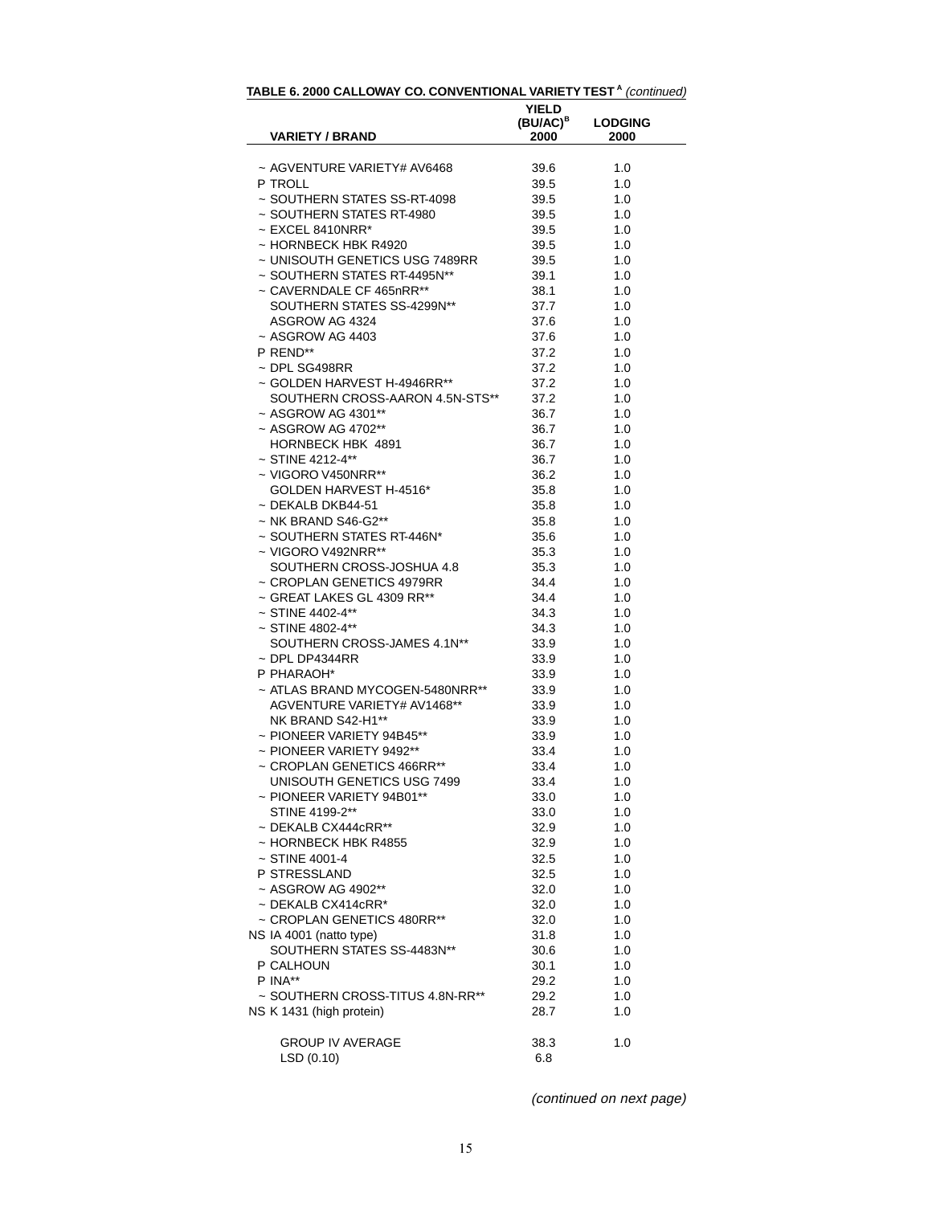**TABLE 6. 2000 CALLOWAY CO. CONVENTIONAL VARIETY TEST [A]** *(continued)*

| VARIETY / BRAND | YIELD (BU/AC)[B] 2000 | LODGING 2000 |
|---|---|---|
| ~ AGVENTURE VARIETY# AV6468 | 39.6 | 1.0 |
| P TROLL | 39.5 | 1.0 |
| ~ SOUTHERN STATES SS-RT-4098 | 39.5 | 1.0 |
| ~ SOUTHERN STATES RT-4980 | 39.5 | 1.0 |
| ~ EXCEL 8410NRR* | 39.5 | 1.0 |
| ~ HORNBECK HBK R4920 | 39.5 | 1.0 |
| ~ UNISOUTH GENETICS USG 7489RR | 39.5 | 1.0 |
| ~ SOUTHERN STATES RT-4495N** | 39.1 | 1.0 |
| ~ CAVERNDALE CF 465nRR** | 38.1 | 1.0 |
| SOUTHERN STATES SS-4299N** | 37.7 | 1.0 |
| ASGROW AG 4324 | 37.6 | 1.0 |
| ~ ASGROW AG 4403 | 37.6 | 1.0 |
| P REND** | 37.2 | 1.0 |
| ~ DPL SG498RR | 37.2 | 1.0 |
| ~ GOLDEN HARVEST H-4946RR** | 37.2 | 1.0 |
| SOUTHERN CROSS-AARON 4.5N-STS** | 37.2 | 1.0 |
| ~ ASGROW AG 4301** | 36.7 | 1.0 |
| ~ ASGROW AG 4702** | 36.7 | 1.0 |
| HORNBECK HBK 4891 | 36.7 | 1.0 |
| ~ STINE 4212-4** | 36.7 | 1.0 |
| ~ VIGORO V450NRR** | 36.2 | 1.0 |
| GOLDEN HARVEST H-4516* | 35.8 | 1.0 |
| ~ DEKALB DKB44-51 | 35.8 | 1.0 |
| ~ NK BRAND S46-G2** | 35.8 | 1.0 |
| ~ SOUTHERN STATES RT-446N* | 35.6 | 1.0 |
| ~ VIGORO V492NRR** | 35.3 | 1.0 |
| SOUTHERN CROSS-JOSHUA 4.8 | 35.3 | 1.0 |
| ~ CROPLAN GENETICS 4979RR | 34.4 | 1.0 |
| ~ GREAT LAKES GL 4309 RR** | 34.4 | 1.0 |
| ~ STINE 4402-4** | 34.3 | 1.0 |
| ~ STINE 4802-4** | 34.3 | 1.0 |
| SOUTHERN CROSS-JAMES 4.1N** | 33.9 | 1.0 |
| ~ DPL DP4344RR | 33.9 | 1.0 |
| P PHARAOH* | 33.9 | 1.0 |
| ~ ATLAS BRAND MYCOGEN-5480NRR** | 33.9 | 1.0 |
| AGVENTURE VARIETY# AV1468** | 33.9 | 1.0 |
| NK BRAND S42-H1** | 33.9 | 1.0 |
| ~ PIONEER VARIETY 94B45** | 33.9 | 1.0 |
| ~ PIONEER VARIETY 9492** | 33.4 | 1.0 |
| ~ CROPLAN GENETICS 466RR** | 33.4 | 1.0 |
| UNISOUTH GENETICS USG 7499 | 33.4 | 1.0 |
| ~ PIONEER VARIETY 94B01** | 33.0 | 1.0 |
| STINE 4199-2** | 33.0 | 1.0 |
| ~ DEKALB CX444cRR** | 32.9 | 1.0 |
| ~ HORNBECK HBK R4855 | 32.9 | 1.0 |
| ~ STINE 4001-4 | 32.5 | 1.0 |
| P STRESSLAND | 32.5 | 1.0 |
| ~ ASGROW AG 4902** | 32.0 | 1.0 |
| ~ DEKALB CX414cRR* | 32.0 | 1.0 |
| ~ CROPLAN GENETICS 480RR** | 32.0 | 1.0 |
| NS IA 4001 (natto type) | 31.8 | 1.0 |
| SOUTHERN STATES SS-4483N** | 30.6 | 1.0 |
| P CALHOUN | 30.1 | 1.0 |
| P INA** | 29.2 | 1.0 |
| ~ SOUTHERN CROSS-TITUS 4.8N-RR** | 29.2 | 1.0 |
| NS K 1431 (high protein) | 28.7 | 1.0 |
| GROUP IV AVERAGE | 38.3 | 1.0 |
| LSD (0.10) | 6.8 | |

*(continued on next page)*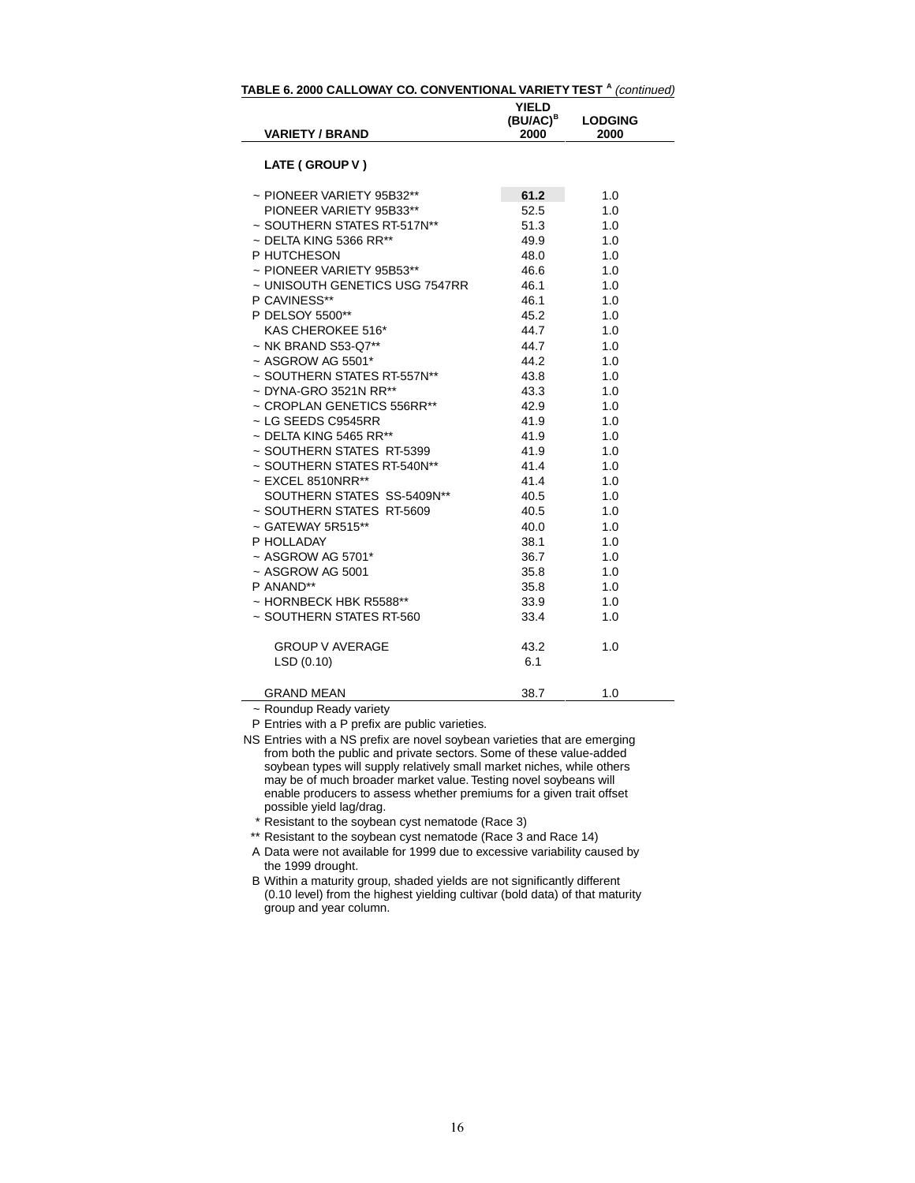**TABLE 6. 2000 CALLOWAY CO. CONVENTIONAL VARIETY TEST [A]** *(continued)*

| VARIETY / BRAND | YIELD (BU/AC)[B] 2000 | LODGING 2000 |
|---|---|---|
| **LATE ( GROUP V )** | | |
| ~ PIONEER VARIETY 95B32** | **61.2** | 1.0 |
| PIONEER VARIETY 95B33** | 52.5 | 1.0 |
| ~ SOUTHERN STATES RT-517N** | 51.3 | 1.0 |
| ~ DELTA KING 5366 RR** | 49.9 | 1.0 |
| P HUTCHESON | 48.0 | 1.0 |
| ~ PIONEER VARIETY 95B53** | 46.6 | 1.0 |
| ~ UNISOUTH GENETICS USG 7547RR | 46.1 | 1.0 |
| P CAVINESS** | 46.1 | 1.0 |
| P DELSOY 5500** | 45.2 | 1.0 |
| KAS CHEROKEE 516* | 44.7 | 1.0 |
| ~ NK BRAND S53-Q7** | 44.7 | 1.0 |
| ~ ASGROW AG 5501* | 44.2 | 1.0 |
| ~ SOUTHERN STATES RT-557N** | 43.8 | 1.0 |
| ~ DYNA-GRO 3521N RR** | 43.3 | 1.0 |
| ~ CROPLAN GENETICS 556RR** | 42.9 | 1.0 |
| ~ LG SEEDS C9545RR | 41.9 | 1.0 |
| ~ DELTA KING 5465 RR** | 41.9 | 1.0 |
| ~ SOUTHERN STATES RT-5399 | 41.9 | 1.0 |
| ~ SOUTHERN STATES RT-540N** | 41.4 | 1.0 |
| ~ EXCEL 8510NRR** | 41.4 | 1.0 |
| SOUTHERN STATES SS-5409N** | 40.5 | 1.0 |
| ~ SOUTHERN STATES RT-5609 | 40.5 | 1.0 |
| ~ GATEWAY 5R515** | 40.0 | 1.0 |
| P HOLLADAY | 38.1 | 1.0 |
| ~ ASGROW AG 5701* | 36.7 | 1.0 |
| ~ ASGROW AG 5001 | 35.8 | 1.0 |
| P ANAND** | 35.8 | 1.0 |
| ~ HORNBECK HBK R5588** | 33.9 | 1.0 |
| ~ SOUTHERN STATES RT-560 | 33.4 | 1.0 |
| GROUP V AVERAGE | 43.2 | 1.0 |
| LSD (0.10) | 6.1 | |
| GRAND MEAN | 38.7 | 1.0 |

~ Roundup Ready variety

P Entries with a P prefix are public varieties.

NS Entries with a NS prefix are novel soybean varieties that are emerging from both the public and private sectors. Some of these value-added soybean types will supply relatively small market niches, while others may be of much broader market value. Testing novel soybeans will enable producers to assess whether premiums for a given trait offset possible yield lag/drag.

\* Resistant to the soybean cyst nematode (Race 3)

** Resistant to the soybean cyst nematode (Race 3 and Race 14)

A Data were not available for 1999 due to excessive variability caused by the 1999 drought.

B Within a maturity group, shaded yields are not significantly different (0.10 level) from the highest yielding cultivar (bold data) of that maturity group and year column.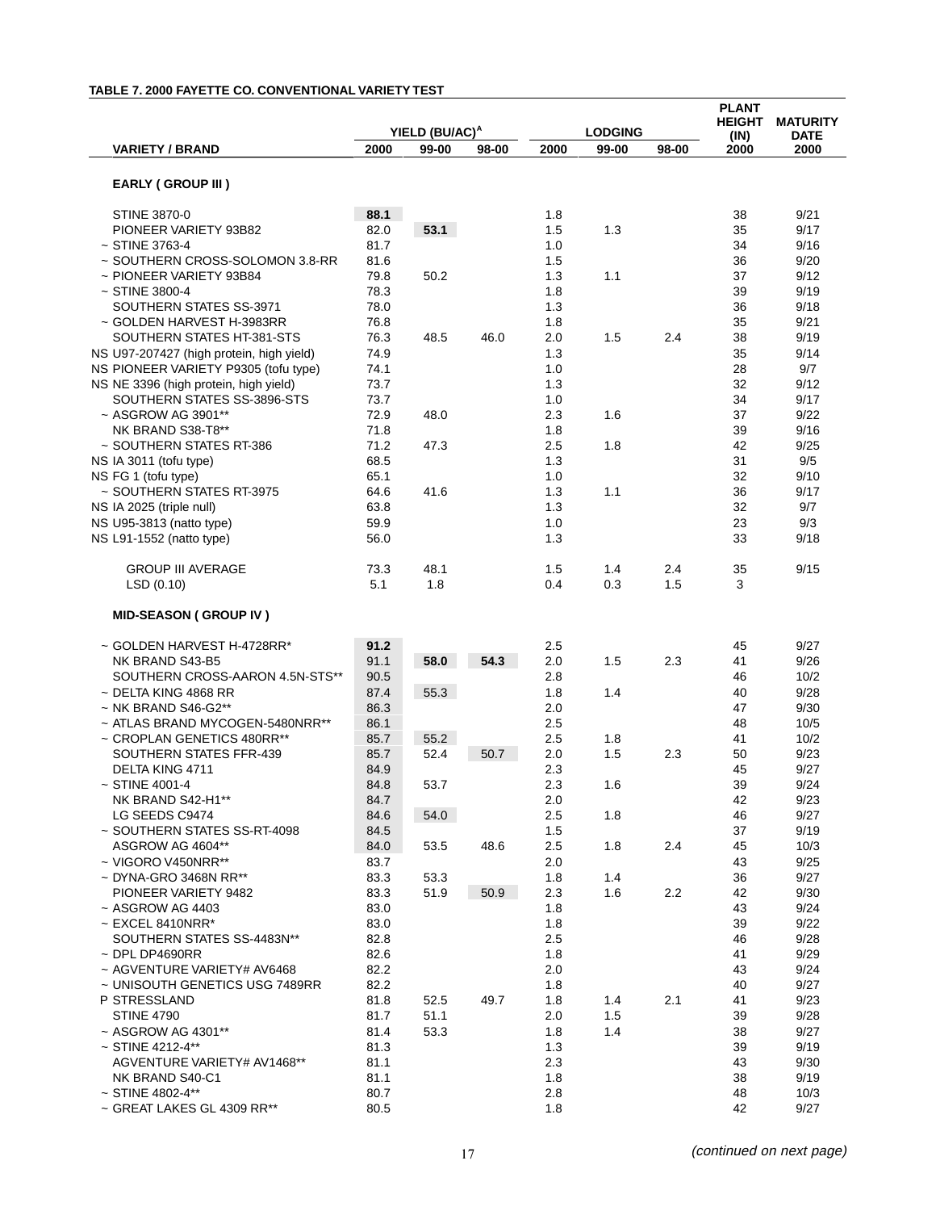**TABLE 7. 2000 FAYETTE CO. CONVENTIONAL VARIETY TEST**

| VARIETY / BRAND | YIELD (BU/AC)[A] | | | LODGING | | | PLANT HEIGHT (IN) | MATURITY DATE |
|---|---|---|---|---|---|---|---|---|
| | 2000 | 99-00 | 98-00 | 2000 | 99-00 | 98-00 | 2000 | 2000 |
| **EARLY ( GROUP III )** | | | | | | | | |
| STINE 3870-0 | **88.1** | | | 1.8 | | | 38 | 9/21 |
| PIONEER VARIETY 93B82 | 82.0 | **53.1** | | 1.5 | 1.3 | | 35 | 9/17 |
| ~ STINE 3763-4 | 81.7 | | | 1.0 | | | 34 | 9/16 |
| ~ SOUTHERN CROSS-SOLOMON 3.8-RR | 81.6 | | | 1.5 | | | 36 | 9/20 |
| ~ PIONEER VARIETY 93B84 | 79.8 | 50.2 | | 1.3 | 1.1 | | 37 | 9/12 |
| ~ STINE 3800-4 | 78.3 | | | 1.8 | | | 39 | 9/19 |
| SOUTHERN STATES SS-3971 | 78.0 | | | 1.3 | | | 36 | 9/18 |
| ~ GOLDEN HARVEST H-3983RR | 76.8 | | | 1.8 | | | 35 | 9/21 |
| SOUTHERN STATES HT-381-STS | 76.3 | 48.5 | 46.0 | 2.0 | 1.5 | 2.4 | 38 | 9/19 |
| NS U97-207427 (high protein, high yield) | 74.9 | | | 1.3 | | | 35 | 9/14 |
| NS PIONEER VARIETY P9305 (tofu type) | 74.1 | | | 1.0 | | | 28 | 9/7 |
| NS NE 3396 (high protein, high yield) | 73.7 | | | 1.3 | | | 32 | 9/12 |
| SOUTHERN STATES SS-3896-STS | 73.7 | | | 1.0 | | | 34 | 9/17 |
| ~ ASGROW AG 3901** | 72.9 | 48.0 | | 2.3 | 1.6 | | 37 | 9/22 |
| NK BRAND S38-T8** | 71.8 | | | 1.8 | | | 39 | 9/16 |
| ~ SOUTHERN STATES RT-386 | 71.2 | 47.3 | | 2.5 | 1.8 | | 42 | 9/25 |
| NS IA 3011 (tofu type) | 68.5 | | | 1.3 | | | 31 | 9/5 |
| NS FG 1 (tofu type) | 65.1 | | | 1.0 | | | 32 | 9/10 |
| ~ SOUTHERN STATES RT-3975 | 64.6 | 41.6 | | 1.3 | 1.1 | | 36 | 9/17 |
| NS IA 2025 (triple null) | 63.8 | | | 1.3 | | | 32 | 9/7 |
| NS U95-3813 (natto type) | 59.9 | | | 1.0 | | | 23 | 9/3 |
| NS L91-1552 (natto type) | 56.0 | | | 1.3 | | | 33 | 9/18 |
| GROUP III AVERAGE | 73.3 | 48.1 | | 1.5 | 1.4 | 2.4 | 35 | 9/15 |
| LSD (0.10) | 5.1 | 1.8 | | 0.4 | 0.3 | 1.5 | 3 | |
| **MID-SEASON ( GROUP IV )** | | | | | | | | |
| ~ GOLDEN HARVEST H-4728RR* | **91.2** | | | 2.5 | | | 45 | 9/27 |
| NK BRAND S43-B5 | 91.1 | **58.0** | **54.3** | 2.0 | 1.5 | 2.3 | 41 | 9/26 |
| SOUTHERN CROSS-AARON 4.5N-STS** | 90.5 | | | 2.8 | | | 46 | 10/2 |
| ~ DELTA KING 4868 RR | 87.4 | 55.3 | | 1.8 | 1.4 | | 40 | 9/28 |
| ~ NK BRAND S46-G2** | 86.3 | | | 2.0 | | | 47 | 9/30 |
| ~ ATLAS BRAND MYCOGEN-5480NRR** | 86.1 | | | 2.5 | | | 48 | 10/5 |
| ~ CROPLAN GENETICS 480RR** | 85.7 | 55.2 | | 2.5 | 1.8 | | 41 | 10/2 |
| SOUTHERN STATES FFR-439 | 85.7 | 52.4 | 50.7 | 2.0 | 1.5 | 2.3 | 50 | 9/23 |
| DELTA KING 4711 | 84.9 | | | 2.3 | | | 45 | 9/27 |
| ~ STINE 4001-4 | 84.8 | 53.7 | | 2.3 | 1.6 | | 39 | 9/24 |
| NK BRAND S42-H1** | 84.7 | | | 2.0 | | | 42 | 9/23 |
| LG SEEDS C9474 | 84.6 | 54.0 | | 2.5 | 1.8 | | 46 | 9/27 |
| ~ SOUTHERN STATES SS-RT-4098 | 84.5 | | | 1.5 | | | 37 | 9/19 |
| ASGROW AG 4604** | 84.0 | 53.5 | 48.6 | 2.5 | 1.8 | 2.4 | 45 | 10/3 |
| ~ VIGORO V450NRR** | 83.7 | | | 2.0 | | | 43 | 9/25 |
| ~ DYNA-GRO 3468N RR** | 83.3 | 53.3 | | 1.8 | 1.4 | | 36 | 9/27 |
| PIONEER VARIETY 9482 | 83.3 | 51.9 | 50.9 | 2.3 | 1.6 | 2.2 | 42 | 9/30 |
| ~ ASGROW AG 4403 | 83.0 | | | 1.8 | | | 43 | 9/24 |
| ~ EXCEL 8410NRR* | 83.0 | | | 1.8 | | | 39 | 9/22 |
| SOUTHERN STATES SS-4483N** | 82.8 | | | 2.5 | | | 46 | 9/28 |
| ~ DPL DP4690RR | 82.6 | | | 1.8 | | | 41 | 9/29 |
| ~ AGVENTURE VARIETY# AV6468 | 82.2 | | | 2.0 | | | 43 | 9/24 |
| ~ UNISOUTH GENETICS USG 7489RR | 82.2 | | | 1.8 | | | 40 | 9/27 |
| P STRESSLAND | 81.8 | 52.5 | 49.7 | 1.8 | 1.4 | 2.1 | 41 | 9/23 |
| STINE 4790 | 81.7 | 51.1 | | 2.0 | 1.5 | | 39 | 9/28 |
| ~ ASGROW AG 4301** | 81.4 | 53.3 | | 1.8 | 1.4 | | 38 | 9/27 |
| ~ STINE 4212-4** | 81.3 | | | 1.3 | | | 39 | 9/19 |
| AGVENTURE VARIETY# AV1468** | 81.1 | | | 2.3 | | | 43 | 9/30 |
| NK BRAND S40-C1 | 81.1 | | | 1.8 | | | 38 | 9/19 |
| ~ STINE 4802-4** | 80.7 | | | 2.8 | | | 48 | 10/3 |
| ~ GREAT LAKES GL 4309 RR** | 80.5 | | | 1.8 | | | 42 | 9/27 |

*(continued on next page)*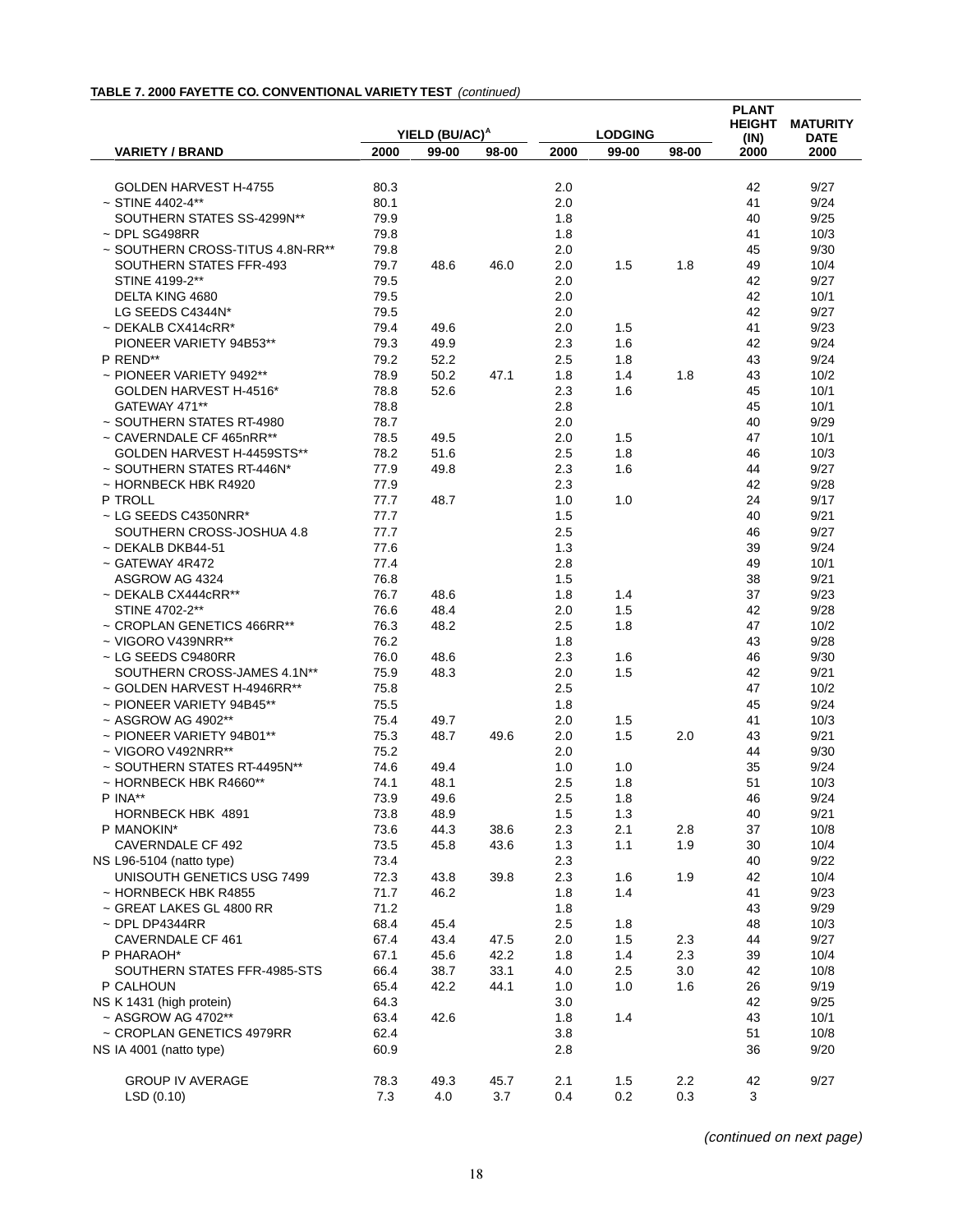**TABLE 7. 2000 FAYETTE CO. CONVENTIONAL VARIETY TEST** *(continued)*

| VARIETY / BRAND | YIELD (BU/AC)[A] | | | LODGING | | | PLANT HEIGHT (IN) | MATURITY DATE |
|---|---|---|---|---|---|---|---|---|
| | 2000 | 99-00 | 98-00 | 2000 | 99-00 | 98-00 | 2000 | 2000 |
| GOLDEN HARVEST H-4755 | 80.3 | | | 2.0 | | | 42 | 9/27 |
| ~ STINE 4402-4** | 80.1 | | | 2.0 | | | 41 | 9/24 |
| SOUTHERN STATES SS-4299N** | 79.9 | | | 1.8 | | | 40 | 9/25 |
| ~ DPL SG498RR | 79.8 | | | 1.8 | | | 41 | 10/3 |
| ~ SOUTHERN CROSS-TITUS 4.8N-RR** | 79.8 | | | 2.0 | | | 45 | 9/30 |
| SOUTHERN STATES FFR-493 | 79.7 | 48.6 | 46.0 | 2.0 | 1.5 | 1.8 | 49 | 10/4 |
| STINE 4199-2** | 79.5 | | | 2.0 | | | 42 | 9/27 |
| DELTA KING 4680 | 79.5 | | | 2.0 | | | 42 | 10/1 |
| LG SEEDS C4344N* | 79.5 | | | 2.0 | | | 42 | 9/27 |
| ~ DEKALB CX414cRR* | 79.4 | 49.6 | | 2.0 | 1.5 | | 41 | 9/23 |
| PIONEER VARIETY 94B53** | 79.3 | 49.9 | | 2.3 | 1.6 | | 42 | 9/24 |
| P REND** | 79.2 | 52.2 | | 2.5 | 1.8 | | 43 | 9/24 |
| ~ PIONEER VARIETY 9492** | 78.9 | 50.2 | 47.1 | 1.8 | 1.4 | 1.8 | 43 | 10/2 |
| GOLDEN HARVEST H-4516* | 78.8 | 52.6 | | 2.3 | 1.6 | | 45 | 10/1 |
| GATEWAY 471** | 78.8 | | | 2.8 | | | 45 | 10/1 |
| ~ SOUTHERN STATES RT-4980 | 78.7 | | | 2.0 | | | 40 | 9/29 |
| ~ CAVERNDALE CF 465nRR** | 78.5 | 49.5 | | 2.0 | 1.5 | | 47 | 10/1 |
| GOLDEN HARVEST H-4459STS** | 78.2 | 51.6 | | 2.5 | 1.8 | | 46 | 10/3 |
| ~ SOUTHERN STATES RT-446N* | 77.9 | 49.8 | | 2.3 | 1.6 | | 44 | 9/27 |
| ~ HORNBECK HBK R4920 | 77.9 | | | 2.3 | | | 42 | 9/28 |
| P TROLL | 77.7 | 48.7 | | 1.0 | 1.0 | | 24 | 9/17 |
| ~ LG SEEDS C4350NRR* | 77.7 | | | 1.5 | | | 40 | 9/21 |
| SOUTHERN CROSS-JOSHUA 4.8 | 77.7 | | | 2.5 | | | 46 | 9/27 |
| ~ DEKALB DKB44-51 | 77.6 | | | 1.3 | | | 39 | 9/24 |
| ~ GATEWAY 4R472 | 77.4 | | | 2.8 | | | 49 | 10/1 |
| ASGROW AG 4324 | 76.8 | | | 1.5 | | | 38 | 9/21 |
| ~ DEKALB CX444cRR** | 76.7 | 48.6 | | 1.8 | 1.4 | | 37 | 9/23 |
| STINE 4702-2** | 76.6 | 48.4 | | 2.0 | 1.5 | | 42 | 9/28 |
| ~ CROPLAN GENETICS 466RR** | 76.3 | 48.2 | | 2.5 | 1.8 | | 47 | 10/2 |
| ~ VIGORO V439NRR** | 76.2 | | | 1.8 | | | 43 | 9/28 |
| ~ LG SEEDS C9480RR | 76.0 | 48.6 | | 2.3 | 1.6 | | 46 | 9/30 |
| SOUTHERN CROSS-JAMES 4.1N** | 75.9 | 48.3 | | 2.0 | 1.5 | | 42 | 9/21 |
| ~ GOLDEN HARVEST H-4946RR** | 75.8 | | | 2.5 | | | 47 | 10/2 |
| ~ PIONEER VARIETY 94B45** | 75.5 | | | 1.8 | | | 45 | 9/24 |
| ~ ASGROW AG 4902** | 75.4 | 49.7 | | 2.0 | 1.5 | | 41 | 10/3 |
| ~ PIONEER VARIETY 94B01** | 75.3 | 48.7 | 49.6 | 2.0 | 1.5 | 2.0 | 43 | 9/21 |
| ~ VIGORO V492NRR** | 75.2 | | | 2.0 | | | 44 | 9/30 |
| ~ SOUTHERN STATES RT-4495N** | 74.6 | 49.4 | | 1.0 | 1.0 | | 35 | 9/24 |
| ~ HORNBECK HBK R4660** | 74.1 | 48.1 | | 2.5 | 1.8 | | 51 | 10/3 |
| P INA** | 73.9 | 49.6 | | 2.5 | 1.8 | | 46 | 9/24 |
| HORNBECK HBK 4891 | 73.8 | 48.9 | | 1.5 | 1.3 | | 40 | 9/21 |
| P MANOKIN* | 73.6 | 44.3 | 38.6 | 2.3 | 2.1 | 2.8 | 37 | 10/8 |
| CAVERNDALE CF 492 | 73.5 | 45.8 | 43.6 | 1.3 | 1.1 | 1.9 | 30 | 10/4 |
| NS L96-5104 (natto type) | 73.4 | | | 2.3 | | | 40 | 9/22 |
| UNISOUTH GENETICS USG 7499 | 72.3 | 43.8 | 39.8 | 2.3 | 1.6 | 1.9 | 42 | 10/4 |
| ~ HORNBECK HBK R4855 | 71.7 | 46.2 | | 1.8 | 1.4 | | 41 | 9/23 |
| ~ GREAT LAKES GL 4800 RR | 71.2 | | | 1.8 | | | 43 | 9/29 |
| ~ DPL DP4344RR | 68.4 | 45.4 | | 2.5 | 1.8 | | 48 | 10/3 |
| CAVERNDALE CF 461 | 67.4 | 43.4 | 47.5 | 2.0 | 1.5 | 2.3 | 44 | 9/27 |
| P PHARAOH* | 67.1 | 45.6 | 42.2 | 1.8 | 1.4 | 2.3 | 39 | 10/4 |
| SOUTHERN STATES FFR-4985-STS | 66.4 | 38.7 | 33.1 | 4.0 | 2.5 | 3.0 | 42 | 10/8 |
| P CALHOUN | 65.4 | 42.2 | 44.1 | 1.0 | 1.0 | 1.6 | 26 | 9/19 |
| NS K 1431 (high protein) | 64.3 | | | 3.0 | | | 42 | 9/25 |
| ~ ASGROW AG 4702** | 63.4 | 42.6 | | 1.8 | 1.4 | | 43 | 10/1 |
| ~ CROPLAN GENETICS 4979RR | 62.4 | | | 3.8 | | | 51 | 10/8 |
| NS IA 4001 (natto type) | 60.9 | | | 2.8 | | | 36 | 9/20 |
| GROUP IV AVERAGE | 78.3 | 49.3 | 45.7 | 2.1 | 1.5 | 2.2 | 42 | 9/27 |
| LSD (0.10) | 7.3 | 4.0 | 3.7 | 0.4 | 0.2 | 0.3 | 3 | |

*(continued on next page)*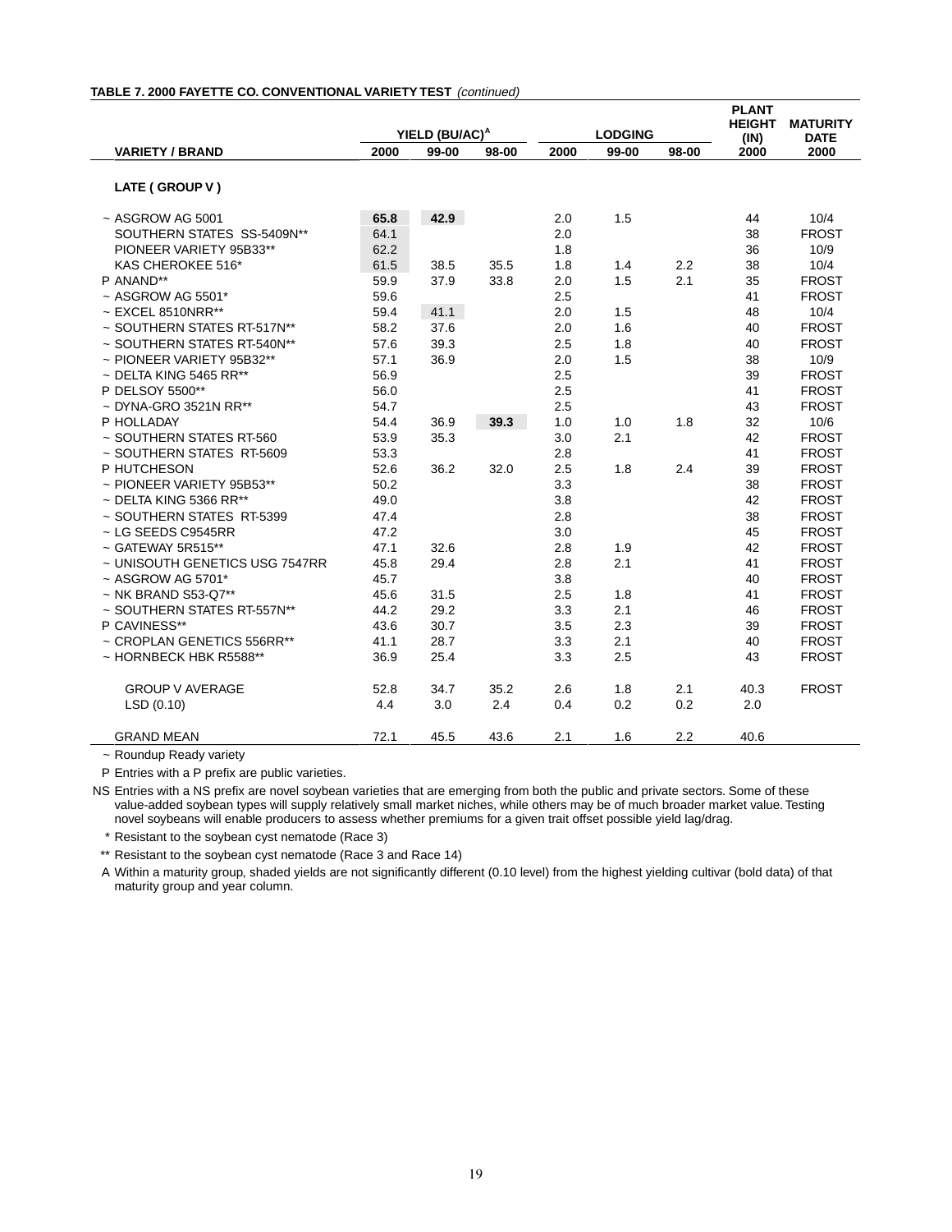**TABLE 7. 2000 FAYETTE CO. CONVENTIONAL VARIETY TEST** *(continued)*

| VARIETY / BRAND | YIELD (BU/AC)[A] | | | LODGING | | | PLANT HEIGHT (IN) | MATURITY DATE |
|---|---|---|---|---|---|---|---|---|
| | 2000 | 99-00 | 98-00 | 2000 | 99-00 | 98-00 | 2000 | 2000 |
| **LATE ( GROUP V )** | | | | | | | | |
| ~ ASGROW AG 5001 | **65.8** | **42.9** | | 2.0 | 1.5 | | 44 | 10/4 |
| SOUTHERN STATES SS-5409N** | 64.1 | | | 2.0 | | | 38 | FROST |
| PIONEER VARIETY 95B33** | 62.2 | | | 1.8 | | | 36 | 10/9 |
| KAS CHEROKEE 516* | 61.5 | 38.5 | 35.5 | 1.8 | 1.4 | 2.2 | 38 | 10/4 |
| P ANAND** | 59.9 | 37.9 | 33.8 | 2.0 | 1.5 | 2.1 | 35 | FROST |
| ~ ASGROW AG 5501* | 59.6 | | | 2.5 | | | 41 | FROST |
| ~ EXCEL 8510NRR** | 59.4 | 41.1 | | 2.0 | 1.5 | | 48 | 10/4 |
| ~ SOUTHERN STATES RT-517N** | 58.2 | 37.6 | | 2.0 | 1.6 | | 40 | FROST |
| ~ SOUTHERN STATES RT-540N** | 57.6 | 39.3 | | 2.5 | 1.8 | | 40 | FROST |
| ~ PIONEER VARIETY 95B32** | 57.1 | 36.9 | | 2.0 | 1.5 | | 38 | 10/9 |
| ~ DELTA KING 5465 RR** | 56.9 | | | 2.5 | | | 39 | FROST |
| P DELSOY 5500** | 56.0 | | | 2.5 | | | 41 | FROST |
| ~ DYNA-GRO 3521N RR** | 54.7 | | | 2.5 | | | 43 | FROST |
| P HOLLADAY | 54.4 | 36.9 | **39.3** | 1.0 | 1.0 | 1.8 | 32 | 10/6 |
| ~ SOUTHERN STATES RT-560 | 53.9 | 35.3 | | 3.0 | 2.1 | | 42 | FROST |
| ~ SOUTHERN STATES RT-5609 | 53.3 | | | 2.8 | | | 41 | FROST |
| P HUTCHESON | 52.6 | 36.2 | 32.0 | 2.5 | 1.8 | 2.4 | 39 | FROST |
| ~ PIONEER VARIETY 95B53** | 50.2 | | | 3.3 | | | 38 | FROST |
| ~ DELTA KING 5366 RR** | 49.0 | | | 3.8 | | | 42 | FROST |
| ~ SOUTHERN STATES RT-5399 | 47.4 | | | 2.8 | | | 38 | FROST |
| ~ LG SEEDS C9545RR | 47.2 | | | 3.0 | | | 45 | FROST |
| ~ GATEWAY 5R515** | 47.1 | 32.6 | | 2.8 | 1.9 | | 42 | FROST |
| ~ UNISOUTH GENETICS USG 7547RR | 45.8 | 29.4 | | 2.8 | 2.1 | | 41 | FROST |
| ~ ASGROW AG 5701* | 45.7 | | | 3.8 | | | 40 | FROST |
| ~ NK BRAND S53-Q7** | 45.6 | 31.5 | | 2.5 | 1.8 | | 41 | FROST |
| ~ SOUTHERN STATES RT-557N** | 44.2 | 29.2 | | 3.3 | 2.1 | | 46 | FROST |
| P CAVINESS** | 43.6 | 30.7 | | 3.5 | 2.3 | | 39 | FROST |
| ~ CROPLAN GENETICS 556RR** | 41.1 | 28.7 | | 3.3 | 2.1 | | 40 | FROST |
| ~ HORNBECK HBK R5588** | 36.9 | 25.4 | | 3.3 | 2.5 | | 43 | FROST |
| GROUP V AVERAGE | 52.8 | 34.7 | 35.2 | 2.6 | 1.8 | 2.1 | 40.3 | FROST |
| LSD (0.10) | 4.4 | 3.0 | 2.4 | 0.4 | 0.2 | 0.2 | 2.0 | |
| GRAND MEAN | 72.1 | 45.5 | 43.6 | 2.1 | 1.6 | 2.2 | 40.6 | |

~ Roundup Ready variety

P Entries with a P prefix are public varieties.

NS Entries with a NS prefix are novel soybean varieties that are emerging from both the public and private sectors. Some of these value-added soybean types will supply relatively small market niches, while others may be of much broader market value. Testing novel soybeans will enable producers to assess whether premiums for a given trait offset possible yield lag/drag.

\* Resistant to the soybean cyst nematode (Race 3)

** Resistant to the soybean cyst nematode (Race 3 and Race 14)

A Within a maturity group, shaded yields are not significantly different (0.10 level) from the highest yielding cultivar (bold data) of that maturity group and year column.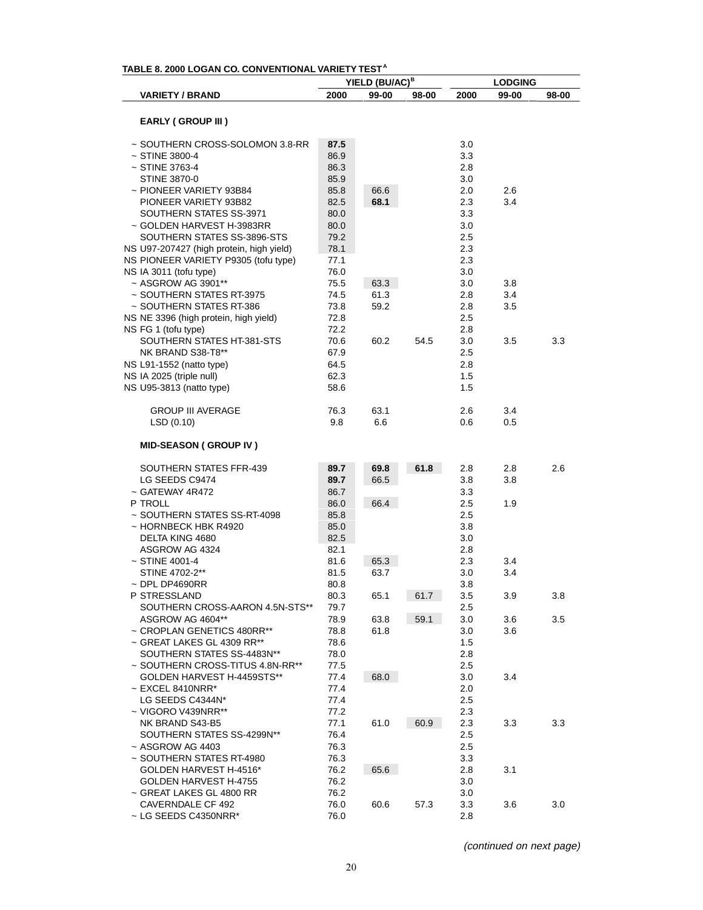**TABLE 8. 2000 LOGAN CO. CONVENTIONAL VARIETY TEST[A]**

| VARIETY / BRAND | YIELD (BU/AC)[B] | | | LODGING | | |
|---|---|---|---|---|---|---|
| | 2000 | 99-00 | 98-00 | 2000 | 99-00 | 98-00 |
| **EARLY ( GROUP III )** | | | | | | |
| ~ SOUTHERN CROSS-SOLOMON 3.8-RR | **87.5** | | | 3.0 | | |
| ~ STINE 3800-4 | 86.9 | | | 3.3 | | |
| ~ STINE 3763-4 | 86.3 | | | 2.8 | | |
| STINE 3870-0 | 85.9 | | | 3.0 | | |
| ~ PIONEER VARIETY 93B84 | 85.8 | 66.6 | | 2.0 | 2.6 | |
| PIONEER VARIETY 93B82 | 82.5 | **68.1** | | 2.3 | 3.4 | |
| SOUTHERN STATES SS-3971 | 80.0 | | | 3.3 | | |
| ~ GOLDEN HARVEST H-3983RR | 80.0 | | | 3.0 | | |
| SOUTHERN STATES SS-3896-STS | 79.2 | | | 2.5 | | |
| NS U97-207427 (high protein, high yield) | 78.1 | | | 2.3 | | |
| NS PIONEER VARIETY P9305 (tofu type) | 77.1 | | | 2.3 | | |
| NS IA 3011 (tofu type) | 76.0 | | | 3.0 | | |
| ~ ASGROW AG 3901** | 75.5 | 63.3 | | 3.0 | 3.8 | |
| ~ SOUTHERN STATES RT-3975 | 74.5 | 61.3 | | 2.8 | 3.4 | |
| ~ SOUTHERN STATES RT-386 | 73.8 | 59.2 | | 2.8 | 3.5 | |
| NS NE 3396 (high protein, high yield) | 72.8 | | | 2.5 | | |
| NS FG 1 (tofu type) | 72.2 | | | 2.8 | | |
| SOUTHERN STATES HT-381-STS | 70.6 | 60.2 | 54.5 | 3.0 | 3.5 | 3.3 |
| NK BRAND S38-T8** | 67.9 | | | 2.5 | | |
| NS L91-1552 (natto type) | 64.5 | | | 2.8 | | |
| NS IA 2025 (triple null) | 62.3 | | | 1.5 | | |
| NS U95-3813 (natto type) | 58.6 | | | 1.5 | | |
| GROUP III AVERAGE | 76.3 | 63.1 | | 2.6 | 3.4 | |
| LSD (0.10) | 9.8 | 6.6 | | 0.6 | 0.5 | |
| **MID-SEASON ( GROUP IV )** | | | | | | |
| SOUTHERN STATES FFR-439 | **89.7** | **69.8** | **61.8** | 2.8 | 2.8 | 2.6 |
| LG SEEDS C9474 | **89.7** | 66.5 | | 3.8 | 3.8 | |
| ~ GATEWAY 4R472 | 86.7 | | | 3.3 | | |
| P TROLL | 86.0 | 66.4 | | 2.5 | 1.9 | |
| ~ SOUTHERN STATES SS-RT-4098 | 85.8 | | | 2.5 | | |
| ~ HORNBECK HBK R4920 | 85.0 | | | 3.8 | | |
| DELTA KING 4680 | 82.5 | | | 3.0 | | |
| ASGROW AG 4324 | 82.1 | | | 2.8 | | |
| ~ STINE 4001-4 | 81.6 | 65.3 | | 2.3 | 3.4 | |
| STINE 4702-2** | 81.5 | 63.7 | | 3.0 | 3.4 | |
| ~ DPL DP4690RR | 80.8 | | | 3.8 | | |
| P STRESSLAND | 80.3 | 65.1 | 61.7 | 3.5 | 3.9 | 3.8 |
| SOUTHERN CROSS-AARON 4.5N-STS** | 79.7 | | | 2.5 | | |
| ASGROW AG 4604** | 78.9 | 63.8 | 59.1 | 3.0 | 3.6 | 3.5 |
| ~ CROPLAN GENETICS 480RR** | 78.8 | 61.8 | | 3.0 | 3.6 | |
| ~ GREAT LAKES GL 4309 RR** | 78.6 | | | 1.5 | | |
| SOUTHERN STATES SS-4483N** | 78.0 | | | 2.8 | | |
| ~ SOUTHERN CROSS-TITUS 4.8N-RR** | 77.5 | | | 2.5 | | |
| GOLDEN HARVEST H-4459STS** | 77.4 | 68.0 | | 3.0 | 3.4 | |
| ~ EXCEL 8410NRR* | 77.4 | | | 2.0 | | |
| LG SEEDS C4344N* | 77.4 | | | 2.5 | | |
| ~ VIGORO V439NRR** | 77.2 | | | 2.3 | | |
| NK BRAND S43-B5 | 77.1 | 61.0 | 60.9 | 2.3 | 3.3 | 3.3 |
| SOUTHERN STATES SS-4299N** | 76.4 | | | 2.5 | | |
| ~ ASGROW AG 4403 | 76.3 | | | 2.5 | | |
| ~ SOUTHERN STATES RT-4980 | 76.3 | | | 3.3 | | |
| GOLDEN HARVEST H-4516* | 76.2 | 65.6 | | 2.8 | 3.1 | |
| GOLDEN HARVEST H-4755 | 76.2 | | | 3.0 | | |
| ~ GREAT LAKES GL 4800 RR | 76.2 | | | 3.0 | | |
| CAVERNDALE CF 492 | 76.0 | 60.6 | 57.3 | 3.3 | 3.6 | 3.0 |
| ~ LG SEEDS C4350NRR* | 76.0 | | | 2.8 | | |

*(continued on next page)*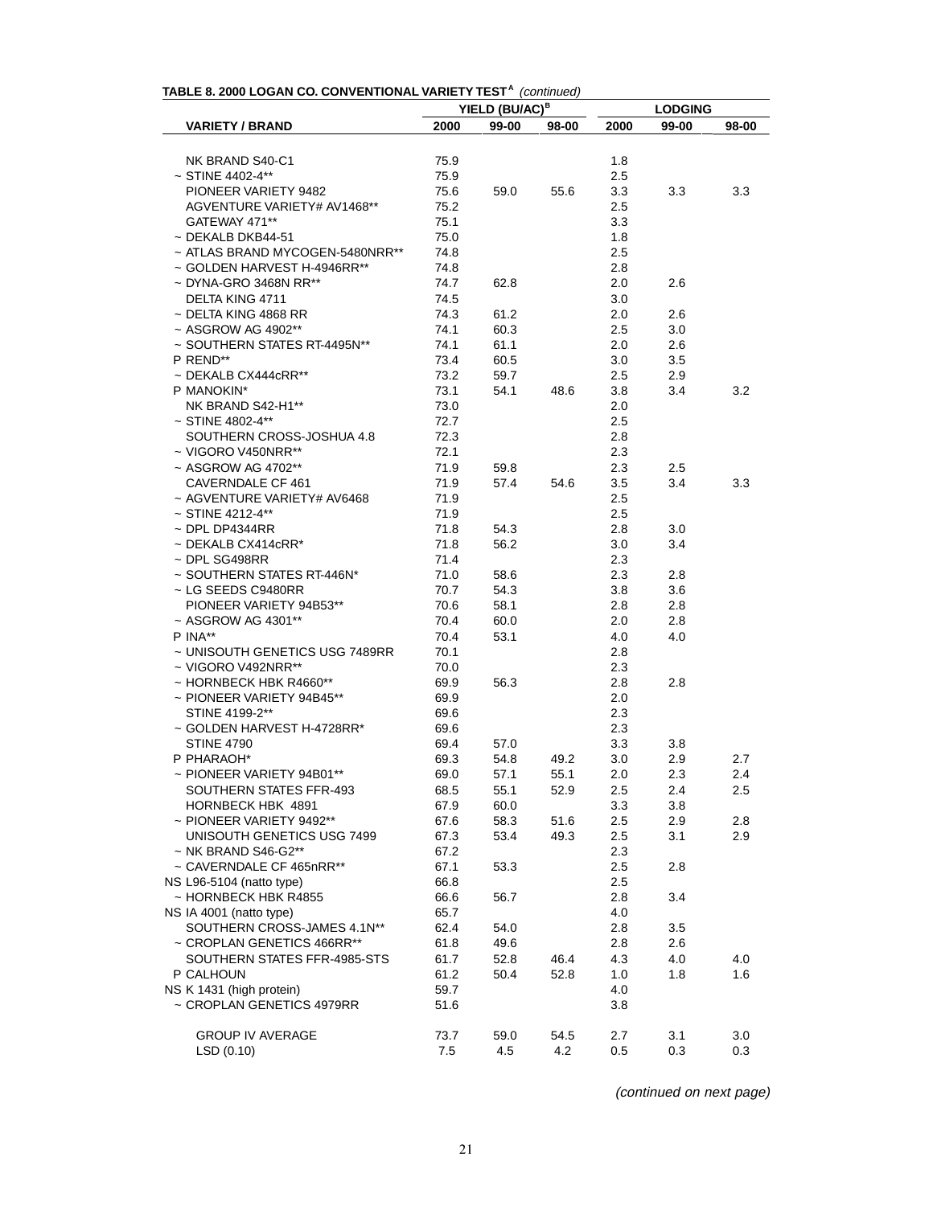**TABLE 8. 2000 LOGAN CO. CONVENTIONAL VARIETY TEST[A] *(continued)***

| VARIETY / BRAND | YIELD (BU/AC)[B] | | | LODGING | | |
|---|---|---|---|---|---|---|
| | 2000 | 99-00 | 98-00 | 2000 | 99-00 | 98-00 |
| NK BRAND S40-C1 | 75.9 | | | 1.8 | | |
| ~ STINE 4402-4** | 75.9 | | | 2.5 | | |
| PIONEER VARIETY 9482 | 75.6 | 59.0 | 55.6 | 3.3 | 3.3 | 3.3 |
| AGVENTURE VARIETY# AV1468** | 75.2 | | | 2.5 | | |
| GATEWAY 471** | 75.1 | | | 3.3 | | |
| ~ DEKALB DKB44-51 | 75.0 | | | 1.8 | | |
| ~ ATLAS BRAND MYCOGEN-5480NRR** | 74.8 | | | 2.5 | | |
| ~ GOLDEN HARVEST H-4946RR** | 74.8 | | | 2.8 | | |
| ~ DYNA-GRO 3468N RR** | 74.7 | 62.8 | | 2.0 | 2.6 | |
| DELTA KING 4711 | 74.5 | | | 3.0 | | |
| ~ DELTA KING 4868 RR | 74.3 | 61.2 | | 2.0 | 2.6 | |
| ~ ASGROW AG 4902** | 74.1 | 60.3 | | 2.5 | 3.0 | |
| ~ SOUTHERN STATES RT-4495N** | 74.1 | 61.1 | | 2.0 | 2.6 | |
| P REND** | 73.4 | 60.5 | | 3.0 | 3.5 | |
| ~ DEKALB CX444cRR** | 73.2 | 59.7 | | 2.5 | 2.9 | |
| P MANOKIN* | 73.1 | 54.1 | 48.6 | 3.8 | 3.4 | 3.2 |
| NK BRAND S42-H1** | 73.0 | | | 2.0 | | |
| ~ STINE 4802-4** | 72.7 | | | 2.5 | | |
| SOUTHERN CROSS-JOSHUA 4.8 | 72.3 | | | 2.8 | | |
| ~ VIGORO V450NRR** | 72.1 | | | 2.3 | | |
| ~ ASGROW AG 4702** | 71.9 | 59.8 | | 2.3 | 2.5 | |
| CAVERNDALE CF 461 | 71.9 | 57.4 | 54.6 | 3.5 | 3.4 | 3.3 |
| ~ AGVENTURE VARIETY# AV6468 | 71.9 | | | 2.5 | | |
| ~ STINE 4212-4** | 71.9 | | | 2.5 | | |
| ~ DPL DP4344RR | 71.8 | 54.3 | | 2.8 | 3.0 | |
| ~ DEKALB CX414cRR* | 71.8 | 56.2 | | 3.0 | 3.4 | |
| ~ DPL SG498RR | 71.4 | | | 2.3 | | |
| ~ SOUTHERN STATES RT-446N* | 71.0 | 58.6 | | 2.3 | 2.8 | |
| ~ LG SEEDS C9480RR | 70.7 | 54.3 | | 3.8 | 3.6 | |
| PIONEER VARIETY 94B53** | 70.6 | 58.1 | | 2.8 | 2.8 | |
| ~ ASGROW AG 4301** | 70.4 | 60.0 | | 2.0 | 2.8 | |
| P INA** | 70.4 | 53.1 | | 4.0 | 4.0 | |
| ~ UNISOUTH GENETICS USG 7489RR | 70.1 | | | 2.8 | | |
| ~ VIGORO V492NRR** | 70.0 | | | 2.3 | | |
| ~ HORNBECK HBK R4660** | 69.9 | 56.3 | | 2.8 | 2.8 | |
| ~ PIONEER VARIETY 94B45** | 69.9 | | | 2.0 | | |
| STINE 4199-2** | 69.6 | | | 2.3 | | |
| ~ GOLDEN HARVEST H-4728RR* | 69.6 | | | 2.3 | | |
| STINE 4790 | 69.4 | 57.0 | | 3.3 | 3.8 | |
| P PHARAOH* | 69.3 | 54.8 | 49.2 | 3.0 | 2.9 | 2.7 |
| ~ PIONEER VARIETY 94B01** | 69.0 | 57.1 | 55.1 | 2.0 | 2.3 | 2.4 |
| SOUTHERN STATES FFR-493 | 68.5 | 55.1 | 52.9 | 2.5 | 2.4 | 2.5 |
| HORNBECK HBK 4891 | 67.9 | 60.0 | | 3.3 | 3.8 | |
| ~ PIONEER VARIETY 9492** | 67.6 | 58.3 | 51.6 | 2.5 | 2.9 | 2.8 |
| UNISOUTH GENETICS USG 7499 | 67.3 | 53.4 | 49.3 | 2.5 | 3.1 | 2.9 |
| ~ NK BRAND S46-G2** | 67.2 | | | 2.3 | | |
| ~ CAVERNDALE CF 465nRR** | 67.1 | 53.3 | | 2.5 | 2.8 | |
| NS L96-5104 (natto type) | 66.8 | | | 2.5 | | |
| ~ HORNBECK HBK R4855 | 66.6 | 56.7 | | 2.8 | 3.4 | |
| NS IA 4001 (natto type) | 65.7 | | | 4.0 | | |
| SOUTHERN CROSS-JAMES 4.1N** | 62.4 | 54.0 | | 2.8 | 3.5 | |
| ~ CROPLAN GENETICS 466RR** | 61.8 | 49.6 | | 2.8 | 2.6 | |
| SOUTHERN STATES FFR-4985-STS | 61.7 | 52.8 | 46.4 | 4.3 | 4.0 | 4.0 |
| P CALHOUN | 61.2 | 50.4 | 52.8 | 1.0 | 1.8 | 1.6 |
| NS K 1431 (high protein) | 59.7 | | | 4.0 | | |
| ~ CROPLAN GENETICS 4979RR | 51.6 | | | 3.8 | | |
| GROUP IV AVERAGE | 73.7 | 59.0 | 54.5 | 2.7 | 3.1 | 3.0 |
| LSD (0.10) | 7.5 | 4.5 | 4.2 | 0.5 | 0.3 | 0.3 |

*(continued on next page)*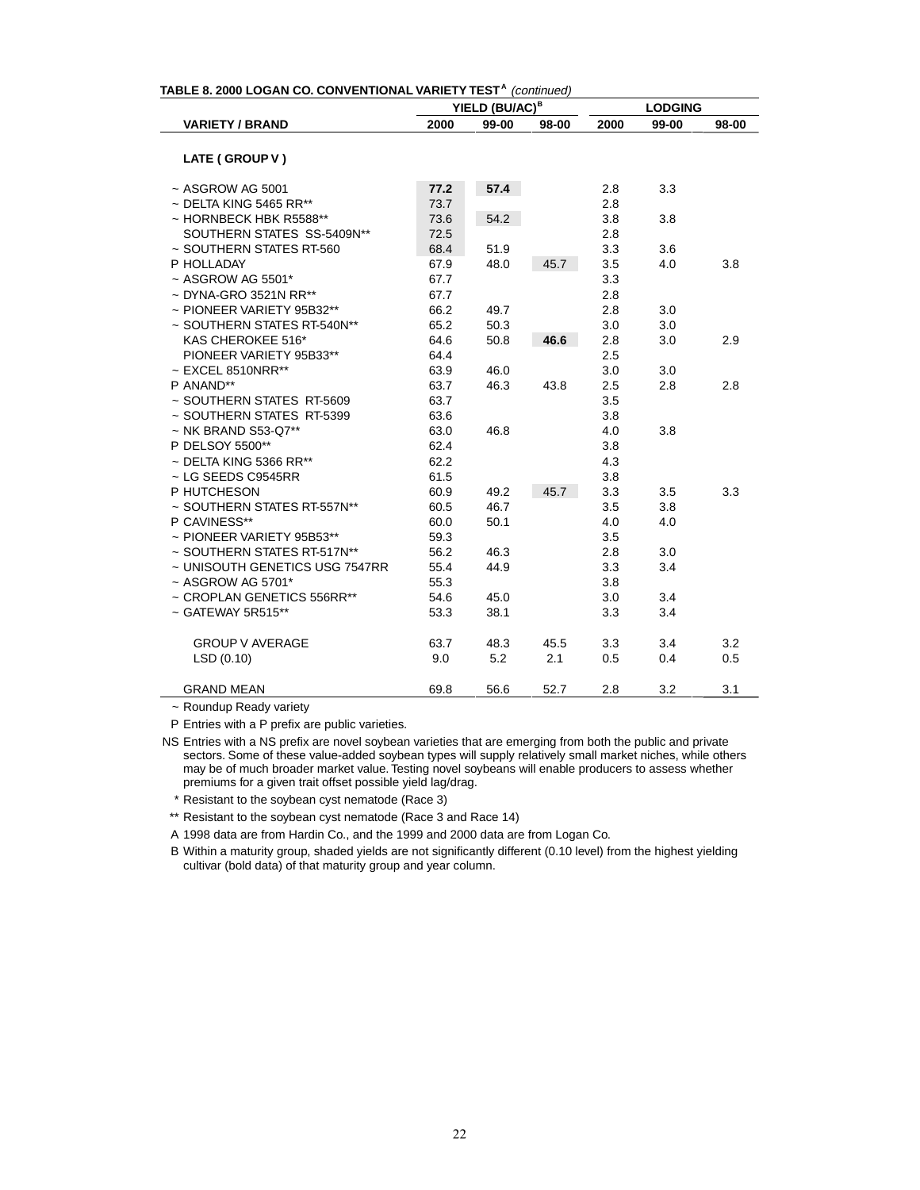**TABLE 8. 2000 LOGAN CO. CONVENTIONAL VARIETY TEST[A]** *(continued)*

| | YIELD (BU/AC)[B] | | | LODGING | | |
|---|---|---|---|---|---|---|
| **VARIETY / BRAND** | **2000** | **99-00** | **98-00** | **2000** | **99-00** | **98-00** |
| **LATE ( GROUP V )** | | | | | | |
| ~ ASGROW AG 5001 | **77.2** | **57.4** | | 2.8 | 3.3 | |
| ~ DELTA KING 5465 RR** | 73.7 | | | 2.8 | | |
| ~ HORNBECK HBK R5588** | 73.6 | 54.2 | | 3.8 | 3.8 | |
| SOUTHERN STATES SS-5409N** | 72.5 | | | 2.8 | | |
| ~ SOUTHERN STATES RT-560 | 68.4 | 51.9 | | 3.3 | 3.6 | |
| P HOLLADAY | 67.9 | 48.0 | 45.7 | 3.5 | 4.0 | 3.8 |
| ~ ASGROW AG 5501* | 67.7 | | | 3.3 | | |
| ~ DYNA-GRO 3521N RR** | 67.7 | | | 2.8 | | |
| ~ PIONEER VARIETY 95B32** | 66.2 | 49.7 | | 2.8 | 3.0 | |
| ~ SOUTHERN STATES RT-540N** | 65.2 | 50.3 | | 3.0 | 3.0 | |
| KAS CHEROKEE 516* | 64.6 | 50.8 | **46.6** | 2.8 | 3.0 | 2.9 |
| PIONEER VARIETY 95B33** | 64.4 | | | 2.5 | | |
| ~ EXCEL 8510NRR** | 63.9 | 46.0 | | 3.0 | 3.0 | |
| P ANAND** | 63.7 | 46.3 | 43.8 | 2.5 | 2.8 | 2.8 |
| ~ SOUTHERN STATES RT-5609 | 63.7 | | | 3.5 | | |
| ~ SOUTHERN STATES RT-5399 | 63.6 | | | 3.8 | | |
| ~ NK BRAND S53-Q7** | 63.0 | 46.8 | | 4.0 | 3.8 | |
| P DELSOY 5500** | 62.4 | | | 3.8 | | |
| ~ DELTA KING 5366 RR** | 62.2 | | | 4.3 | | |
| ~ LG SEEDS C9545RR | 61.5 | | | 3.8 | | |
| P HUTCHESON | 60.9 | 49.2 | 45.7 | 3.3 | 3.5 | 3.3 |
| ~ SOUTHERN STATES RT-557N** | 60.5 | 46.7 | | 3.5 | 3.8 | |
| P CAVINESS** | 60.0 | 50.1 | | 4.0 | 4.0 | |
| ~ PIONEER VARIETY 95B53** | 59.3 | | | 3.5 | | |
| ~ SOUTHERN STATES RT-517N** | 56.2 | 46.3 | | 2.8 | 3.0 | |
| ~ UNISOUTH GENETICS USG 7547RR | 55.4 | 44.9 | | 3.3 | 3.4 | |
| ~ ASGROW AG 5701* | 55.3 | | | 3.8 | | |
| ~ CROPLAN GENETICS 556RR** | 54.6 | 45.0 | | 3.0 | 3.4 | |
| ~ GATEWAY 5R515** | 53.3 | 38.1 | | 3.3 | 3.4 | |
| GROUP V AVERAGE | 63.7 | 48.3 | 45.5 | 3.3 | 3.4 | 3.2 |
| LSD (0.10) | 9.0 | 5.2 | 2.1 | 0.5 | 0.4 | 0.5 |
| GRAND MEAN | 69.8 | 56.6 | 52.7 | 2.8 | 3.2 | 3.1 |

~ Roundup Ready variety

P Entries with a P prefix are public varieties.

NS Entries with a NS prefix are novel soybean varieties that are emerging from both the public and private sectors. Some of these value-added soybean types will supply relatively small market niches, while others may be of much broader market value. Testing novel soybeans will enable producers to assess whether premiums for a given trait offset possible yield lag/drag.

\* Resistant to the soybean cyst nematode (Race 3)

\*\* Resistant to the soybean cyst nematode (Race 3 and Race 14)

A 1998 data are from Hardin Co., and the 1999 and 2000 data are from Logan Co.

B Within a maturity group, shaded yields are not significantly different (0.10 level) from the highest yielding cultivar (bold data) of that maturity group and year column.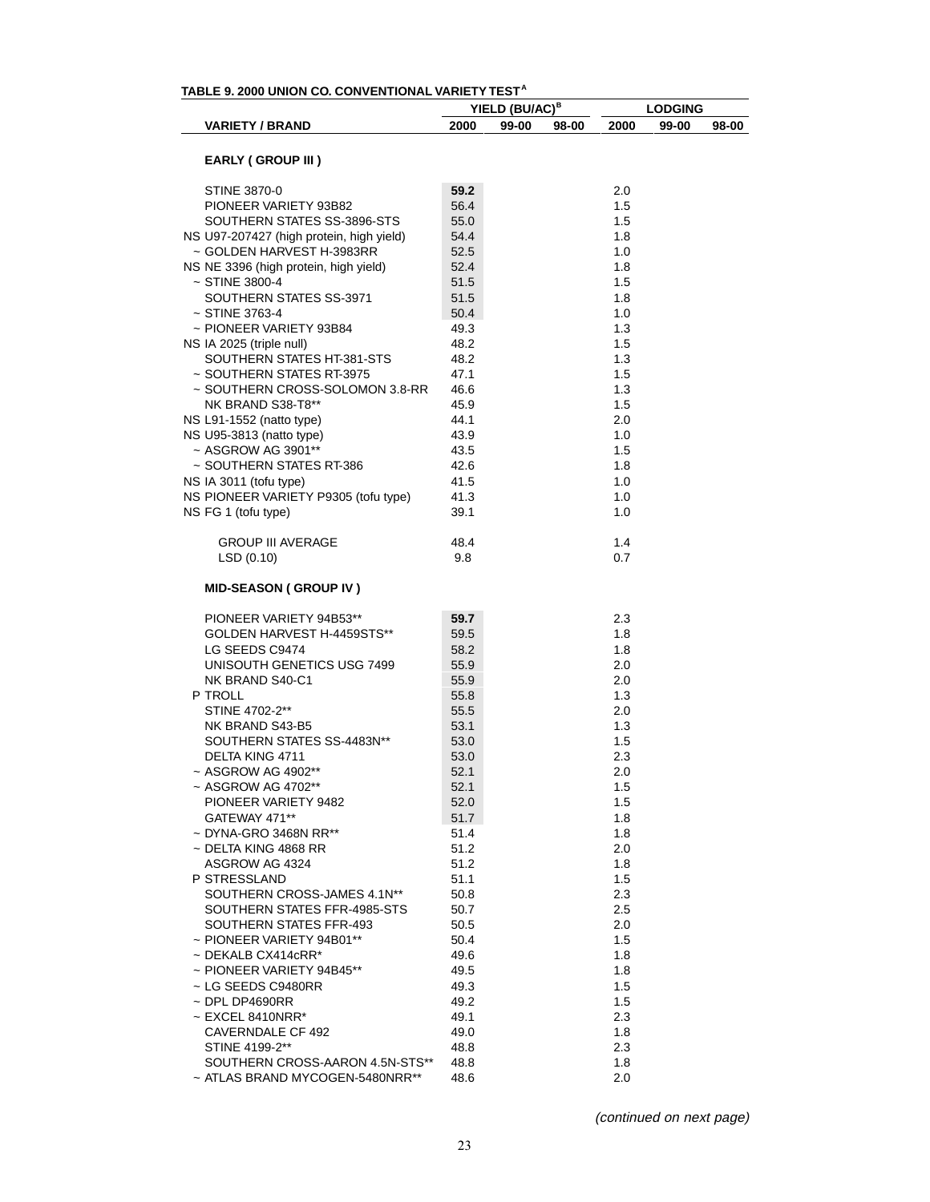**TABLE 9. 2000 UNION CO. CONVENTIONAL VARIETY TEST[A]**

| | YIELD (BU/AC)[B] | | | LODGING | | |
|---|---|---|---|---|---|---|
| **VARIETY / BRAND** | **2000** | **99-00** | **98-00** | **2000** | **99-00** | **98-00** |
| **EARLY ( GROUP III )** | | | | | | |
| STINE 3870-0 | **59.2** | | | 2.0 | | |
| PIONEER VARIETY 93B82 | 56.4 | | | 1.5 | | |
| SOUTHERN STATES SS-3896-STS | 55.0 | | | 1.5 | | |
| NS U97-207427 (high protein, high yield) | 54.4 | | | 1.8 | | |
| ~ GOLDEN HARVEST H-3983RR | 52.5 | | | 1.0 | | |
| NS NE 3396 (high protein, high yield) | 52.4 | | | 1.8 | | |
| ~ STINE 3800-4 | 51.5 | | | 1.5 | | |
| SOUTHERN STATES SS-3971 | 51.5 | | | 1.8 | | |
| ~ STINE 3763-4 | 50.4 | | | 1.0 | | |
| ~ PIONEER VARIETY 93B84 | 49.3 | | | 1.3 | | |
| NS IA 2025 (triple null) | 48.2 | | | 1.5 | | |
| SOUTHERN STATES HT-381-STS | 48.2 | | | 1.3 | | |
| ~ SOUTHERN STATES RT-3975 | 47.1 | | | 1.5 | | |
| ~ SOUTHERN CROSS-SOLOMON 3.8-RR | 46.6 | | | 1.3 | | |
| NK BRAND S38-T8** | 45.9 | | | 1.5 | | |
| NS L91-1552 (natto type) | 44.1 | | | 2.0 | | |
| NS U95-3813 (natto type) | 43.9 | | | 1.0 | | |
| ~ ASGROW AG 3901** | 43.5 | | | 1.5 | | |
| ~ SOUTHERN STATES RT-386 | 42.6 | | | 1.8 | | |
| NS IA 3011 (tofu type) | 41.5 | | | 1.0 | | |
| NS PIONEER VARIETY P9305 (tofu type) | 41.3 | | | 1.0 | | |
| NS FG 1 (tofu type) | 39.1 | | | 1.0 | | |
| GROUP III AVERAGE | 48.4 | | | 1.4 | | |
| LSD (0.10) | 9.8 | | | 0.7 | | |
| **MID-SEASON ( GROUP IV )** | | | | | | |
| PIONEER VARIETY 94B53** | **59.7** | | | 2.3 | | |
| GOLDEN HARVEST H-4459STS** | 59.5 | | | 1.8 | | |
| LG SEEDS C9474 | 58.2 | | | 1.8 | | |
| UNISOUTH GENETICS USG 7499 | 55.9 | | | 2.0 | | |
| NK BRAND S40-C1 | 55.9 | | | 2.0 | | |
| P TROLL | 55.8 | | | 1.3 | | |
| STINE 4702-2** | 55.5 | | | 2.0 | | |
| NK BRAND S43-B5 | 53.1 | | | 1.3 | | |
| SOUTHERN STATES SS-4483N** | 53.0 | | | 1.5 | | |
| DELTA KING 4711 | 53.0 | | | 2.3 | | |
| ~ ASGROW AG 4902** | 52.1 | | | 2.0 | | |
| ~ ASGROW AG 4702** | 52.1 | | | 1.5 | | |
| PIONEER VARIETY 9482 | 52.0 | | | 1.5 | | |
| GATEWAY 471** | 51.7 | | | 1.8 | | |
| ~ DYNA-GRO 3468N RR** | 51.4 | | | 1.8 | | |
| ~ DELTA KING 4868 RR | 51.2 | | | 2.0 | | |
| ASGROW AG 4324 | 51.2 | | | 1.8 | | |
| P STRESSLAND | 51.1 | | | 1.5 | | |
| SOUTHERN CROSS-JAMES 4.1N** | 50.8 | | | 2.3 | | |
| SOUTHERN STATES FFR-4985-STS | 50.7 | | | 2.5 | | |
| SOUTHERN STATES FFR-493 | 50.5 | | | 2.0 | | |
| ~ PIONEER VARIETY 94B01** | 50.4 | | | 1.5 | | |
| ~ DEKALB CX414cRR* | 49.6 | | | 1.8 | | |
| ~ PIONEER VARIETY 94B45** | 49.5 | | | 1.8 | | |
| ~ LG SEEDS C9480RR | 49.3 | | | 1.5 | | |
| ~ DPL DP4690RR | 49.2 | | | 1.5 | | |
| ~ EXCEL 8410NRR* | 49.1 | | | 2.3 | | |
| CAVERNDALE CF 492 | 49.0 | | | 1.8 | | |
| STINE 4199-2** | 48.8 | | | 2.3 | | |
| SOUTHERN CROSS-AARON 4.5N-STS** | 48.8 | | | 1.8 | | |
| ~ ATLAS BRAND MYCOGEN-5480NRR** | 48.6 | | | 2.0 | | |

*(continued on next page)*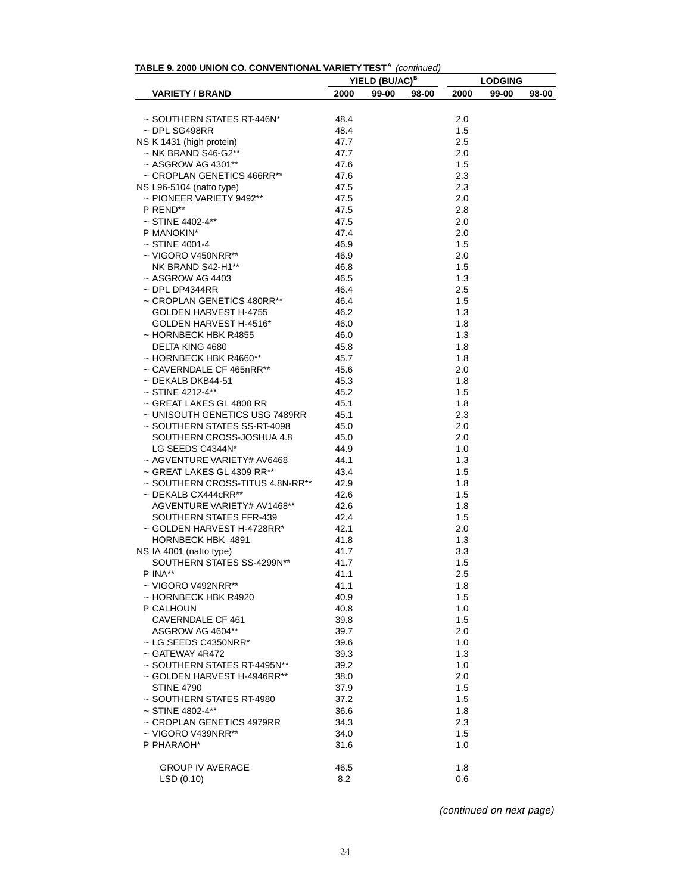**TABLE 9. 2000 UNION CO. CONVENTIONAL VARIETY TEST[A]** *(continued)*

| VARIETY / BRAND | YIELD (BU/AC)[B] 2000 | 99-00 | 98-00 | LODGING 2000 | 99-00 | 98-00 |
|---|---|---|---|---|---|---|
| ~ SOUTHERN STATES RT-446N* | 48.4 | | | 2.0 | | |
| ~ DPL SG498RR | 48.4 | | | 1.5 | | |
| NS K 1431 (high protein) | 47.7 | | | 2.5 | | |
| ~ NK BRAND S46-G2** | 47.7 | | | 2.0 | | |
| ~ ASGROW AG 4301** | 47.6 | | | 1.5 | | |
| ~ CROPLAN GENETICS 466RR** | 47.6 | | | 2.3 | | |
| NS L96-5104 (natto type) | 47.5 | | | 2.3 | | |
| ~ PIONEER VARIETY 9492** | 47.5 | | | 2.0 | | |
| P REND** | 47.5 | | | 2.8 | | |
| ~ STINE 4402-4** | 47.5 | | | 2.0 | | |
| P MANOKIN* | 47.4 | | | 2.0 | | |
| ~ STINE 4001-4 | 46.9 | | | 1.5 | | |
| ~ VIGORO V450NRR** | 46.9 | | | 2.0 | | |
| NK BRAND S42-H1** | 46.8 | | | 1.5 | | |
| ~ ASGROW AG 4403 | 46.5 | | | 1.3 | | |
| ~ DPL DP4344RR | 46.4 | | | 2.5 | | |
| ~ CROPLAN GENETICS 480RR** | 46.4 | | | 1.5 | | |
| GOLDEN HARVEST H-4755 | 46.2 | | | 1.3 | | |
| GOLDEN HARVEST H-4516* | 46.0 | | | 1.8 | | |
| ~ HORNBECK HBK R4855 | 46.0 | | | 1.3 | | |
| DELTA KING 4680 | 45.8 | | | 1.8 | | |
| ~ HORNBECK HBK R4660** | 45.7 | | | 1.8 | | |
| ~ CAVERNDALE CF 465nRR** | 45.6 | | | 2.0 | | |
| ~ DEKALB DKB44-51 | 45.3 | | | 1.8 | | |
| ~ STINE 4212-4** | 45.2 | | | 1.5 | | |
| ~ GREAT LAKES GL 4800 RR | 45.1 | | | 1.8 | | |
| ~ UNISOUTH GENETICS USG 7489RR | 45.1 | | | 2.3 | | |
| ~ SOUTHERN STATES SS-RT-4098 | 45.0 | | | 2.0 | | |
| SOUTHERN CROSS-JOSHUA 4.8 | 45.0 | | | 2.0 | | |
| LG SEEDS C4344N* | 44.9 | | | 1.0 | | |
| ~ AGVENTURE VARIETY# AV6468 | 44.1 | | | 1.3 | | |
| ~ GREAT LAKES GL 4309 RR** | 43.4 | | | 1.5 | | |
| ~ SOUTHERN CROSS-TITUS 4.8N-RR** | 42.9 | | | 1.8 | | |
| ~ DEKALB CX444cRR** | 42.6 | | | 1.5 | | |
| AGVENTURE VARIETY# AV1468** | 42.6 | | | 1.8 | | |
| SOUTHERN STATES FFR-439 | 42.4 | | | 1.5 | | |
| ~ GOLDEN HARVEST H-4728RR* | 42.1 | | | 2.0 | | |
| HORNBECK HBK 4891 | 41.8 | | | 1.3 | | |
| NS IA 4001 (natto type) | 41.7 | | | 3.3 | | |
| SOUTHERN STATES SS-4299N** | 41.7 | | | 1.5 | | |
| P INA** | 41.1 | | | 2.5 | | |
| ~ VIGORO V492NRR** | 41.1 | | | 1.8 | | |
| ~ HORNBECK HBK R4920 | 40.9 | | | 1.5 | | |
| P CALHOUN | 40.8 | | | 1.0 | | |
| CAVERNDALE CF 461 | 39.8 | | | 1.5 | | |
| ASGROW AG 4604** | 39.7 | | | 2.0 | | |
| ~ LG SEEDS C4350NRR* | 39.6 | | | 1.0 | | |
| ~ GATEWAY 4R472 | 39.3 | | | 1.3 | | |
| ~ SOUTHERN STATES RT-4495N** | 39.2 | | | 1.0 | | |
| ~ GOLDEN HARVEST H-4946RR** | 38.0 | | | 2.0 | | |
| STINE 4790 | 37.9 | | | 1.5 | | |
| ~ SOUTHERN STATES RT-4980 | 37.2 | | | 1.5 | | |
| ~ STINE 4802-4** | 36.6 | | | 1.8 | | |
| ~ CROPLAN GENETICS 4979RR | 34.3 | | | 2.3 | | |
| ~ VIGORO V439NRR** | 34.0 | | | 1.5 | | |
| P PHARAOH* | 31.6 | | | 1.0 | | |
| GROUP IV AVERAGE | 46.5 | | | 1.8 | | |
| LSD (0.10) | 8.2 | | | 0.6 | | |

*(continued on next page)*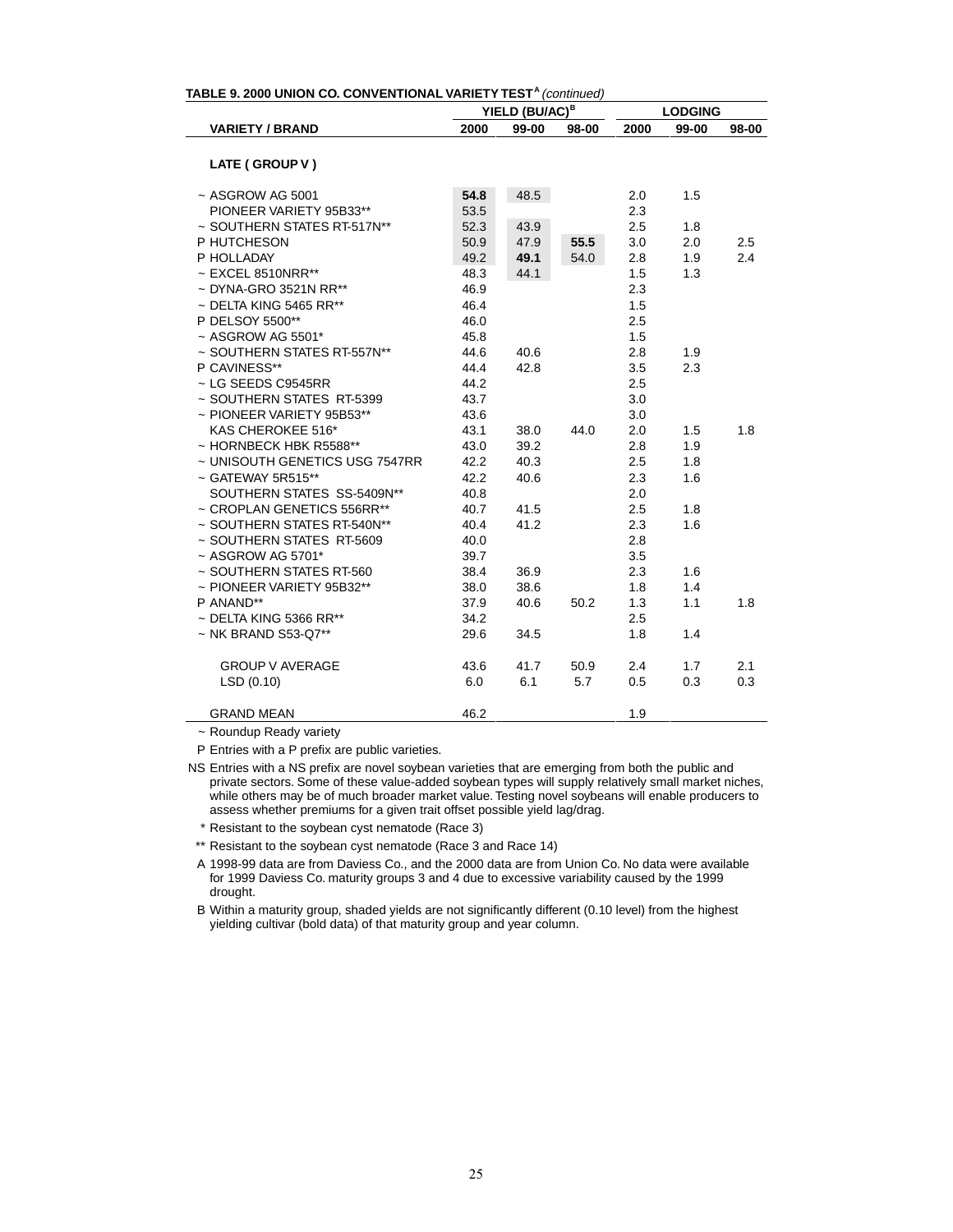**TABLE 9. 2000 UNION CO. CONVENTIONAL VARIETY TEST[A]** *(continued)*

| VARIETY / BRAND | YIELD (BU/AC)[B] | | | LODGING | | |
|---|---|---|---|---|---|---|
| | 2000 | 99-00 | 98-00 | 2000 | 99-00 | 98-00 |
| **LATE ( GROUP V )** | | | | | | |
| ~ ASGROW AG 5001 | **54.8** | 48.5 | | 2.0 | 1.5 | |
| PIONEER VARIETY 95B33** | 53.5 | | | 2.3 | | |
| ~ SOUTHERN STATES RT-517N** | 52.3 | 43.9 | | 2.5 | 1.8 | |
| P HUTCHESON | 50.9 | 47.9 | **55.5** | 3.0 | 2.0 | 2.5 |
| P HOLLADAY | 49.2 | **49.1** | 54.0 | 2.8 | 1.9 | 2.4 |
| ~ EXCEL 8510NRR** | 48.3 | 44.1 | | 1.5 | 1.3 | |
| ~ DYNA-GRO 3521N RR** | 46.9 | | | 2.3 | | |
| ~ DELTA KING 5465 RR** | 46.4 | | | 1.5 | | |
| P DELSOY 5500** | 46.0 | | | 2.5 | | |
| ~ ASGROW AG 5501* | 45.8 | | | 1.5 | | |
| ~ SOUTHERN STATES RT-557N** | 44.6 | 40.6 | | 2.8 | 1.9 | |
| P CAVINESS** | 44.4 | 42.8 | | 3.5 | 2.3 | |
| ~ LG SEEDS C9545RR | 44.2 | | | 2.5 | | |
| ~ SOUTHERN STATES RT-5399 | 43.7 | | | 3.0 | | |
| ~ PIONEER VARIETY 95B53** | 43.6 | | | 3.0 | | |
| KAS CHEROKEE 516* | 43.1 | 38.0 | 44.0 | 2.0 | 1.5 | 1.8 |
| ~ HORNBECK HBK R5588** | 43.0 | 39.2 | | 2.8 | 1.9 | |
| ~ UNISOUTH GENETICS USG 7547RR | 42.2 | 40.3 | | 2.5 | 1.8 | |
| ~ GATEWAY 5R515** | 42.2 | 40.6 | | 2.3 | 1.6 | |
| SOUTHERN STATES SS-5409N** | 40.8 | | | 2.0 | | |
| ~ CROPLAN GENETICS 556RR** | 40.7 | 41.5 | | 2.5 | 1.8 | |
| ~ SOUTHERN STATES RT-540N** | 40.4 | 41.2 | | 2.3 | 1.6 | |
| ~ SOUTHERN STATES RT-5609 | 40.0 | | | 2.8 | | |
| ~ ASGROW AG 5701* | 39.7 | | | 3.5 | | |
| ~ SOUTHERN STATES RT-560 | 38.4 | 36.9 | | 2.3 | 1.6 | |
| ~ PIONEER VARIETY 95B32** | 38.0 | 38.6 | | 1.8 | 1.4 | |
| P ANAND** | 37.9 | 40.6 | 50.2 | 1.3 | 1.1 | 1.8 |
| ~ DELTA KING 5366 RR** | 34.2 | | | 2.5 | | |
| ~ NK BRAND S53-Q7** | 29.6 | 34.5 | | 1.8 | 1.4 | |
| GROUP V AVERAGE | 43.6 | 41.7 | 50.9 | 2.4 | 1.7 | 2.1 |
| LSD (0.10) | 6.0 | 6.1 | 5.7 | 0.5 | 0.3 | 0.3 |
| GRAND MEAN | 46.2 | | | 1.9 | | |

~ Roundup Ready variety

P Entries with a P prefix are public varieties.

NS Entries with a NS prefix are novel soybean varieties that are emerging from both the public and private sectors. Some of these value-added soybean types will supply relatively small market niches, while others may be of much broader market value. Testing novel soybeans will enable producers to assess whether premiums for a given trait offset possible yield lag/drag.

\* Resistant to the soybean cyst nematode (Race 3)

\*\* Resistant to the soybean cyst nematode (Race 3 and Race 14)

A 1998-99 data are from Daviess Co., and the 2000 data are from Union Co. No data were available for 1999 Daviess Co. maturity groups 3 and 4 due to excessive variability caused by the 1999 drought.

B Within a maturity group, shaded yields are not significantly different (0.10 level) from the highest yielding cultivar (bold data) of that maturity group and year column.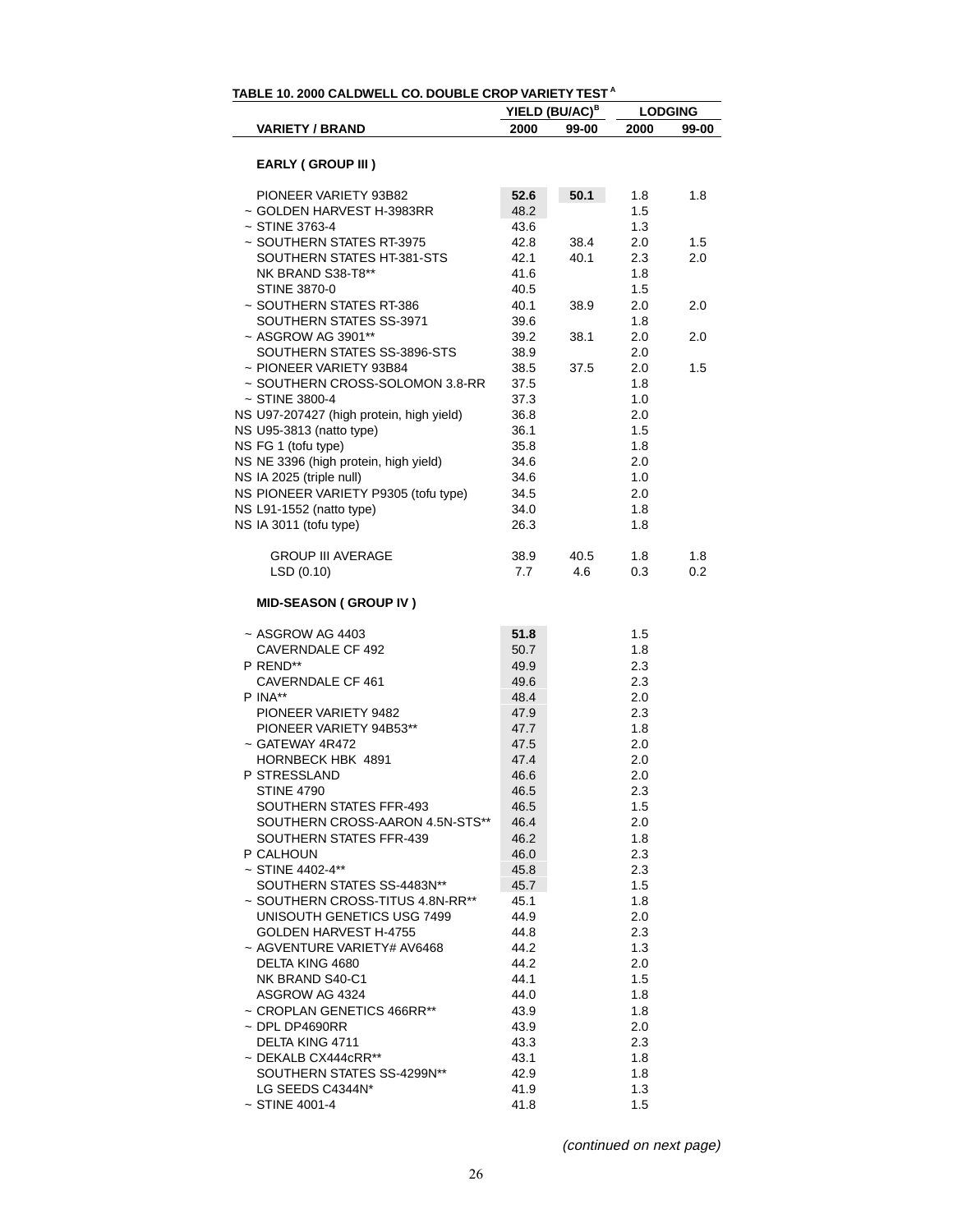**TABLE 10. 2000 CALDWELL CO. DOUBLE CROP VARIETY TEST [A]**

| VARIETY / BRAND | YIELD (BU/AC)[B] 2000 | YIELD (BU/AC)[B] 99-00 | LODGING 2000 | LODGING 99-00 |
|---|---|---|---|---|
| **EARLY ( GROUP III )** | | | | |
| PIONEER VARIETY 93B82 | **52.6** | **50.1** | 1.8 | 1.8 |
| ~ GOLDEN HARVEST H-3983RR | 48.2 | | 1.5 | |
| ~ STINE 3763-4 | 43.6 | | 1.3 | |
| ~ SOUTHERN STATES RT-3975 | 42.8 | 38.4 | 2.0 | 1.5 |
| SOUTHERN STATES HT-381-STS | 42.1 | 40.1 | 2.3 | 2.0 |
| NK BRAND S38-T8** | 41.6 | | 1.8 | |
| STINE 3870-0 | 40.5 | | 1.5 | |
| ~ SOUTHERN STATES RT-386 | 40.1 | 38.9 | 2.0 | 2.0 |
| SOUTHERN STATES SS-3971 | 39.6 | | 1.8 | |
| ~ ASGROW AG 3901** | 39.2 | 38.1 | 2.0 | 2.0 |
| SOUTHERN STATES SS-3896-STS | 38.9 | | 2.0 | |
| ~ PIONEER VARIETY 93B84 | 38.5 | 37.5 | 2.0 | 1.5 |
| ~ SOUTHERN CROSS-SOLOMON 3.8-RR | 37.5 | | 1.8 | |
| ~ STINE 3800-4 | 37.3 | | 1.0 | |
| NS U97-207427 (high protein, high yield) | 36.8 | | 2.0 | |
| NS U95-3813 (natto type) | 36.1 | | 1.5 | |
| NS FG 1 (tofu type) | 35.8 | | 1.8 | |
| NS NE 3396 (high protein, high yield) | 34.6 | | 2.0 | |
| NS IA 2025 (triple null) | 34.6 | | 1.0 | |
| NS PIONEER VARIETY P9305 (tofu type) | 34.5 | | 2.0 | |
| NS L91-1552 (natto type) | 34.0 | | 1.8 | |
| NS IA 3011 (tofu type) | 26.3 | | 1.8 | |
| GROUP III AVERAGE | 38.9 | 40.5 | 1.8 | 1.8 |
| LSD (0.10) | 7.7 | 4.6 | 0.3 | 0.2 |
| **MID-SEASON ( GROUP IV )** | | | | |
| ~ ASGROW AG 4403 | **51.8** | | 1.5 | |
| CAVERNDALE CF 492 | 50.7 | | 1.8 | |
| P REND** | 49.9 | | 2.3 | |
| CAVERNDALE CF 461 | 49.6 | | 2.3 | |
| P INA** | 48.4 | | 2.0 | |
| PIONEER VARIETY 9482 | 47.9 | | 2.3 | |
| PIONEER VARIETY 94B53** | 47.7 | | 1.8 | |
| ~ GATEWAY 4R472 | 47.5 | | 2.0 | |
| HORNBECK HBK 4891 | 47.4 | | 2.0 | |
| P STRESSLAND | 46.6 | | 2.0 | |
| STINE 4790 | 46.5 | | 2.3 | |
| SOUTHERN STATES FFR-493 | 46.5 | | 1.5 | |
| SOUTHERN CROSS-AARON 4.5N-STS** | 46.4 | | 2.0 | |
| SOUTHERN STATES FFR-439 | 46.2 | | 1.8 | |
| P CALHOUN | 46.0 | | 2.3 | |
| ~ STINE 4402-4** | 45.8 | | 2.3 | |
| SOUTHERN STATES SS-4483N** | 45.7 | | 1.5 | |
| ~ SOUTHERN CROSS-TITUS 4.8N-RR** | 45.1 | | 1.8 | |
| UNISOUTH GENETICS USG 7499 | 44.9 | | 2.0 | |
| GOLDEN HARVEST H-4755 | 44.8 | | 2.3 | |
| ~ AGVENTURE VARIETY# AV6468 | 44.2 | | 1.3 | |
| DELTA KING 4680 | 44.2 | | 2.0 | |
| NK BRAND S40-C1 | 44.1 | | 1.5 | |
| ASGROW AG 4324 | 44.0 | | 1.8 | |
| ~ CROPLAN GENETICS 466RR** | 43.9 | | 1.8 | |
| ~ DPL DP4690RR | 43.9 | | 2.0 | |
| DELTA KING 4711 | 43.3 | | 2.3 | |
| ~ DEKALB CX444cRR** | 43.1 | | 1.8 | |
| SOUTHERN STATES SS-4299N** | 42.9 | | 1.8 | |
| LG SEEDS C4344N* | 41.9 | | 1.3 | |
| ~ STINE 4001-4 | 41.8 | | 1.5 | |

*(continued on next page)*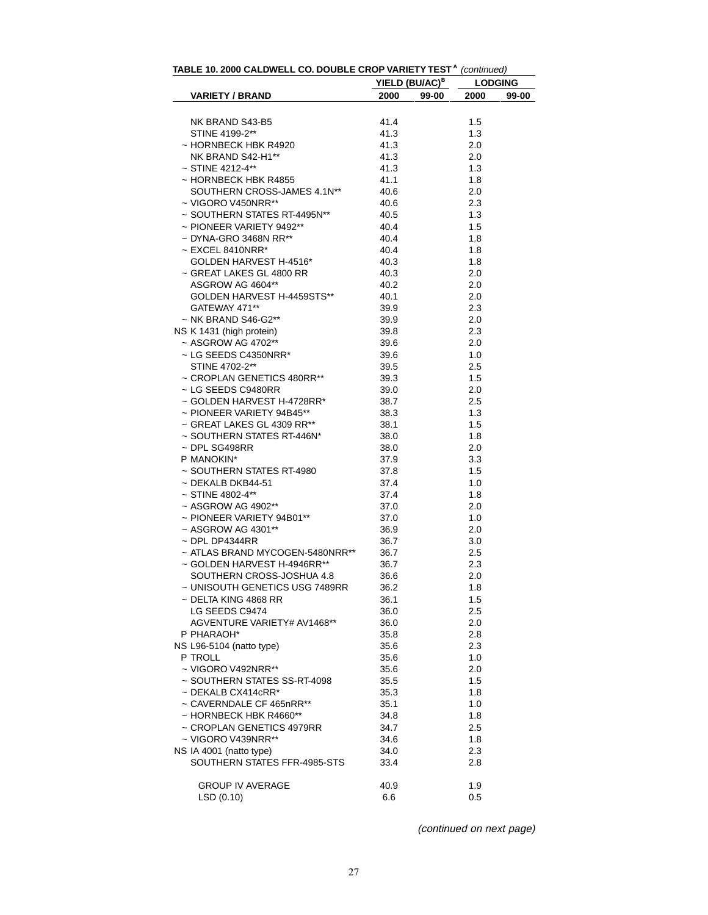**TABLE 10. 2000 CALDWELL CO. DOUBLE CROP VARIETY TEST [A]** *(continued)*

| VARIETY / BRAND | YIELD (BU/AC)[B] | | LODGING | |
|---|---|---|---|---|
| | 2000 | 99-00 | 2000 | 99-00 |
| NK BRAND S43-B5 | 41.4 | | 1.5 | |
| STINE 4199-2** | 41.3 | | 1.3 | |
| ~ HORNBECK HBK R4920 | 41.3 | | 2.0 | |
| NK BRAND S42-H1** | 41.3 | | 2.0 | |
| ~ STINE 4212-4** | 41.3 | | 1.3 | |
| ~ HORNBECK HBK R4855 | 41.1 | | 1.8 | |
| SOUTHERN CROSS-JAMES 4.1N** | 40.6 | | 2.0 | |
| ~ VIGORO V450NRR** | 40.6 | | 2.3 | |
| ~ SOUTHERN STATES RT-4495N** | 40.5 | | 1.3 | |
| ~ PIONEER VARIETY 9492** | 40.4 | | 1.5 | |
| ~ DYNA-GRO 3468N RR** | 40.4 | | 1.8 | |
| ~ EXCEL 8410NRR* | 40.4 | | 1.8 | |
| GOLDEN HARVEST H-4516* | 40.3 | | 1.8 | |
| ~ GREAT LAKES GL 4800 RR | 40.3 | | 2.0 | |
| ASGROW AG 4604** | 40.2 | | 2.0 | |
| GOLDEN HARVEST H-4459STS** | 40.1 | | 2.0 | |
| GATEWAY 471** | 39.9 | | 2.3 | |
| ~ NK BRAND S46-G2** | 39.9 | | 2.0 | |
| NS K 1431 (high protein) | 39.8 | | 2.3 | |
| ~ ASGROW AG 4702** | 39.6 | | 2.0 | |
| ~ LG SEEDS C4350NRR* | 39.6 | | 1.0 | |
| STINE 4702-2** | 39.5 | | 2.5 | |
| ~ CROPLAN GENETICS 480RR** | 39.3 | | 1.5 | |
| ~ LG SEEDS C9480RR | 39.0 | | 2.0 | |
| ~ GOLDEN HARVEST H-4728RR* | 38.7 | | 2.5 | |
| ~ PIONEER VARIETY 94B45** | 38.3 | | 1.3 | |
| ~ GREAT LAKES GL 4309 RR** | 38.1 | | 1.5 | |
| ~ SOUTHERN STATES RT-446N* | 38.0 | | 1.8 | |
| ~ DPL SG498RR | 38.0 | | 2.0 | |
| P MANOKIN* | 37.9 | | 3.3 | |
| ~ SOUTHERN STATES RT-4980 | 37.8 | | 1.5 | |
| ~ DEKALB DKB44-51 | 37.4 | | 1.0 | |
| ~ STINE 4802-4** | 37.4 | | 1.8 | |
| ~ ASGROW AG 4902** | 37.0 | | 2.0 | |
| ~ PIONEER VARIETY 94B01** | 37.0 | | 1.0 | |
| ~ ASGROW AG 4301** | 36.9 | | 2.0 | |
| ~ DPL DP4344RR | 36.7 | | 3.0 | |
| ~ ATLAS BRAND MYCOGEN-5480NRR** | 36.7 | | 2.5 | |
| ~ GOLDEN HARVEST H-4946RR** | 36.7 | | 2.3 | |
| SOUTHERN CROSS-JOSHUA 4.8 | 36.6 | | 2.0 | |
| ~ UNISOUTH GENETICS USG 7489RR | 36.2 | | 1.8 | |
| ~ DELTA KING 4868 RR | 36.1 | | 1.5 | |
| LG SEEDS C9474 | 36.0 | | 2.5 | |
| AGVENTURE VARIETY# AV1468** | 36.0 | | 2.0 | |
| P PHARAOH* | 35.8 | | 2.8 | |
| NS L96-5104 (natto type) | 35.6 | | 2.3 | |
| P TROLL | 35.6 | | 1.0 | |
| ~ VIGORO V492NRR** | 35.6 | | 2.0 | |
| ~ SOUTHERN STATES SS-RT-4098 | 35.5 | | 1.5 | |
| ~ DEKALB CX414cRR* | 35.3 | | 1.8 | |
| ~ CAVERNDALE CF 465nRR** | 35.1 | | 1.0 | |
| ~ HORNBECK HBK R4660** | 34.8 | | 1.8 | |
| ~ CROPLAN GENETICS 4979RR | 34.7 | | 2.5 | |
| ~ VIGORO V439NRR** | 34.6 | | 1.8 | |
| NS IA 4001 (natto type) | 34.0 | | 2.3 | |
| SOUTHERN STATES FFR-4985-STS | 33.4 | | 2.8 | |
| GROUP IV AVERAGE | 40.9 | | 1.9 | |
| LSD (0.10) | 6.6 | | 0.5 | |

*(continued on next page)*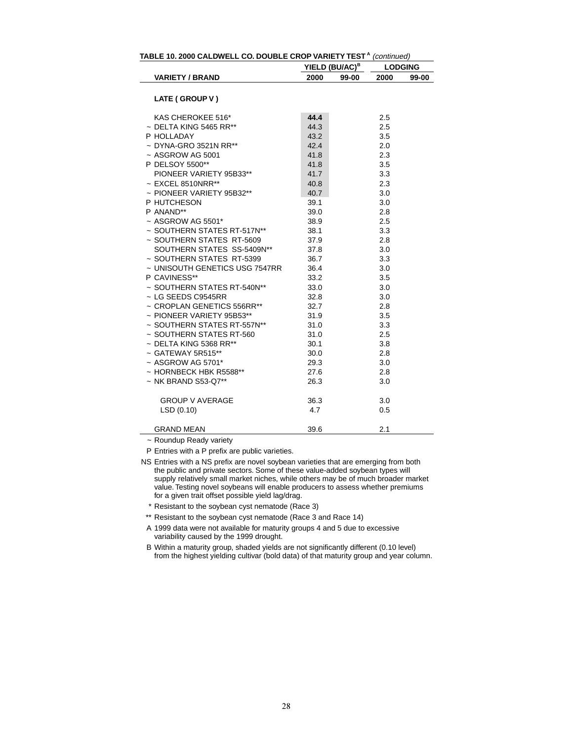**TABLE 10. 2000 CALDWELL CO. DOUBLE CROP VARIETY TEST [A]** *(continued)*

| VARIETY / BRAND | YIELD (BU/AC)[B] 2000 | YIELD (BU/AC)[B] 99-00 | LODGING 2000 | LODGING 99-00 |
|---|---|---|---|---|
| **LATE ( GROUP V )** | | | | |
| KAS CHEROKEE 516* | **44.4** | | 2.5 | |
| ~ DELTA KING 5465 RR** | 44.3 | | 2.5 | |
| P HOLLADAY | 43.2 | | 3.5 | |
| ~ DYNA-GRO 3521N RR** | 42.4 | | 2.0 | |
| ~ ASGROW AG 5001 | 41.8 | | 2.3 | |
| P DELSOY 5500** | 41.8 | | 3.5 | |
| PIONEER VARIETY 95B33** | 41.7 | | 3.3 | |
| ~ EXCEL 8510NRR** | 40.8 | | 2.3 | |
| ~ PIONEER VARIETY 95B32** | 40.7 | | 3.0 | |
| P HUTCHESON | 39.1 | | 3.0 | |
| P ANAND** | 39.0 | | 2.8 | |
| ~ ASGROW AG 5501* | 38.9 | | 2.5 | |
| ~ SOUTHERN STATES RT-517N** | 38.1 | | 3.3 | |
| ~ SOUTHERN STATES RT-5609 | 37.9 | | 2.8 | |
| SOUTHERN STATES SS-5409N** | 37.8 | | 3.0 | |
| ~ SOUTHERN STATES RT-5399 | 36.7 | | 3.3 | |
| ~ UNISOUTH GENETICS USG 7547RR | 36.4 | | 3.0 | |
| P CAVINESS** | 33.2 | | 3.5 | |
| ~ SOUTHERN STATES RT-540N** | 33.0 | | 3.0 | |
| ~ LG SEEDS C9545RR | 32.8 | | 3.0 | |
| ~ CROPLAN GENETICS 556RR** | 32.7 | | 2.8 | |
| ~ PIONEER VARIETY 95B53** | 31.9 | | 3.5 | |
| ~ SOUTHERN STATES RT-557N** | 31.0 | | 3.3 | |
| ~ SOUTHERN STATES RT-560 | 31.0 | | 2.5 | |
| ~ DELTA KING 5368 RR** | 30.1 | | 3.8 | |
| ~ GATEWAY 5R515** | 30.0 | | 2.8 | |
| ~ ASGROW AG 5701* | 29.3 | | 3.0 | |
| ~ HORNBECK HBK R5588** | 27.6 | | 2.8 | |
| ~ NK BRAND S53-Q7** | 26.3 | | 3.0 | |
| GROUP V AVERAGE | 36.3 | | 3.0 | |
| LSD (0.10) | 4.7 | | 0.5 | |
| GRAND MEAN | 39.6 | | 2.1 | |

~ Roundup Ready variety

P Entries with a P prefix are public varieties.

NS Entries with a NS prefix are novel soybean varieties that are emerging from both the public and private sectors. Some of these value-added soybean types will supply relatively small market niches, while others may be of much broader market value. Testing novel soybeans will enable producers to assess whether premiums for a given trait offset possible yield lag/drag.

\* Resistant to the soybean cyst nematode (Race 3)

** Resistant to the soybean cyst nematode (Race 3 and Race 14)

A 1999 data were not available for maturity groups 4 and 5 due to excessive variability caused by the 1999 drought.

B Within a maturity group, shaded yields are not significantly different (0.10 level) from the highest yielding cultivar (bold data) of that maturity group and year column.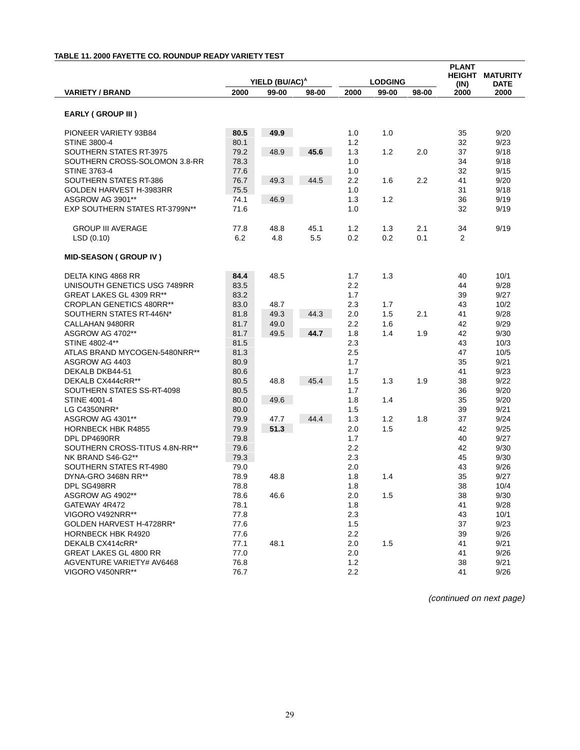**TABLE 11. 2000 FAYETTE CO. ROUNDUP READY VARIETY TEST**

| VARIETY / BRAND | YIELD (BU/AC)[A] | | | LODGING | | | PLANT HEIGHT (IN) | MATURITY DATE |
|---|---|---|---|---|---|---|---|---|
| | 2000 | 99-00 | 98-00 | 2000 | 99-00 | 98-00 | 2000 | 2000 |
| **EARLY ( GROUP III )** | | | | | | | | |
| PIONEER VARIETY 93B84 | **80.5** | **49.9** | | 1.0 | 1.0 | | 35 | 9/20 |
| STINE 3800-4 | 80.1 | | | 1.2 | | | 32 | 9/23 |
| SOUTHERN STATES RT-3975 | 79.2 | 48.9 | **45.6** | 1.3 | 1.2 | 2.0 | 37 | 9/18 |
| SOUTHERN CROSS-SOLOMON 3.8-RR | 78.3 | | | 1.0 | | | 34 | 9/18 |
| STINE 3763-4 | 77.6 | | | 1.0 | | | 32 | 9/15 |
| SOUTHERN STATES RT-386 | 76.7 | 49.3 | 44.5 | 2.2 | 1.6 | 2.2 | 41 | 9/20 |
| GOLDEN HARVEST H-3983RR | 75.5 | | | 1.0 | | | 31 | 9/18 |
| ASGROW AG 3901** | 74.1 | 46.9 | | 1.3 | 1.2 | | 36 | 9/19 |
| EXP SOUTHERN STATES RT-3799N** | 71.6 | | | 1.0 | | | 32 | 9/19 |
| GROUP III AVERAGE | 77.8 | 48.8 | 45.1 | 1.2 | 1.3 | 2.1 | 34 | 9/19 |
| LSD (0.10) | 6.2 | 4.8 | 5.5 | 0.2 | 0.2 | 0.1 | 2 | |
| **MID-SEASON ( GROUP IV )** | | | | | | | | |
| DELTA KING 4868 RR | **84.4** | 48.5 | | 1.7 | 1.3 | | 40 | 10/1 |
| UNISOUTH GENETICS USG 7489RR | 83.5 | | | 2.2 | | | 44 | 9/28 |
| GREAT LAKES GL 4309 RR** | 83.2 | | | 1.7 | | | 39 | 9/27 |
| CROPLAN GENETICS 480RR** | 83.0 | 48.7 | | 2.3 | 1.7 | | 43 | 10/2 |
| SOUTHERN STATES RT-446N* | 81.8 | 49.3 | 44.3 | 2.0 | 1.5 | 2.1 | 41 | 9/28 |
| CALLAHAN 9480RR | 81.7 | 49.0 | | 2.2 | 1.6 | | 42 | 9/29 |
| ASGROW AG 4702** | 81.7 | 49.5 | **44.7** | 1.8 | 1.4 | 1.9 | 42 | 9/30 |
| STINE 4802-4** | 81.5 | | | 2.3 | | | 43 | 10/3 |
| ATLAS BRAND MYCOGEN-5480NRR** | 81.3 | | | 2.5 | | | 47 | 10/5 |
| ASGROW AG 4403 | 80.9 | | | 1.7 | | | 35 | 9/21 |
| DEKALB DKB44-51 | 80.6 | | | 1.7 | | | 41 | 9/23 |
| DEKALB CX444cRR** | 80.5 | 48.8 | 45.4 | 1.5 | 1.3 | 1.9 | 38 | 9/22 |
| SOUTHERN STATES SS-RT-4098 | 80.5 | | | 1.7 | | | 36 | 9/20 |
| STINE 4001-4 | 80.0 | 49.6 | | 1.8 | 1.4 | | 35 | 9/20 |
| LG C4350NRR* | 80.0 | | | 1.5 | | | 39 | 9/21 |
| ASGROW AG 4301** | 79.9 | 47.7 | 44.4 | 1.3 | 1.2 | 1.8 | 37 | 9/24 |
| HORNBECK HBK R4855 | 79.9 | **51.3** | | 2.0 | 1.5 | | 42 | 9/25 |
| DPL DP4690RR | 79.8 | | | 1.7 | | | 40 | 9/27 |
| SOUTHERN CROSS-TITUS 4.8N-RR** | 79.6 | | | 2.2 | | | 42 | 9/30 |
| NK BRAND S46-G2** | 79.3 | | | 2.3 | | | 45 | 9/30 |
| SOUTHERN STATES RT-4980 | 79.0 | | | 2.0 | | | 43 | 9/26 |
| DYNA-GRO 3468N RR** | 78.9 | 48.8 | | 1.8 | 1.4 | | 35 | 9/27 |
| DPL SG498RR | 78.8 | | | 1.8 | | | 38 | 10/4 |
| ASGROW AG 4902** | 78.6 | 46.6 | | 2.0 | 1.5 | | 38 | 9/30 |
| GATEWAY 4R472 | 78.1 | | | 1.8 | | | 41 | 9/28 |
| VIGORO V492NRR** | 77.8 | | | 2.3 | | | 43 | 10/1 |
| GOLDEN HARVEST H-4728RR* | 77.6 | | | 1.5 | | | 37 | 9/23 |
| HORNBECK HBK R4920 | 77.6 | | | 2.2 | | | 39 | 9/26 |
| DEKALB CX414cRR* | 77.1 | 48.1 | | 2.0 | 1.5 | | 41 | 9/21 |
| GREAT LAKES GL 4800 RR | 77.0 | | | 2.0 | | | 41 | 9/26 |
| AGVENTURE VARIETY# AV6468 | 76.8 | | | 1.2 | | | 38 | 9/21 |
| VIGORO V450NRR** | 76.7 | | | 2.2 | | | 41 | 9/26 |

*(continued on next page)*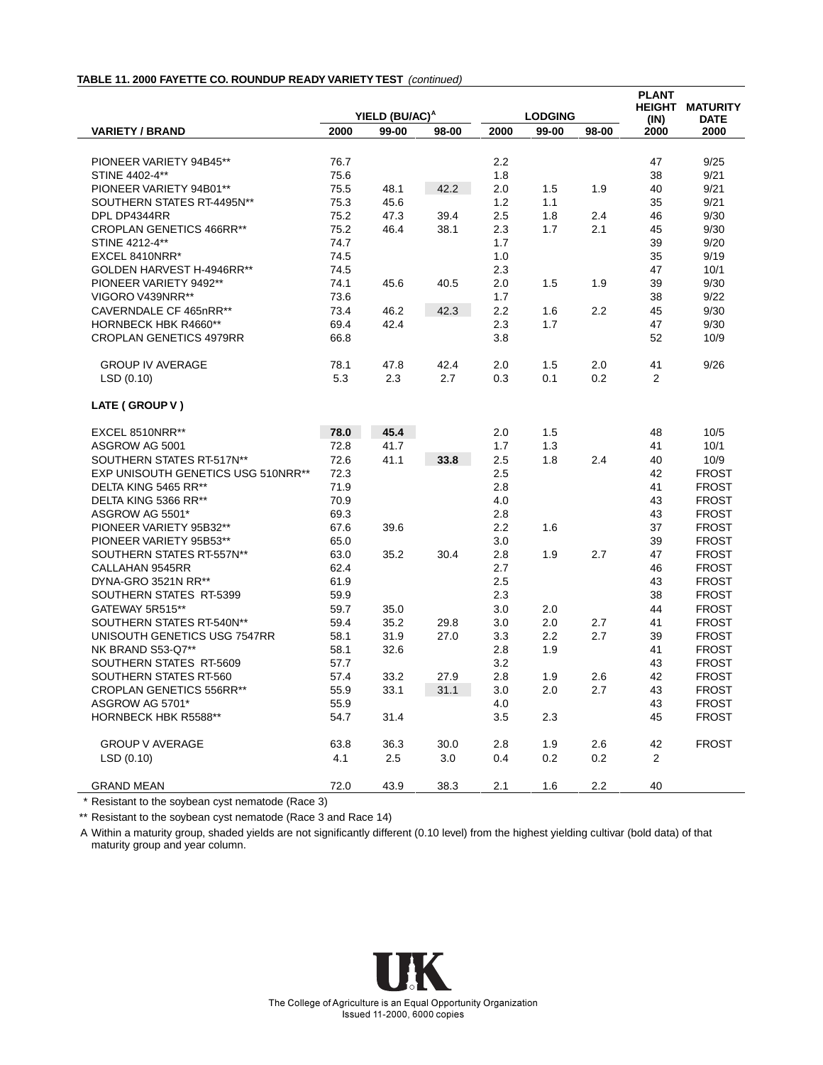**TABLE 11. 2000 FAYETTE CO. ROUNDUP READY VARIETY TEST** *(continued)*

| VARIETY / BRAND | YIELD (BU/AC)[A] 2000 | YIELD 99-00 | YIELD 98-00 | LODGING 2000 | LODGING 99-00 | LODGING 98-00 | PLANT HEIGHT (IN) 2000 | MATURITY DATE 2000 |
|---|---|---|---|---|---|---|---|---|
| PIONEER VARIETY 94B45** | 76.7 | | | 2.2 | | | 47 | 9/25 |
| STINE 4402-4** | 75.6 | | | 1.8 | | | 38 | 9/21 |
| PIONEER VARIETY 94B01** | 75.5 | 48.1 | 42.2 | 2.0 | 1.5 | 1.9 | 40 | 9/21 |
| SOUTHERN STATES RT-4495N** | 75.3 | 45.6 | | 1.2 | 1.1 | | 35 | 9/21 |
| DPL DP4344RR | 75.2 | 47.3 | 39.4 | 2.5 | 1.8 | 2.4 | 46 | 9/30 |
| CROPLAN GENETICS 466RR** | 75.2 | 46.4 | 38.1 | 2.3 | 1.7 | 2.1 | 45 | 9/30 |
| STINE 4212-4** | 74.7 | | | 1.7 | | | 39 | 9/20 |
| EXCEL 8410NRR* | 74.5 | | | 1.0 | | | 35 | 9/19 |
| GOLDEN HARVEST H-4946RR** | 74.5 | | | 2.3 | | | 47 | 10/1 |
| PIONEER VARIETY 9492** | 74.1 | 45.6 | 40.5 | 2.0 | 1.5 | 1.9 | 39 | 9/30 |
| VIGORO V439NRR** | 73.6 | | | 1.7 | | | 38 | 9/22 |
| CAVERNDALE CF 465nRR** | 73.4 | 46.2 | 42.3 | 2.2 | 1.6 | 2.2 | 45 | 9/30 |
| HORNBECK HBK R4660** | 69.4 | 42.4 | | 2.3 | 1.7 | | 47 | 9/30 |
| CROPLAN GENETICS 4979RR | 66.8 | | | 3.8 | | | 52 | 10/9 |
| GROUP IV AVERAGE | 78.1 | 47.8 | 42.4 | 2.0 | 1.5 | 2.0 | 41 | 9/26 |
| LSD (0.10) | 5.3 | 2.3 | 2.7 | 0.3 | 0.1 | 0.2 | 2 | |
| **LATE ( GROUP V )** | | | | | | | | |
| EXCEL 8510NRR** | **78.0** | **45.4** | | 2.0 | 1.5 | | 48 | 10/5 |
| ASGROW AG 5001 | 72.8 | 41.7 | | 1.7 | 1.3 | | 41 | 10/1 |
| SOUTHERN STATES RT-517N** | 72.6 | 41.1 | **33.8** | 2.5 | 1.8 | 2.4 | 40 | 10/9 |
| EXP UNISOUTH GENETICS USG 510NRR** | 72.3 | | | 2.5 | | | 42 | FROST |
| DELTA KING 5465 RR** | 71.9 | | | 2.8 | | | 41 | FROST |
| DELTA KING 5366 RR** | 70.9 | | | 4.0 | | | 43 | FROST |
| ASGROW AG 5501* | 69.3 | | | 2.8 | | | 43 | FROST |
| PIONEER VARIETY 95B32** | 67.6 | 39.6 | | 2.2 | 1.6 | | 37 | FROST |
| PIONEER VARIETY 95B53** | 65.0 | | | 3.0 | | | 39 | FROST |
| SOUTHERN STATES RT-557N** | 63.0 | 35.2 | 30.4 | 2.8 | 1.9 | 2.7 | 47 | FROST |
| CALLAHAN 9545RR | 62.4 | | | 2.7 | | | 46 | FROST |
| DYNA-GRO 3521N RR** | 61.9 | | | 2.5 | | | 43 | FROST |
| SOUTHERN STATES RT-5399 | 59.9 | | | 2.3 | | | 38 | FROST |
| GATEWAY 5R515** | 59.7 | 35.0 | | 3.0 | 2.0 | | 44 | FROST |
| SOUTHERN STATES RT-540N** | 59.4 | 35.2 | 29.8 | 3.0 | 2.0 | 2.7 | 41 | FROST |
| UNISOUTH GENETICS USG 7547RR | 58.1 | 31.9 | 27.0 | 3.3 | 2.2 | 2.7 | 39 | FROST |
| NK BRAND S53-Q7** | 58.1 | 32.6 | | 2.8 | 1.9 | | 41 | FROST |
| SOUTHERN STATES RT-5609 | 57.7 | | | 3.2 | | | 43 | FROST |
| SOUTHERN STATES RT-560 | 57.4 | 33.2 | 27.9 | 2.8 | 1.9 | 2.6 | 42 | FROST |
| CROPLAN GENETICS 556RR** | 55.9 | 33.1 | 31.1 | 3.0 | 2.0 | 2.7 | 43 | FROST |
| ASGROW AG 5701* | 55.9 | | | 4.0 | | | 43 | FROST |
| HORNBECK HBK R5588** | 54.7 | 31.4 | | 3.5 | 2.3 | | 45 | FROST |
| GROUP V AVERAGE | 63.8 | 36.3 | 30.0 | 2.8 | 1.9 | 2.6 | 42 | FROST |
| LSD (0.10) | 4.1 | 2.5 | 3.0 | 0.4 | 0.2 | 0.2 | 2 | |
| GRAND MEAN | 72.0 | 43.9 | 38.3 | 2.1 | 1.6 | 2.2 | 40 | |

\* Resistant to the soybean cyst nematode (Race 3)

** Resistant to the soybean cyst nematode (Race 3 and Race 14)

A Within a maturity group, shaded yields are not significantly different (0.10 level) from the highest yielding cultivar (bold data) of that maturity group and year column.

The College of Agriculture is an Equal Opportunity Organization
Issued 11-2000, 6000 copies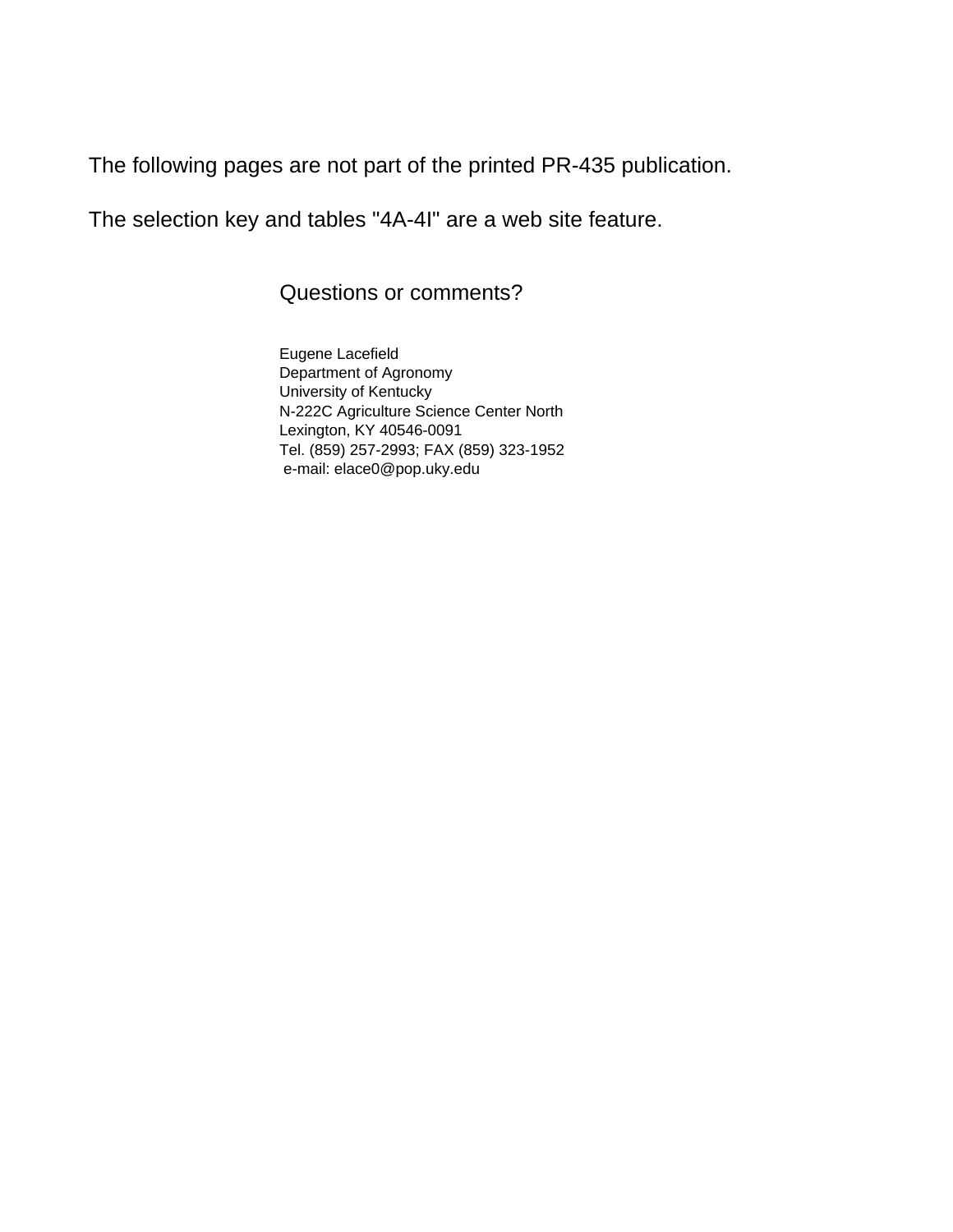The following pages are not part of the printed PR-435 publication.

The selection key and tables "4A-4I" are a web site feature.

Questions or comments?

Eugene Lacefield
Department of Agronomy
University of Kentucky
N-222C Agriculture Science Center North
Lexington, KY 40546-0091
Tel. (859) 257-2993; FAX (859) 323-1952
e-mail: elace0@pop.uky.edu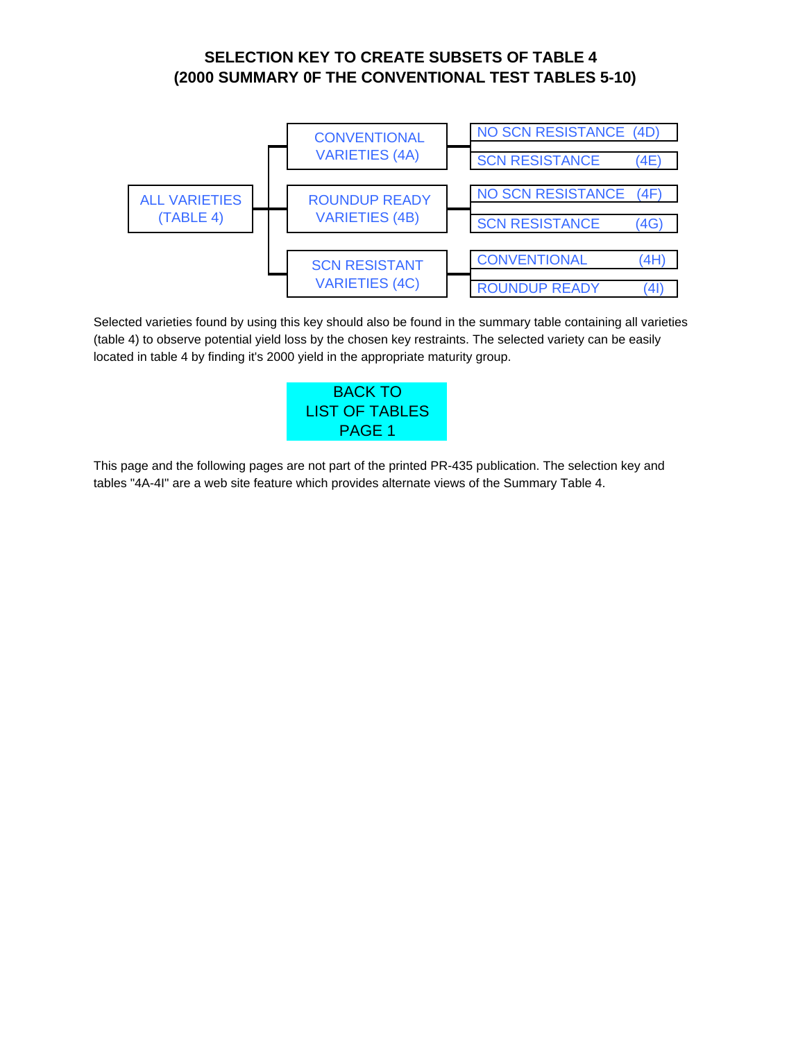# SELECTION KEY TO CREATE SUBSETS OF TABLE 4
## (2000 SUMMARY 0F THE CONVENTIONAL TEST TABLES 5-10)

- ALL VARIETIES (TABLE 4)
  - CONVENTIONAL VARIETIES (4A)
    - NO SCN RESISTANCE (4D)
    - SCN RESISTANCE (4E)
  - ROUNDUP READY VARIETIES (4B)
    - NO SCN RESISTANCE (4F)
    - SCN RESISTANCE (4G)
  - SCN RESISTANT VARIETIES (4C)
    - CONVENTIONAL (4H)
    - ROUNDUP READY (4I)

Selected varieties found by using this key should also be found in the summary table containing all varieties (table 4) to observe potential yield loss by the chosen key restraints. The selected variety can be easily located in table 4 by finding it's 2000 yield in the appropriate maturity group.

BACK TO LIST OF TABLES PAGE 1

This page and the following pages are not part of the printed PR-435 publication. The selection key and tables "4A-4I" are a web site feature which provides alternate views of the Summary Table 4.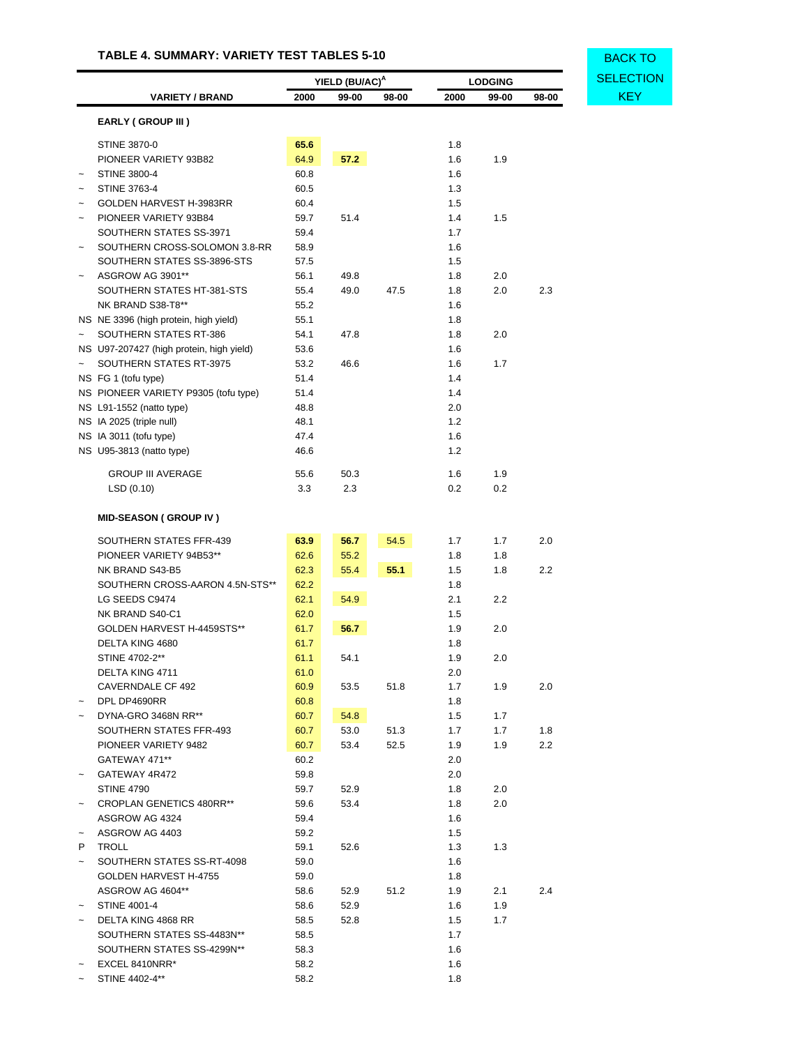## TABLE 4. SUMMARY: VARIETY TEST TABLES 5-10

BACK TO SELECTION KEY

| | VARIETY / BRAND | YIELD (BU/AC)[A] 2000 | YIELD (BU/AC)[A] 99-00 | YIELD (BU/AC)[A] 98-00 | LODGING 2000 | LODGING 99-00 | LODGING 98-00 |
|---|---|---|---|---|---|---|---|
| | **EARLY ( GROUP III )** | | | | | | |
| | STINE 3870-0 | **65.6** | | | 1.8 | | |
| | PIONEER VARIETY 93B82 | 64.9 | **57.2** | | 1.6 | 1.9 | |
| ~ | STINE 3800-4 | 60.8 | | | 1.6 | | |
| ~ | STINE 3763-4 | 60.5 | | | 1.3 | | |
| ~ | GOLDEN HARVEST H-3983RR | 60.4 | | | 1.5 | | |
| ~ | PIONEER VARIETY 93B84 | 59.7 | 51.4 | | 1.4 | 1.5 | |
| | SOUTHERN STATES SS-3971 | 59.4 | | | 1.7 | | |
| ~ | SOUTHERN CROSS-SOLOMON 3.8-RR | 58.9 | | | 1.6 | | |
| | SOUTHERN STATES SS-3896-STS | 57.5 | | | 1.5 | | |
| ~ | ASGROW AG 3901** | 56.1 | 49.8 | | 1.8 | 2.0 | |
| | SOUTHERN STATES HT-381-STS | 55.4 | 49.0 | 47.5 | 1.8 | 2.0 | 2.3 |
| | NK BRAND S38-T8** | 55.2 | | | 1.6 | | |
| NS | NE 3396 (high protein, high yield) | 55.1 | | | 1.8 | | |
| ~ | SOUTHERN STATES RT-386 | 54.1 | 47.8 | | 1.8 | 2.0 | |
| NS | U97-207427 (high protein, high yield) | 53.6 | | | 1.6 | | |
| ~ | SOUTHERN STATES RT-3975 | 53.2 | 46.6 | | 1.6 | 1.7 | |
| NS | FG 1 (tofu type) | 51.4 | | | 1.4 | | |
| NS | PIONEER VARIETY P9305 (tofu type) | 51.4 | | | 1.4 | | |
| NS | L91-1552 (natto type) | 48.8 | | | 2.0 | | |
| NS | IA 2025 (triple null) | 48.1 | | | 1.2 | | |
| NS | IA 3011 (tofu type) | 47.4 | | | 1.6 | | |
| NS | U95-3813 (natto type) | 46.6 | | | 1.2 | | |
| | GROUP III AVERAGE | 55.6 | 50.3 | | 1.6 | 1.9 | |
| | LSD (0.10) | 3.3 | 2.3 | | 0.2 | 0.2 | |
| | **MID-SEASON ( GROUP IV )** | | | | | | |
| | SOUTHERN STATES FFR-439 | **63.9** | **56.7** | 54.5 | 1.7 | 1.7 | 2.0 |
| | PIONEER VARIETY 94B53** | 62.6 | 55.2 | | 1.8 | 1.8 | |
| | NK BRAND S43-B5 | 62.3 | 55.4 | **55.1** | 1.5 | 1.8 | 2.2 |
| | SOUTHERN CROSS-AARON 4.5N-STS** | 62.2 | | | 1.8 | | |
| | LG SEEDS C9474 | 62.1 | 54.9 | | 2.1 | 2.2 | |
| | NK BRAND S40-C1 | 62.0 | | | 1.5 | | |
| | GOLDEN HARVEST H-4459STS** | 61.7 | **56.7** | | 1.9 | 2.0 | |
| | DELTA KING 4680 | 61.7 | | | 1.8 | | |
| | STINE 4702-2** | 61.1 | 54.1 | | 1.9 | 2.0 | |
| | DELTA KING 4711 | 61.0 | | | 2.0 | | |
| | CAVERNDALE CF 492 | 60.9 | 53.5 | 51.8 | 1.7 | 1.9 | 2.0 |
| ~ | DPL DP4690RR | 60.8 | | | 1.8 | | |
| ~ | DYNA-GRO 3468N RR** | 60.7 | 54.8 | | 1.5 | 1.7 | |
| | SOUTHERN STATES FFR-493 | 60.7 | 53.0 | 51.3 | 1.7 | 1.7 | 1.8 |
| | PIONEER VARIETY 9482 | 60.7 | 53.4 | 52.5 | 1.9 | 1.9 | 2.2 |
| | GATEWAY 471** | 60.2 | | | 2.0 | | |
| ~ | GATEWAY 4R472 | 59.8 | | | 2.0 | | |
| | STINE 4790 | 59.7 | 52.9 | | 1.8 | 2.0 | |
| ~ | CROPLAN GENETICS 480RR** | 59.6 | 53.4 | | 1.8 | 2.0 | |
| | ASGROW AG 4324 | 59.4 | | | 1.6 | | |
| ~ | ASGROW AG 4403 | 59.2 | | | 1.5 | | |
| P | TROLL | 59.1 | 52.6 | | 1.3 | 1.3 | |
| ~ | SOUTHERN STATES SS-RT-4098 | 59.0 | | | 1.6 | | |
| | GOLDEN HARVEST H-4755 | 59.0 | | | 1.8 | | |
| | ASGROW AG 4604** | 58.6 | 52.9 | 51.2 | 1.9 | 2.1 | 2.4 |
| ~ | STINE 4001-4 | 58.6 | 52.9 | | 1.6 | 1.9 | |
| ~ | DELTA KING 4868 RR | 58.5 | 52.8 | | 1.5 | 1.7 | |
| | SOUTHERN STATES SS-4483N** | 58.5 | | | 1.7 | | |
| | SOUTHERN STATES SS-4299N** | 58.3 | | | 1.6 | | |
| ~ | EXCEL 8410NRR* | 58.2 | | | 1.6 | | |
| ~ | STINE 4402-4** | 58.2 | | | 1.8 | | |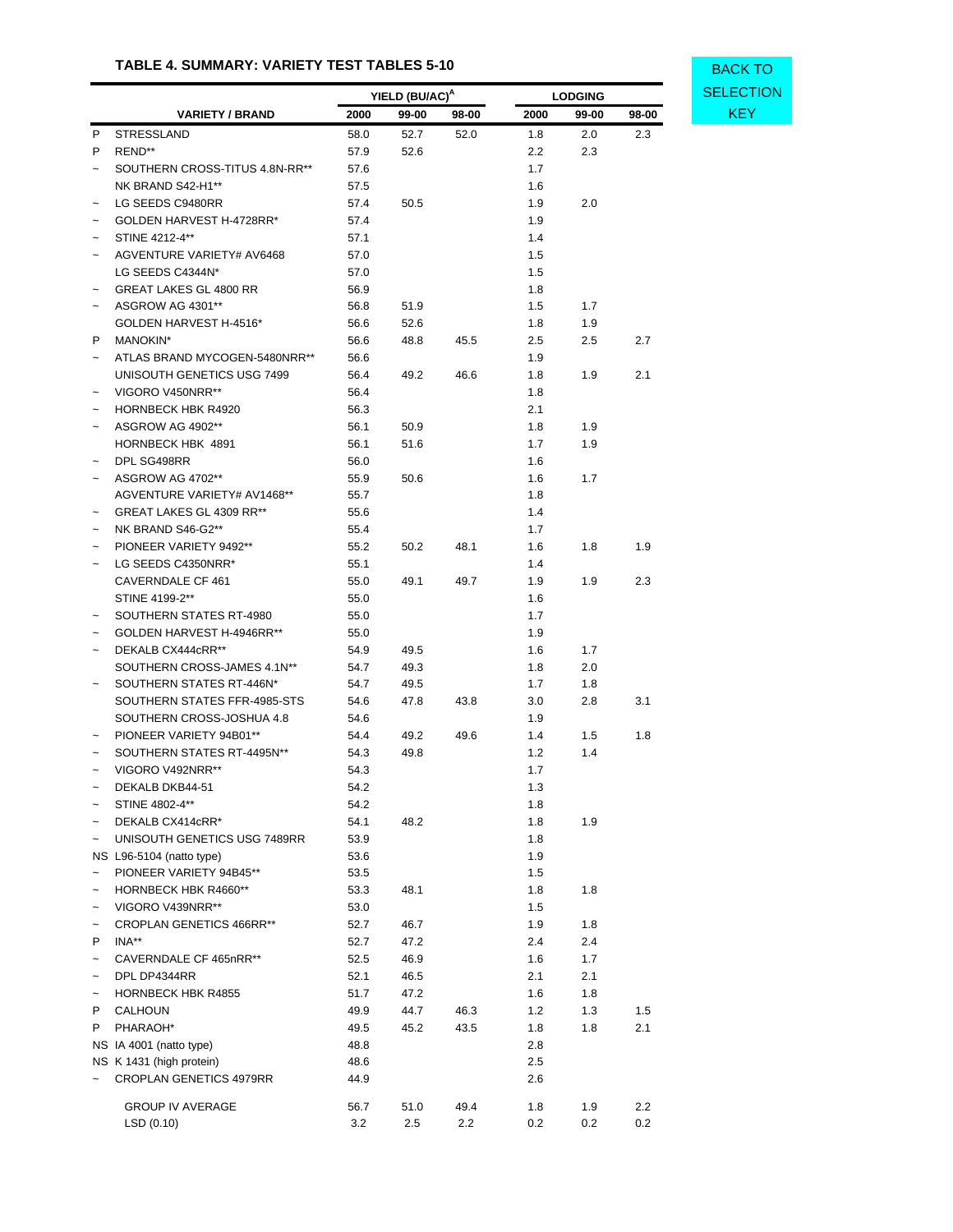### TABLE 4. SUMMARY: VARIETY TEST TABLES 5-10

BACK TO SELECTION KEY

| | VARIETY / BRAND | YIELD (BU/AC)[A] | | | LODGING | | |
|---|---|---|---|---|---|---|---|
| | | 2000 | 99-00 | 98-00 | 2000 | 99-00 | 98-00 |
| P | STRESSLAND | 58.0 | 52.7 | 52.0 | 1.8 | 2.0 | 2.3 |
| P | REND** | 57.9 | 52.6 | | 2.2 | 2.3 | |
| ~ | SOUTHERN CROSS-TITUS 4.8N-RR** | 57.6 | | | 1.7 | | |
| | NK BRAND S42-H1** | 57.5 | | | 1.6 | | |
| ~ | LG SEEDS C9480RR | 57.4 | 50.5 | | 1.9 | 2.0 | |
| ~ | GOLDEN HARVEST H-4728RR* | 57.4 | | | 1.9 | | |
| ~ | STINE 4212-4** | 57.1 | | | 1.4 | | |
| ~ | AGVENTURE VARIETY# AV6468 | 57.0 | | | 1.5 | | |
| | LG SEEDS C4344N* | 57.0 | | | 1.5 | | |
| ~ | GREAT LAKES GL 4800 RR | 56.9 | | | 1.8 | | |
| ~ | ASGROW AG 4301** | 56.8 | 51.9 | | 1.5 | 1.7 | |
| | GOLDEN HARVEST H-4516* | 56.6 | 52.6 | | 1.8 | 1.9 | |
| P | MANOKIN* | 56.6 | 48.8 | 45.5 | 2.5 | 2.5 | 2.7 |
| ~ | ATLAS BRAND MYCOGEN-5480NRR** | 56.6 | | | 1.9 | | |
| | UNISOUTH GENETICS USG 7499 | 56.4 | 49.2 | 46.6 | 1.8 | 1.9 | 2.1 |
| ~ | VIGORO V450NRR** | 56.4 | | | 1.8 | | |
| ~ | HORNBECK HBK R4920 | 56.3 | | | 2.1 | | |
| ~ | ASGROW AG 4902** | 56.1 | 50.9 | | 1.8 | 1.9 | |
| | HORNBECK HBK 4891 | 56.1 | 51.6 | | 1.7 | 1.9 | |
| ~ | DPL SG498RR | 56.0 | | | 1.6 | | |
| ~ | ASGROW AG 4702** | 55.9 | 50.6 | | 1.6 | 1.7 | |
| | AGVENTURE VARIETY# AV1468** | 55.7 | | | 1.8 | | |
| ~ | GREAT LAKES GL 4309 RR** | 55.6 | | | 1.4 | | |
| ~ | NK BRAND S46-G2** | 55.4 | | | 1.7 | | |
| ~ | PIONEER VARIETY 9492** | 55.2 | 50.2 | 48.1 | 1.6 | 1.8 | 1.9 |
| ~ | LG SEEDS C4350NRR* | 55.1 | | | 1.4 | | |
| | CAVERNDALE CF 461 | 55.0 | 49.1 | 49.7 | 1.9 | 1.9 | 2.3 |
| | STINE 4199-2** | 55.0 | | | 1.6 | | |
| ~ | SOUTHERN STATES RT-4980 | 55.0 | | | 1.7 | | |
| ~ | GOLDEN HARVEST H-4946RR** | 55.0 | | | 1.9 | | |
| ~ | DEKALB CX444cRR** | 54.9 | 49.5 | | 1.6 | 1.7 | |
| | SOUTHERN CROSS-JAMES 4.1N** | 54.7 | 49.3 | | 1.8 | 2.0 | |
| ~ | SOUTHERN STATES RT-446N* | 54.7 | 49.5 | | 1.7 | 1.8 | |
| | SOUTHERN STATES FFR-4985-STS | 54.6 | 47.8 | 43.8 | 3.0 | 2.8 | 3.1 |
| | SOUTHERN CROSS-JOSHUA 4.8 | 54.6 | | | 1.9 | | |
| ~ | PIONEER VARIETY 94B01** | 54.4 | 49.2 | 49.6 | 1.4 | 1.5 | 1.8 |
| ~ | SOUTHERN STATES RT-4495N** | 54.3 | 49.8 | | 1.2 | 1.4 | |
| ~ | VIGORO V492NRR** | 54.3 | | | 1.7 | | |
| ~ | DEKALB DKB44-51 | 54.2 | | | 1.3 | | |
| ~ | STINE 4802-4** | 54.2 | | | 1.8 | | |
| ~ | DEKALB CX414cRR* | 54.1 | 48.2 | | 1.8 | 1.9 | |
| ~ | UNISOUTH GENETICS USG 7489RR | 53.9 | | | 1.8 | | |
| NS | L96-5104 (natto type) | 53.6 | | | 1.9 | | |
| ~ | PIONEER VARIETY 94B45** | 53.5 | | | 1.5 | | |
| ~ | HORNBECK HBK R4660** | 53.3 | 48.1 | | 1.8 | 1.8 | |
| ~ | VIGORO V439NRR** | 53.0 | | | 1.5 | | |
| ~ | CROPLAN GENETICS 466RR** | 52.7 | 46.7 | | 1.9 | 1.8 | |
| P | INA** | 52.7 | 47.2 | | 2.4 | 2.4 | |
| ~ | CAVERNDALE CF 465nRR** | 52.5 | 46.9 | | 1.6 | 1.7 | |
| ~ | DPL DP4344RR | 52.1 | 46.5 | | 2.1 | 2.1 | |
| ~ | HORNBECK HBK R4855 | 51.7 | 47.2 | | 1.6 | 1.8 | |
| P | CALHOUN | 49.9 | 44.7 | 46.3 | 1.2 | 1.3 | 1.5 |
| P | PHARAOH* | 49.5 | 45.2 | 43.5 | 1.8 | 1.8 | 2.1 |
| NS | IA 4001 (natto type) | 48.8 | | | 2.8 | | |
| NS | K 1431 (high protein) | 48.6 | | | 2.5 | | |
| ~ | CROPLAN GENETICS 4979RR | 44.9 | | | 2.6 | | |
| | GROUP IV AVERAGE | 56.7 | 51.0 | 49.4 | 1.8 | 1.9 | 2.2 |
| | LSD (0.10) | 3.2 | 2.5 | 2.2 | 0.2 | 0.2 | 0.2 |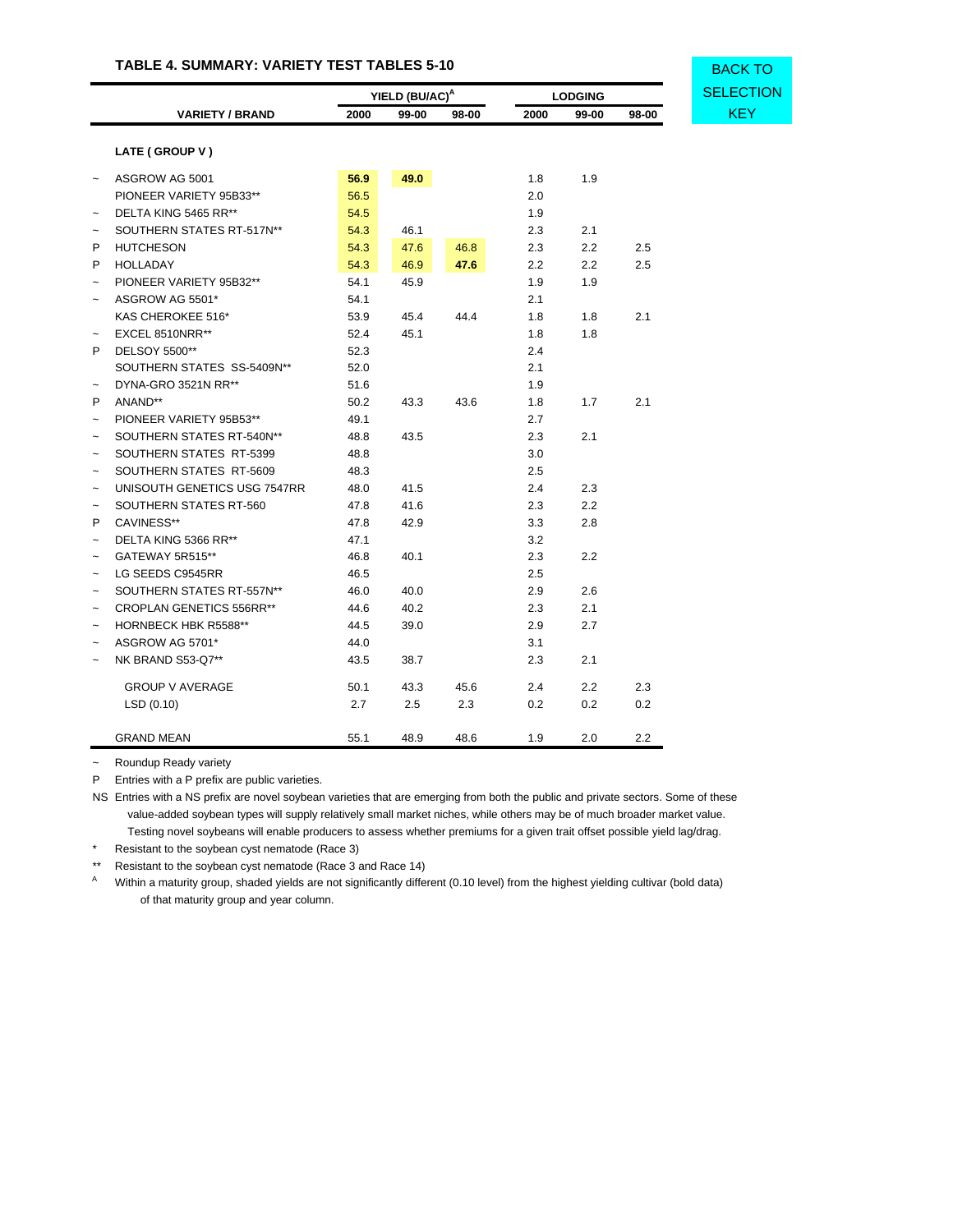### TABLE 4. SUMMARY: VARIETY TEST TABLES 5-10

BACK TO SELECTION KEY

| | VARIETY / BRAND | YIELD (BU/AC)[A] 2000 | YIELD (BU/AC)[A] 99-00 | YIELD (BU/AC)[A] 98-00 | LODGING 2000 | LODGING 99-00 | LODGING 98-00 |
|---|---|---|---|---|---|---|---|
| | **LATE ( GROUP V )** | | | | | | |
| ~ | ASGROW AG 5001 | **56.9** | **49.0** | | 1.8 | 1.9 | |
| | PIONEER VARIETY 95B33** | 56.5 | | | 2.0 | | |
| ~ | DELTA KING 5465 RR** | 54.5 | | | 1.9 | | |
| ~ | SOUTHERN STATES RT-517N** | 54.3 | 46.1 | | 2.3 | 2.1 | |
| P | HUTCHESON | 54.3 | 47.6 | 46.8 | 2.3 | 2.2 | 2.5 |
| P | HOLLADAY | 54.3 | 46.9 | **47.6** | 2.2 | 2.2 | 2.5 |
| ~ | PIONEER VARIETY 95B32** | 54.1 | 45.9 | | 1.9 | 1.9 | |
| ~ | ASGROW AG 5501* | 54.1 | | | 2.1 | | |
| | KAS CHEROKEE 516* | 53.9 | 45.4 | 44.4 | 1.8 | 1.8 | 2.1 |
| ~ | EXCEL 8510NRR** | 52.4 | 45.1 | | 1.8 | 1.8 | |
| P | DELSOY 5500** | 52.3 | | | 2.4 | | |
| | SOUTHERN STATES SS-5409N** | 52.0 | | | 2.1 | | |
| ~ | DYNA-GRO 3521N RR** | 51.6 | | | 1.9 | | |
| P | ANAND** | 50.2 | 43.3 | 43.6 | 1.8 | 1.7 | 2.1 |
| ~ | PIONEER VARIETY 95B53** | 49.1 | | | 2.7 | | |
| ~ | SOUTHERN STATES RT-540N** | 48.8 | 43.5 | | 2.3 | 2.1 | |
| ~ | SOUTHERN STATES RT-5399 | 48.8 | | | 3.0 | | |
| ~ | SOUTHERN STATES RT-5609 | 48.3 | | | 2.5 | | |
| ~ | UNISOUTH GENETICS USG 7547RR | 48.0 | 41.5 | | 2.4 | 2.3 | |
| ~ | SOUTHERN STATES RT-560 | 47.8 | 41.6 | | 2.3 | 2.2 | |
| P | CAVINESS** | 47.8 | 42.9 | | 3.3 | 2.8 | |
| ~ | DELTA KING 5366 RR** | 47.1 | | | 3.2 | | |
| ~ | GATEWAY 5R515** | 46.8 | 40.1 | | 2.3 | 2.2 | |
| ~ | LG SEEDS C9545RR | 46.5 | | | 2.5 | | |
| ~ | SOUTHERN STATES RT-557N** | 46.0 | 40.0 | | 2.9 | 2.6 | |
| ~ | CROPLAN GENETICS 556RR** | 44.6 | 40.2 | | 2.3 | 2.1 | |
| ~ | HORNBECK HBK R5588** | 44.5 | 39.0 | | 2.9 | 2.7 | |
| ~ | ASGROW AG 5701* | 44.0 | | | 3.1 | | |
| ~ | NK BRAND S53-Q7** | 43.5 | 38.7 | | 2.3 | 2.1 | |
| | GROUP V AVERAGE | 50.1 | 43.3 | 45.6 | 2.4 | 2.2 | 2.3 |
| | LSD (0.10) | 2.7 | 2.5 | 2.3 | 0.2 | 0.2 | 0.2 |
| | GRAND MEAN | 55.1 | 48.9 | 48.6 | 1.9 | 2.0 | 2.2 |

~ Roundup Ready variety

P Entries with a P prefix are public varieties.

NS Entries with a NS prefix are novel soybean varieties that are emerging from both the public and private sectors. Some of these value-added soybean types will supply relatively small market niches, while others may be of much broader market value. Testing novel soybeans will enable producers to assess whether premiums for a given trait offset possible yield lag/drag.

\* Resistant to the soybean cyst nematode (Race 3)

\*\* Resistant to the soybean cyst nematode (Race 3 and Race 14)

[A] Within a maturity group, shaded yields are not significantly different (0.10 level) from the highest yielding cultivar (bold data) of that maturity group and year column.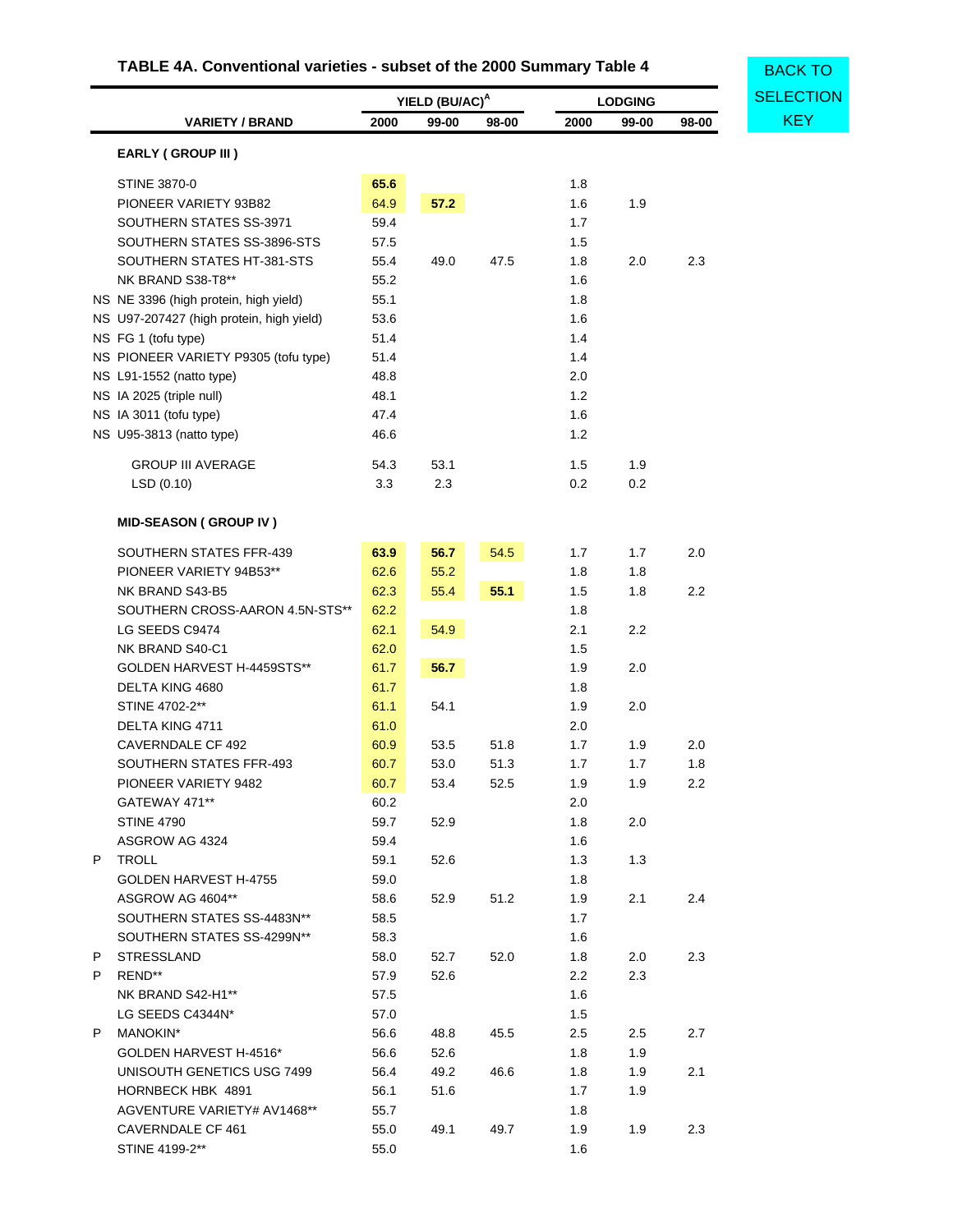## TABLE 4A. Conventional varieties - subset of the 2000 Summary Table 4

BACK TO SELECTION KEY

| | VARIETY / BRAND | YIELD (BU/AC)[A] 2000 | 99-00 | 98-00 | LODGING 2000 | 99-00 | 98-00 |
|---|---|---|---|---|---|---|---|
| | **EARLY ( GROUP III )** | | | | | | |
| | STINE 3870-0 | **65.6** | | | 1.8 | | |
| | PIONEER VARIETY 93B82 | 64.9 | **57.2** | | 1.6 | 1.9 | |
| | SOUTHERN STATES SS-3971 | 59.4 | | | 1.7 | | |
| | SOUTHERN STATES SS-3896-STS | 57.5 | | | 1.5 | | |
| | SOUTHERN STATES HT-381-STS | 55.4 | 49.0 | 47.5 | 1.8 | 2.0 | 2.3 |
| | NK BRAND S38-T8** | 55.2 | | | 1.6 | | |
| NS | NE 3396 (high protein, high yield) | 55.1 | | | 1.8 | | |
| NS | U97-207427 (high protein, high yield) | 53.6 | | | 1.6 | | |
| NS | FG 1 (tofu type) | 51.4 | | | 1.4 | | |
| NS | PIONEER VARIETY P9305 (tofu type) | 51.4 | | | 1.4 | | |
| NS | L91-1552 (natto type) | 48.8 | | | 2.0 | | |
| NS | IA 2025 (triple null) | 48.1 | | | 1.2 | | |
| NS | IA 3011 (tofu type) | 47.4 | | | 1.6 | | |
| NS | U95-3813 (natto type) | 46.6 | | | 1.2 | | |
| | GROUP III AVERAGE | 54.3 | 53.1 | | 1.5 | 1.9 | |
| | LSD (0.10) | 3.3 | 2.3 | | 0.2 | 0.2 | |
| | **MID-SEASON ( GROUP IV )** | | | | | | |
| | SOUTHERN STATES FFR-439 | **63.9** | **56.7** | 54.5 | 1.7 | 1.7 | 2.0 |
| | PIONEER VARIETY 94B53** | 62.6 | 55.2 | | 1.8 | 1.8 | |
| | NK BRAND S43-B5 | 62.3 | 55.4 | **55.1** | 1.5 | 1.8 | 2.2 |
| | SOUTHERN CROSS-AARON 4.5N-STS** | 62.2 | | | 1.8 | | |
| | LG SEEDS C9474 | 62.1 | 54.9 | | 2.1 | 2.2 | |
| | NK BRAND S40-C1 | 62.0 | | | 1.5 | | |
| | GOLDEN HARVEST H-4459STS** | 61.7 | **56.7** | | 1.9 | 2.0 | |
| | DELTA KING 4680 | 61.7 | | | 1.8 | | |
| | STINE 4702-2** | 61.1 | 54.1 | | 1.9 | 2.0 | |
| | DELTA KING 4711 | 61.0 | | | 2.0 | | |
| | CAVERNDALE CF 492 | 60.9 | 53.5 | 51.8 | 1.7 | 1.9 | 2.0 |
| | SOUTHERN STATES FFR-493 | 60.7 | 53.0 | 51.3 | 1.7 | 1.7 | 1.8 |
| | PIONEER VARIETY 9482 | 60.7 | 53.4 | 52.5 | 1.9 | 1.9 | 2.2 |
| | GATEWAY 471** | 60.2 | | | 2.0 | | |
| | STINE 4790 | 59.7 | 52.9 | | 1.8 | 2.0 | |
| | ASGROW AG 4324 | 59.4 | | | 1.6 | | |
| P | TROLL | 59.1 | 52.6 | | 1.3 | 1.3 | |
| | GOLDEN HARVEST H-4755 | 59.0 | | | 1.8 | | |
| | ASGROW AG 4604** | 58.6 | 52.9 | 51.2 | 1.9 | 2.1 | 2.4 |
| | SOUTHERN STATES SS-4483N** | 58.5 | | | 1.7 | | |
| | SOUTHERN STATES SS-4299N** | 58.3 | | | 1.6 | | |
| P | STRESSLAND | 58.0 | 52.7 | 52.0 | 1.8 | 2.0 | 2.3 |
| P | REND** | 57.9 | 52.6 | | 2.2 | 2.3 | |
| | NK BRAND S42-H1** | 57.5 | | | 1.6 | | |
| | LG SEEDS C4344N* | 57.0 | | | 1.5 | | |
| P | MANOKIN* | 56.6 | 48.8 | 45.5 | 2.5 | 2.5 | 2.7 |
| | GOLDEN HARVEST H-4516* | 56.6 | 52.6 | | 1.8 | 1.9 | |
| | UNISOUTH GENETICS USG 7499 | 56.4 | 49.2 | 46.6 | 1.8 | 1.9 | 2.1 |
| | HORNBECK HBK 4891 | 56.1 | 51.6 | | 1.7 | 1.9 | |
| | AGVENTURE VARIETY# AV1468** | 55.7 | | | 1.8 | | |
| | CAVERNDALE CF 461 | 55.0 | 49.1 | 49.7 | 1.9 | 1.9 | 2.3 |
| | STINE 4199-2** | 55.0 | | | 1.6 | | |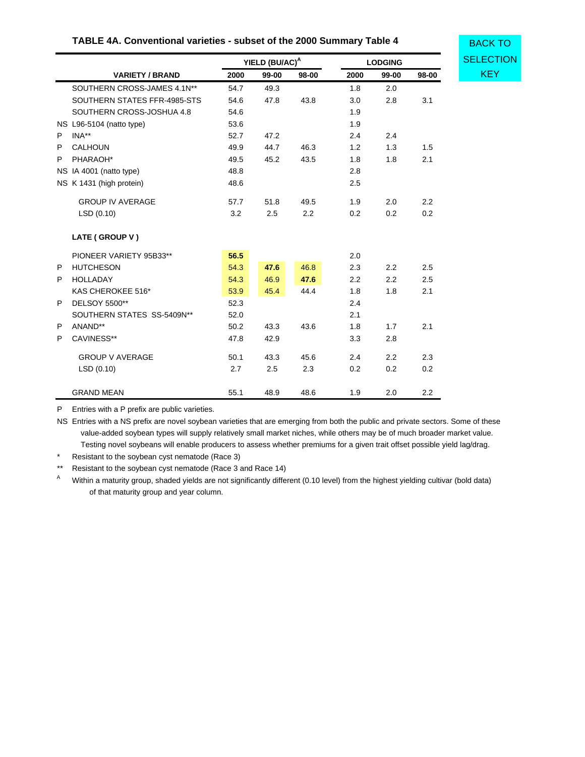**TABLE 4A. Conventional varieties - subset of the 2000 Summary Table 4**

BACK TO SELECTION KEY

| | VARIETY / BRAND | YIELD (BU/AC)[A] 2000 | 99-00 | 98-00 | LODGING 2000 | 99-00 | 98-00 |
|---|---|---|---|---|---|---|---|
| | SOUTHERN CROSS-JAMES 4.1N** | 54.7 | 49.3 | | 1.8 | 2.0 | |
| | SOUTHERN STATES FFR-4985-STS | 54.6 | 47.8 | 43.8 | 3.0 | 2.8 | 3.1 |
| | SOUTHERN CROSS-JOSHUA 4.8 | 54.6 | | | 1.9 | | |
| NS | L96-5104 (natto type) | 53.6 | | | 1.9 | | |
| P | INA** | 52.7 | 47.2 | | 2.4 | 2.4 | |
| P | CALHOUN | 49.9 | 44.7 | 46.3 | 1.2 | 1.3 | 1.5 |
| P | PHARAOH* | 49.5 | 45.2 | 43.5 | 1.8 | 1.8 | 2.1 |
| NS | IA 4001 (natto type) | 48.8 | | | 2.8 | | |
| NS | K 1431 (high protein) | 48.6 | | | 2.5 | | |
| | GROUP IV AVERAGE | 57.7 | 51.8 | 49.5 | 1.9 | 2.0 | 2.2 |
| | LSD (0.10) | 3.2 | 2.5 | 2.2 | 0.2 | 0.2 | 0.2 |
| | **LATE ( GROUP V )** | | | | | | |
| | PIONEER VARIETY 95B33** | **56.5** | | | 2.0 | | |
| P | HUTCHESON | 54.3 | **47.6** | 46.8 | 2.3 | 2.2 | 2.5 |
| P | HOLLADAY | 54.3 | 46.9 | **47.6** | 2.2 | 2.2 | 2.5 |
| | KAS CHEROKEE 516* | 53.9 | 45.4 | 44.4 | 1.8 | 1.8 | 2.1 |
| P | DELSOY 5500** | 52.3 | | | 2.4 | | |
| | SOUTHERN STATES SS-5409N** | 52.0 | | | 2.1 | | |
| P | ANAND** | 50.2 | 43.3 | 43.6 | 1.8 | 1.7 | 2.1 |
| P | CAVINESS** | 47.8 | 42.9 | | 3.3 | 2.8 | |
| | GROUP V AVERAGE | 50.1 | 43.3 | 45.6 | 2.4 | 2.2 | 2.3 |
| | LSD (0.10) | 2.7 | 2.5 | 2.3 | 0.2 | 0.2 | 0.2 |
| | GRAND MEAN | 55.1 | 48.9 | 48.6 | 1.9 | 2.0 | 2.2 |

P Entries with a P prefix are public varieties.

NS Entries with a NS prefix are novel soybean varieties that are emerging from both the public and private sectors. Some of these value-added soybean types will supply relatively small market niches, while others may be of much broader market value. Testing novel soybeans will enable producers to assess whether premiums for a given trait offset possible yield lag/drag.

\* Resistant to the soybean cyst nematode (Race 3)

** Resistant to the soybean cyst nematode (Race 3 and Race 14)

[A] Within a maturity group, shaded yields are not significantly different (0.10 level) from the highest yielding cultivar (bold data) of that maturity group and year column.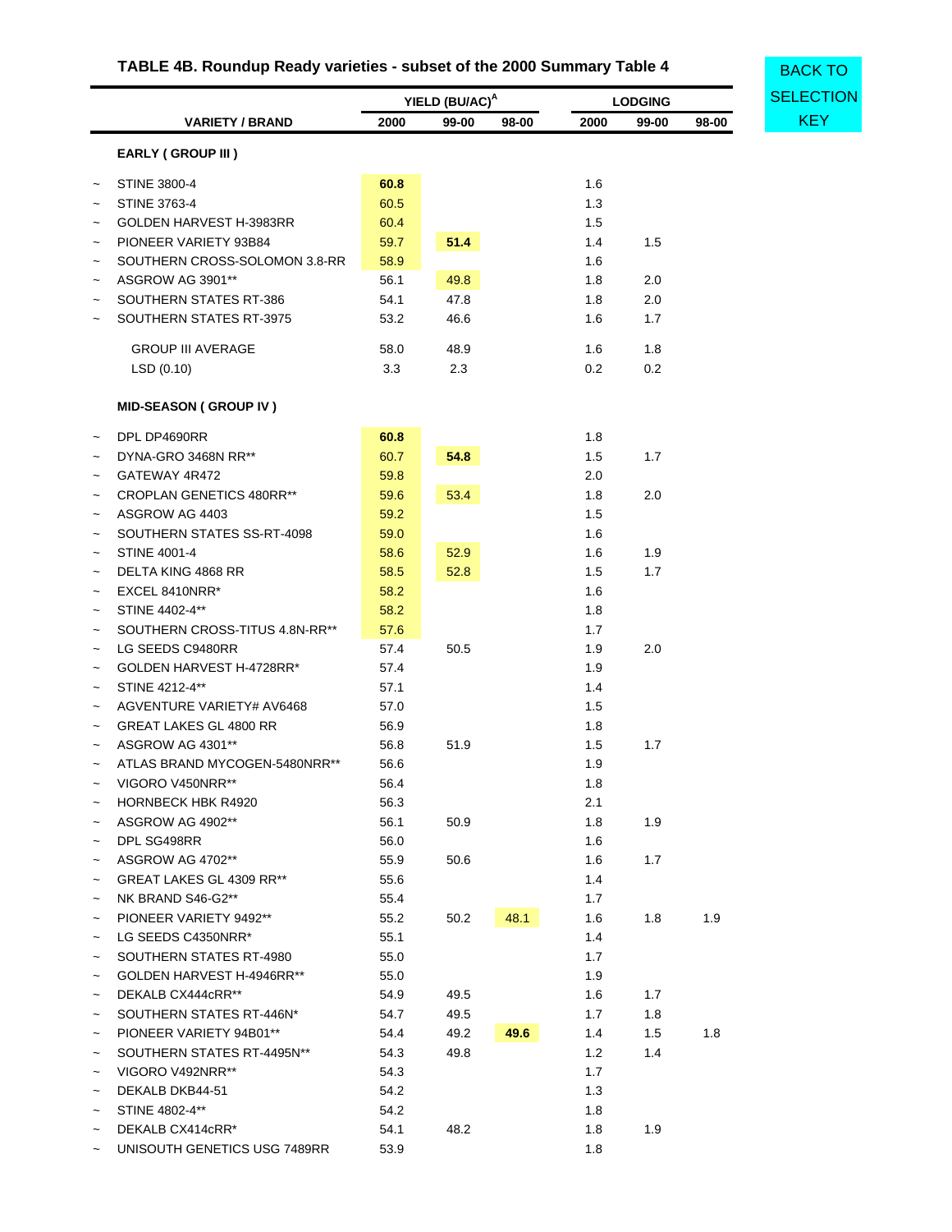## TABLE 4B. Roundup Ready varieties - subset of the 2000 Summary Table 4

BACK TO SELECTION KEY

| | VARIETY / BRAND | YIELD (BU/AC)[A] 2000 | YIELD 99-00 | YIELD 98-00 | LODGING 2000 | LODGING 99-00 | LODGING 98-00 |
|---|---|---|---|---|---|---|---|
| | **EARLY ( GROUP III )** | | | | | | |
| ~ | STINE 3800-4 | **60.8** | | | 1.6 | | |
| ~ | STINE 3763-4 | 60.5 | | | 1.3 | | |
| ~ | GOLDEN HARVEST H-3983RR | 60.4 | | | 1.5 | | |
| ~ | PIONEER VARIETY 93B84 | 59.7 | **51.4** | | 1.4 | 1.5 | |
| ~ | SOUTHERN CROSS-SOLOMON 3.8-RR | 58.9 | | | 1.6 | | |
| ~ | ASGROW AG 3901** | 56.1 | 49.8 | | 1.8 | 2.0 | |
| ~ | SOUTHERN STATES RT-386 | 54.1 | 47.8 | | 1.8 | 2.0 | |
| ~ | SOUTHERN STATES RT-3975 | 53.2 | 46.6 | | 1.6 | 1.7 | |
| | GROUP III AVERAGE | 58.0 | 48.9 | | 1.6 | 1.8 | |
| | LSD (0.10) | 3.3 | 2.3 | | 0.2 | 0.2 | |
| | **MID-SEASON ( GROUP IV )** | | | | | | |
| ~ | DPL DP4690RR | **60.8** | | | 1.8 | | |
| ~ | DYNA-GRO 3468N RR** | 60.7 | **54.8** | | 1.5 | 1.7 | |
| ~ | GATEWAY 4R472 | 59.8 | | | 2.0 | | |
| ~ | CROPLAN GENETICS 480RR** | 59.6 | 53.4 | | 1.8 | 2.0 | |
| ~ | ASGROW AG 4403 | 59.2 | | | 1.5 | | |
| ~ | SOUTHERN STATES SS-RT-4098 | 59.0 | | | 1.6 | | |
| ~ | STINE 4001-4 | 58.6 | 52.9 | | 1.6 | 1.9 | |
| ~ | DELTA KING 4868 RR | 58.5 | 52.8 | | 1.5 | 1.7 | |
| ~ | EXCEL 8410NRR* | 58.2 | | | 1.6 | | |
| ~ | STINE 4402-4** | 58.2 | | | 1.8 | | |
| ~ | SOUTHERN CROSS-TITUS 4.8N-RR** | 57.6 | | | 1.7 | | |
| ~ | LG SEEDS C9480RR | 57.4 | 50.5 | | 1.9 | 2.0 | |
| ~ | GOLDEN HARVEST H-4728RR* | 57.4 | | | 1.9 | | |
| ~ | STINE 4212-4** | 57.1 | | | 1.4 | | |
| ~ | AGVENTURE VARIETY# AV6468 | 57.0 | | | 1.5 | | |
| ~ | GREAT LAKES GL 4800 RR | 56.9 | | | 1.8 | | |
| ~ | ASGROW AG 4301** | 56.8 | 51.9 | | 1.5 | 1.7 | |
| ~ | ATLAS BRAND MYCOGEN-5480NRR** | 56.6 | | | 1.9 | | |
| ~ | VIGORO V450NRR** | 56.4 | | | 1.8 | | |
| ~ | HORNBECK HBK R4920 | 56.3 | | | 2.1 | | |
| ~ | ASGROW AG 4902** | 56.1 | 50.9 | | 1.8 | 1.9 | |
| ~ | DPL SG498RR | 56.0 | | | 1.6 | | |
| ~ | ASGROW AG 4702** | 55.9 | 50.6 | | 1.6 | 1.7 | |
| ~ | GREAT LAKES GL 4309 RR** | 55.6 | | | 1.4 | | |
| ~ | NK BRAND S46-G2** | 55.4 | | | 1.7 | | |
| ~ | PIONEER VARIETY 9492** | 55.2 | 50.2 | 48.1 | 1.6 | 1.8 | 1.9 |
| ~ | LG SEEDS C4350NRR* | 55.1 | | | 1.4 | | |
| ~ | SOUTHERN STATES RT-4980 | 55.0 | | | 1.7 | | |
| ~ | GOLDEN HARVEST H-4946RR** | 55.0 | | | 1.9 | | |
| ~ | DEKALB CX444cRR** | 54.9 | 49.5 | | 1.6 | 1.7 | |
| ~ | SOUTHERN STATES RT-446N* | 54.7 | 49.5 | | 1.7 | 1.8 | |
| ~ | PIONEER VARIETY 94B01** | 54.4 | 49.2 | **49.6** | 1.4 | 1.5 | 1.8 |
| ~ | SOUTHERN STATES RT-4495N** | 54.3 | 49.8 | | 1.2 | 1.4 | |
| ~ | VIGORO V492NRR** | 54.3 | | | 1.7 | | |
| ~ | DEKALB DKB44-51 | 54.2 | | | 1.3 | | |
| ~ | STINE 4802-4** | 54.2 | | | 1.8 | | |
| ~ | DEKALB CX414cRR* | 54.1 | 48.2 | | 1.8 | 1.9 | |
| ~ | UNISOUTH GENETICS USG 7489RR | 53.9 | | | 1.8 | | |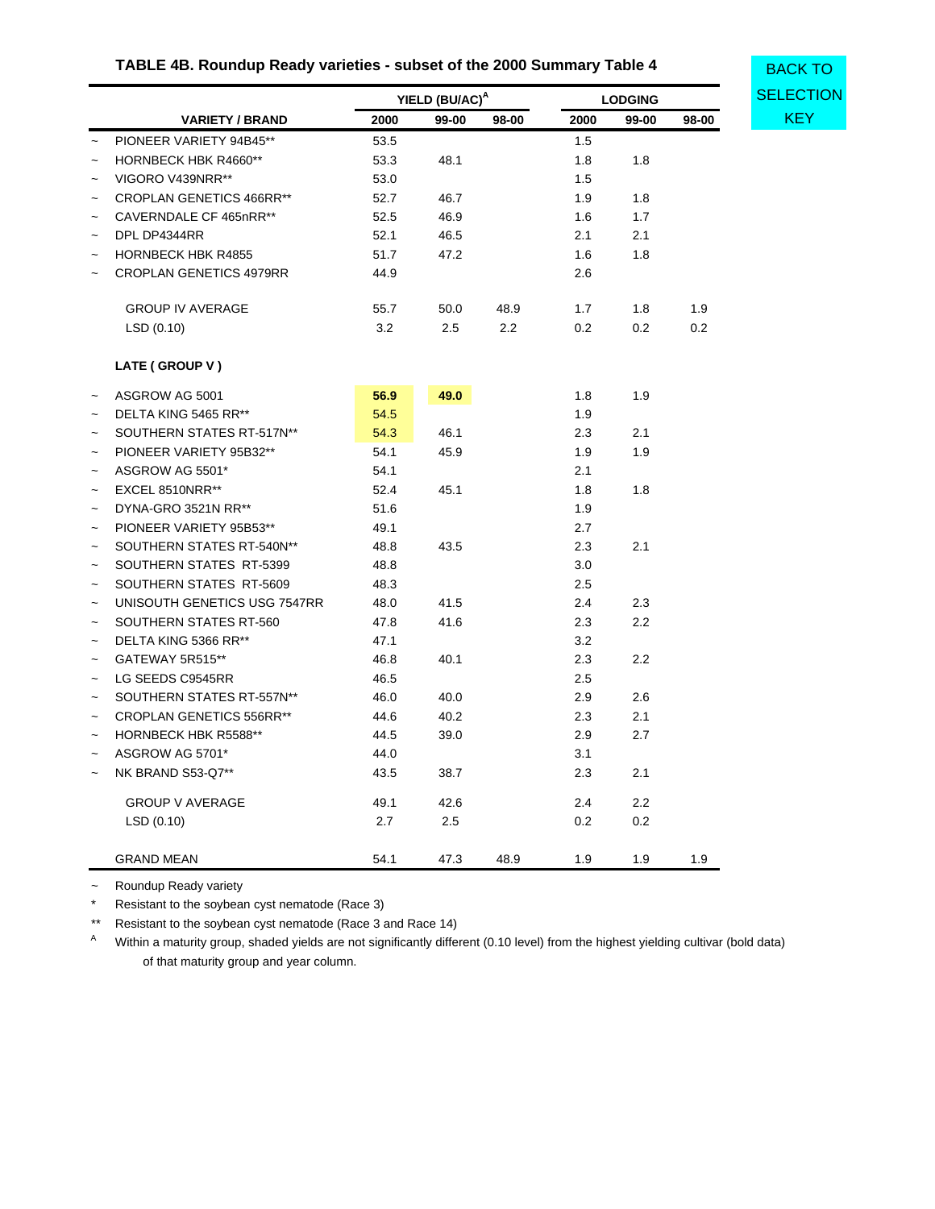### TABLE 4B. Roundup Ready varieties - subset of the 2000 Summary Table 4

BACK TO SELECTION KEY

| | VARIETY / BRAND | YIELD (BU/AC)[A] 2000 | YIELD 99-00 | YIELD 98-00 | LODGING 2000 | LODGING 99-00 | LODGING 98-00 |
|---|---|---|---|---|---|---|---|
| ~ | PIONEER VARIETY 94B45** | 53.5 | | | 1.5 | | |
| ~ | HORNBECK HBK R4660** | 53.3 | 48.1 | | 1.8 | 1.8 | |
| ~ | VIGORO V439NRR** | 53.0 | | | 1.5 | | |
| ~ | CROPLAN GENETICS 466RR** | 52.7 | 46.7 | | 1.9 | 1.8 | |
| ~ | CAVERNDALE CF 465nRR** | 52.5 | 46.9 | | 1.6 | 1.7 | |
| ~ | DPL DP4344RR | 52.1 | 46.5 | | 2.1 | 2.1 | |
| ~ | HORNBECK HBK R4855 | 51.7 | 47.2 | | 1.6 | 1.8 | |
| ~ | CROPLAN GENETICS 4979RR | 44.9 | | | 2.6 | | |
| | GROUP IV AVERAGE | 55.7 | 50.0 | 48.9 | 1.7 | 1.8 | 1.9 |
| | LSD (0.10) | 3.2 | 2.5 | 2.2 | 0.2 | 0.2 | 0.2 |
| | **LATE ( GROUP V )** | | | | | | |
| ~ | ASGROW AG 5001 | **56.9** | **49.0** | | 1.8 | 1.9 | |
| ~ | DELTA KING 5465 RR** | 54.5 | | | 1.9 | | |
| ~ | SOUTHERN STATES RT-517N** | 54.3 | 46.1 | | 2.3 | 2.1 | |
| ~ | PIONEER VARIETY 95B32** | 54.1 | 45.9 | | 1.9 | 1.9 | |
| ~ | ASGROW AG 5501* | 54.1 | | | 2.1 | | |
| ~ | EXCEL 8510NRR** | 52.4 | 45.1 | | 1.8 | 1.8 | |
| ~ | DYNA-GRO 3521N RR** | 51.6 | | | 1.9 | | |
| ~ | PIONEER VARIETY 95B53** | 49.1 | | | 2.7 | | |
| ~ | SOUTHERN STATES RT-540N** | 48.8 | 43.5 | | 2.3 | 2.1 | |
| ~ | SOUTHERN STATES RT-5399 | 48.8 | | | 3.0 | | |
| ~ | SOUTHERN STATES RT-5609 | 48.3 | | | 2.5 | | |
| ~ | UNISOUTH GENETICS USG 7547RR | 48.0 | 41.5 | | 2.4 | 2.3 | |
| ~ | SOUTHERN STATES RT-560 | 47.8 | 41.6 | | 2.3 | 2.2 | |
| ~ | DELTA KING 5366 RR** | 47.1 | | | 3.2 | | |
| ~ | GATEWAY 5R515** | 46.8 | 40.1 | | 2.3 | 2.2 | |
| ~ | LG SEEDS C9545RR | 46.5 | | | 2.5 | | |
| ~ | SOUTHERN STATES RT-557N** | 46.0 | 40.0 | | 2.9 | 2.6 | |
| ~ | CROPLAN GENETICS 556RR** | 44.6 | 40.2 | | 2.3 | 2.1 | |
| ~ | HORNBECK HBK R5588** | 44.5 | 39.0 | | 2.9 | 2.7 | |
| ~ | ASGROW AG 5701* | 44.0 | | | 3.1 | | |
| ~ | NK BRAND S53-Q7** | 43.5 | 38.7 | | 2.3 | 2.1 | |
| | GROUP V AVERAGE | 49.1 | 42.6 | | 2.4 | 2.2 | |
| | LSD (0.10) | 2.7 | 2.5 | | 0.2 | 0.2 | |
| | GRAND MEAN | 54.1 | 47.3 | 48.9 | 1.9 | 1.9 | 1.9 |

~ Roundup Ready variety

\* Resistant to the soybean cyst nematode (Race 3)

** Resistant to the soybean cyst nematode (Race 3 and Race 14)

[A] Within a maturity group, shaded yields are not significantly different (0.10 level) from the highest yielding cultivar (bold data) of that maturity group and year column.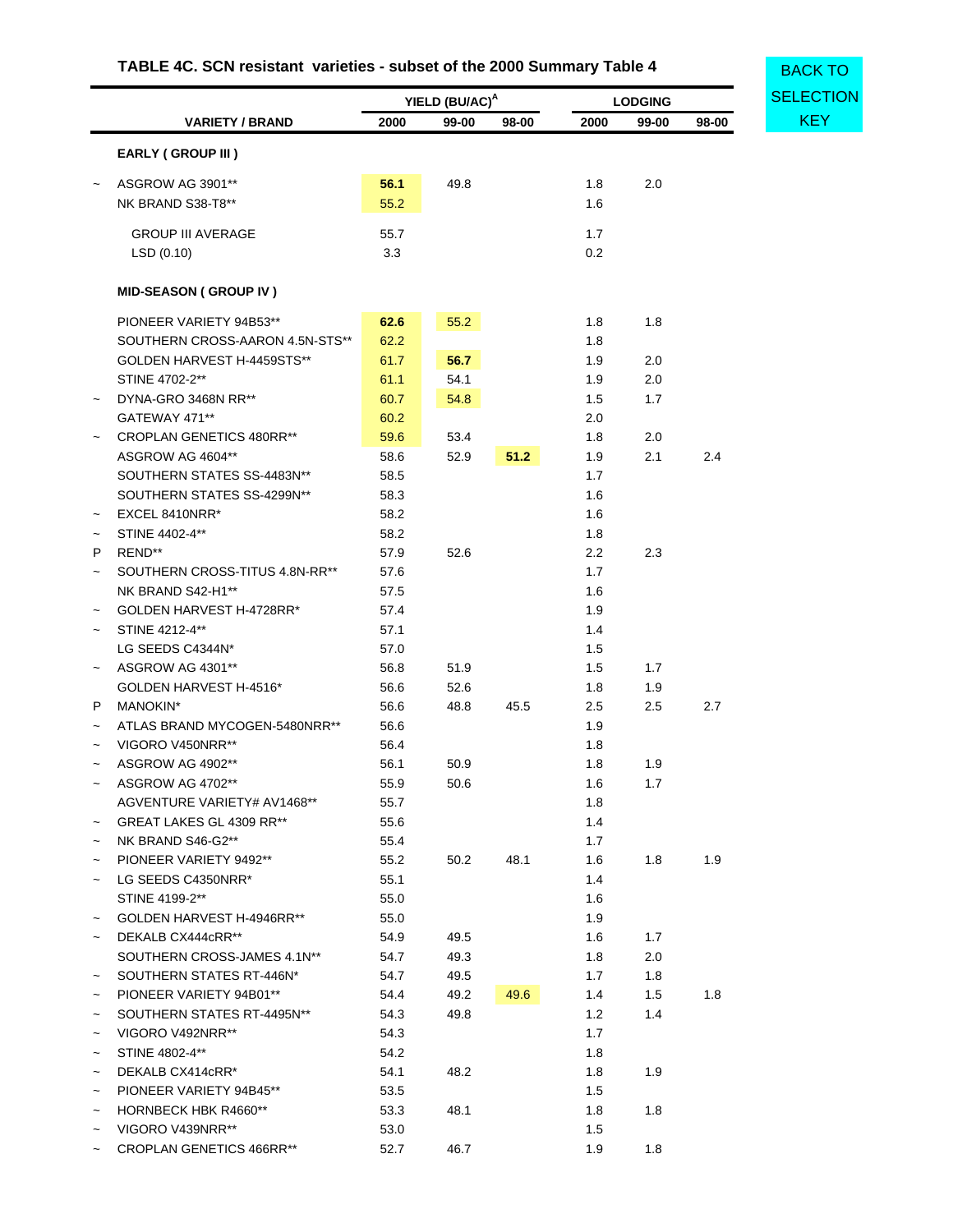## TABLE 4C. SCN resistant varieties - subset of the 2000 Summary Table 4

BACK TO SELECTION KEY

| | VARIETY / BRAND | YIELD (BU/AC)[A] 2000 | 99-00 | 98-00 | LODGING 2000 | 99-00 | 98-00 |
|---|---|---|---|---|---|---|---|
| | **EARLY ( GROUP III )** | | | | | | |
| ~ | ASGROW AG 3901** | **56.1** | 49.8 | | 1.8 | 2.0 | |
| | NK BRAND S38-T8** | 55.2 | | | 1.6 | | |
| | GROUP III AVERAGE | 55.7 | | | 1.7 | | |
| | LSD (0.10) | 3.3 | | | 0.2 | | |
| | **MID-SEASON ( GROUP IV )** | | | | | | |
| | PIONEER VARIETY 94B53** | **62.6** | 55.2 | | 1.8 | 1.8 | |
| | SOUTHERN CROSS-AARON 4.5N-STS** | 62.2 | | | 1.8 | | |
| | GOLDEN HARVEST H-4459STS** | 61.7 | **56.7** | | 1.9 | 2.0 | |
| | STINE 4702-2** | 61.1 | 54.1 | | 1.9 | 2.0 | |
| ~ | DYNA-GRO 3468N RR** | 60.7 | 54.8 | | 1.5 | 1.7 | |
| | GATEWAY 471** | 60.2 | | | 2.0 | | |
| ~ | CROPLAN GENETICS 480RR** | 59.6 | 53.4 | | 1.8 | 2.0 | |
| | ASGROW AG 4604** | 58.6 | 52.9 | **51.2** | 1.9 | 2.1 | 2.4 |
| | SOUTHERN STATES SS-4483N** | 58.5 | | | 1.7 | | |
| | SOUTHERN STATES SS-4299N** | 58.3 | | | 1.6 | | |
| ~ | EXCEL 8410NRR* | 58.2 | | | 1.6 | | |
| ~ | STINE 4402-4** | 58.2 | | | 1.8 | | |
| P | REND** | 57.9 | 52.6 | | 2.2 | 2.3 | |
| ~ | SOUTHERN CROSS-TITUS 4.8N-RR** | 57.6 | | | 1.7 | | |
| | NK BRAND S42-H1** | 57.5 | | | 1.6 | | |
| ~ | GOLDEN HARVEST H-4728RR* | 57.4 | | | 1.9 | | |
| ~ | STINE 4212-4** | 57.1 | | | 1.4 | | |
| | LG SEEDS C4344N* | 57.0 | | | 1.5 | | |
| ~ | ASGROW AG 4301** | 56.8 | 51.9 | | 1.5 | 1.7 | |
| | GOLDEN HARVEST H-4516* | 56.6 | 52.6 | | 1.8 | 1.9 | |
| P | MANOKIN* | 56.6 | 48.8 | 45.5 | 2.5 | 2.5 | 2.7 |
| ~ | ATLAS BRAND MYCOGEN-5480NRR** | 56.6 | | | 1.9 | | |
| ~ | VIGORO V450NRR** | 56.4 | | | 1.8 | | |
| ~ | ASGROW AG 4902** | 56.1 | 50.9 | | 1.8 | 1.9 | |
| ~ | ASGROW AG 4702** | 55.9 | 50.6 | | 1.6 | 1.7 | |
| | AGVENTURE VARIETY# AV1468** | 55.7 | | | 1.8 | | |
| ~ | GREAT LAKES GL 4309 RR** | 55.6 | | | 1.4 | | |
| ~ | NK BRAND S46-G2** | 55.4 | | | 1.7 | | |
| ~ | PIONEER VARIETY 9492** | 55.2 | 50.2 | 48.1 | 1.6 | 1.8 | 1.9 |
| ~ | LG SEEDS C4350NRR* | 55.1 | | | 1.4 | | |
| | STINE 4199-2** | 55.0 | | | 1.6 | | |
| ~ | GOLDEN HARVEST H-4946RR** | 55.0 | | | 1.9 | | |
| ~ | DEKALB CX444cRR** | 54.9 | 49.5 | | 1.6 | 1.7 | |
| | SOUTHERN CROSS-JAMES 4.1N** | 54.7 | 49.3 | | 1.8 | 2.0 | |
| ~ | SOUTHERN STATES RT-446N* | 54.7 | 49.5 | | 1.7 | 1.8 | |
| ~ | PIONEER VARIETY 94B01** | 54.4 | 49.2 | 49.6 | 1.4 | 1.5 | 1.8 |
| ~ | SOUTHERN STATES RT-4495N** | 54.3 | 49.8 | | 1.2 | 1.4 | |
| ~ | VIGORO V492NRR** | 54.3 | | | 1.7 | | |
| ~ | STINE 4802-4** | 54.2 | | | 1.8 | | |
| ~ | DEKALB CX414cRR* | 54.1 | 48.2 | | 1.8 | 1.9 | |
| ~ | PIONEER VARIETY 94B45** | 53.5 | | | 1.5 | | |
| ~ | HORNBECK HBK R4660** | 53.3 | 48.1 | | 1.8 | 1.8 | |
| ~ | VIGORO V439NRR** | 53.0 | | | 1.5 | | |
| ~ | CROPLAN GENETICS 466RR** | 52.7 | 46.7 | | 1.9 | 1.8 | |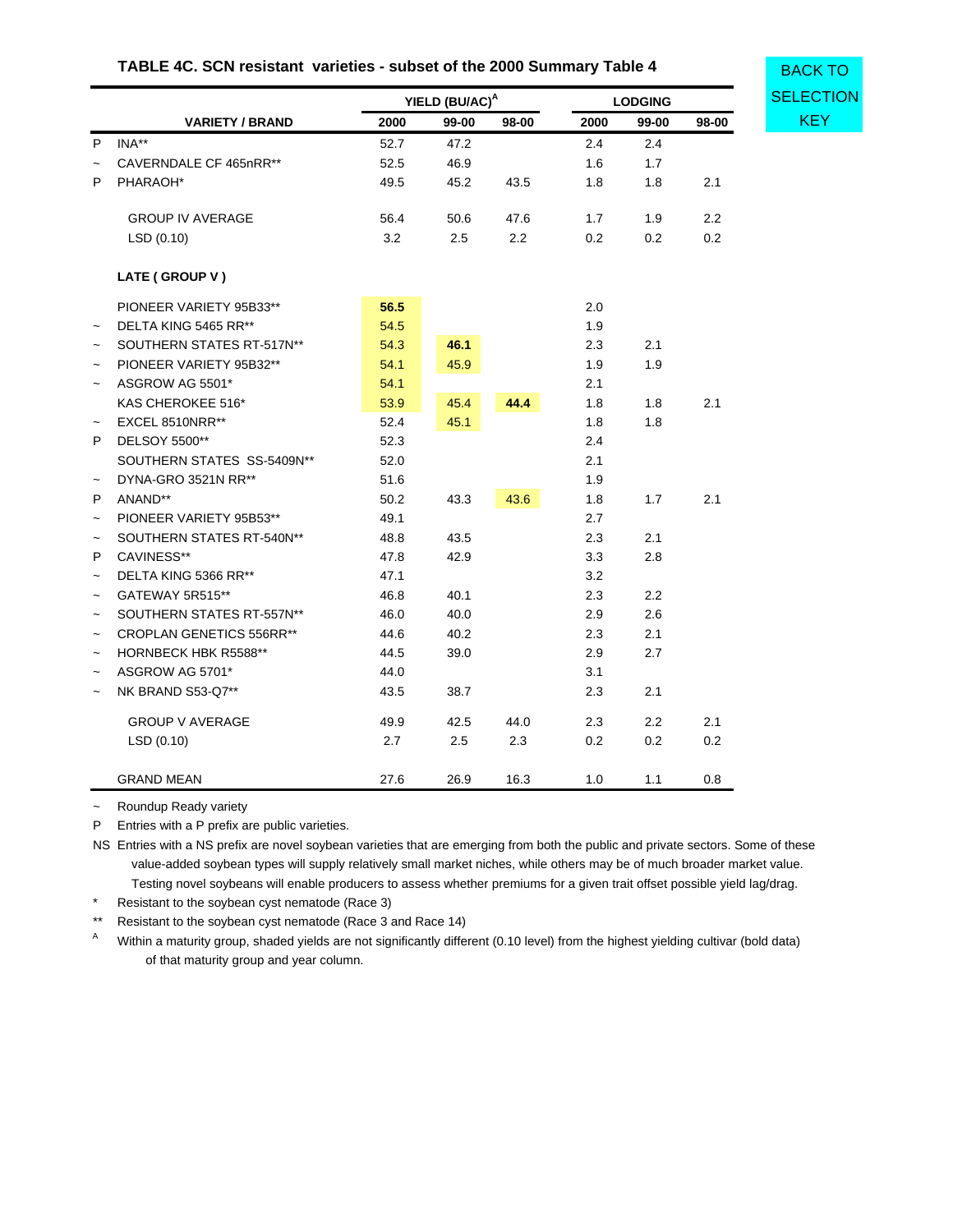## TABLE 4C. SCN resistant varieties - subset of the 2000 Summary Table 4

BACK TO SELECTION KEY

| | VARIETY / BRAND | YIELD (BU/AC)[A] 2000 | 99-00 | 98-00 | LODGING 2000 | 99-00 | 98-00 |
|---|---|---|---|---|---|---|---|
| P | INA** | 52.7 | 47.2 | | 2.4 | 2.4 | |
| ~ | CAVERNDALE CF 465nRR** | 52.5 | 46.9 | | 1.6 | 1.7 | |
| P | PHARAOH* | 49.5 | 45.2 | 43.5 | 1.8 | 1.8 | 2.1 |
| | GROUP IV AVERAGE | 56.4 | 50.6 | 47.6 | 1.7 | 1.9 | 2.2 |
| | LSD (0.10) | 3.2 | 2.5 | 2.2 | 0.2 | 0.2 | 0.2 |
| | **LATE ( GROUP V )** | | | | | | |
| | PIONEER VARIETY 95B33** | **56.5** | | | 2.0 | | |
| ~ | DELTA KING 5465 RR** | 54.5 | | | 1.9 | | |
| ~ | SOUTHERN STATES RT-517N** | 54.3 | **46.1** | | 2.3 | 2.1 | |
| ~ | PIONEER VARIETY 95B32** | 54.1 | 45.9 | | 1.9 | 1.9 | |
| ~ | ASGROW AG 5501* | 54.1 | | | 2.1 | | |
| | KAS CHEROKEE 516* | 53.9 | 45.4 | **44.4** | 1.8 | 1.8 | 2.1 |
| ~ | EXCEL 8510NRR** | 52.4 | 45.1 | | 1.8 | 1.8 | |
| P | DELSOY 5500** | 52.3 | | | 2.4 | | |
| | SOUTHERN STATES SS-5409N** | 52.0 | | | 2.1 | | |
| ~ | DYNA-GRO 3521N RR** | 51.6 | | | 1.9 | | |
| P | ANAND** | 50.2 | 43.3 | 43.6 | 1.8 | 1.7 | 2.1 |
| ~ | PIONEER VARIETY 95B53** | 49.1 | | | 2.7 | | |
| ~ | SOUTHERN STATES RT-540N** | 48.8 | 43.5 | | 2.3 | 2.1 | |
| P | CAVINESS** | 47.8 | 42.9 | | 3.3 | 2.8 | |
| ~ | DELTA KING 5366 RR** | 47.1 | | | 3.2 | | |
| ~ | GATEWAY 5R515** | 46.8 | 40.1 | | 2.3 | 2.2 | |
| ~ | SOUTHERN STATES RT-557N** | 46.0 | 40.0 | | 2.9 | 2.6 | |
| ~ | CROPLAN GENETICS 556RR** | 44.6 | 40.2 | | 2.3 | 2.1 | |
| ~ | HORNBECK HBK R5588** | 44.5 | 39.0 | | 2.9 | 2.7 | |
| ~ | ASGROW AG 5701* | 44.0 | | | 3.1 | | |
| ~ | NK BRAND S53-Q7** | 43.5 | 38.7 | | 2.3 | 2.1 | |
| | GROUP V AVERAGE | 49.9 | 42.5 | 44.0 | 2.3 | 2.2 | 2.1 |
| | LSD (0.10) | 2.7 | 2.5 | 2.3 | 0.2 | 0.2 | 0.2 |
| | GRAND MEAN | 27.6 | 26.9 | 16.3 | 1.0 | 1.1 | 0.8 |

~ Roundup Ready variety

P Entries with a P prefix are public varieties.

NS Entries with a NS prefix are novel soybean varieties that are emerging from both the public and private sectors. Some of these value-added soybean types will supply relatively small market niches, while others may be of much broader market value. Testing novel soybeans will enable producers to assess whether premiums for a given trait offset possible yield lag/drag.

\* Resistant to the soybean cyst nematode (Race 3)

** Resistant to the soybean cyst nematode (Race 3 and Race 14)

[A] Within a maturity group, shaded yields are not significantly different (0.10 level) from the highest yielding cultivar (bold data) of that maturity group and year column.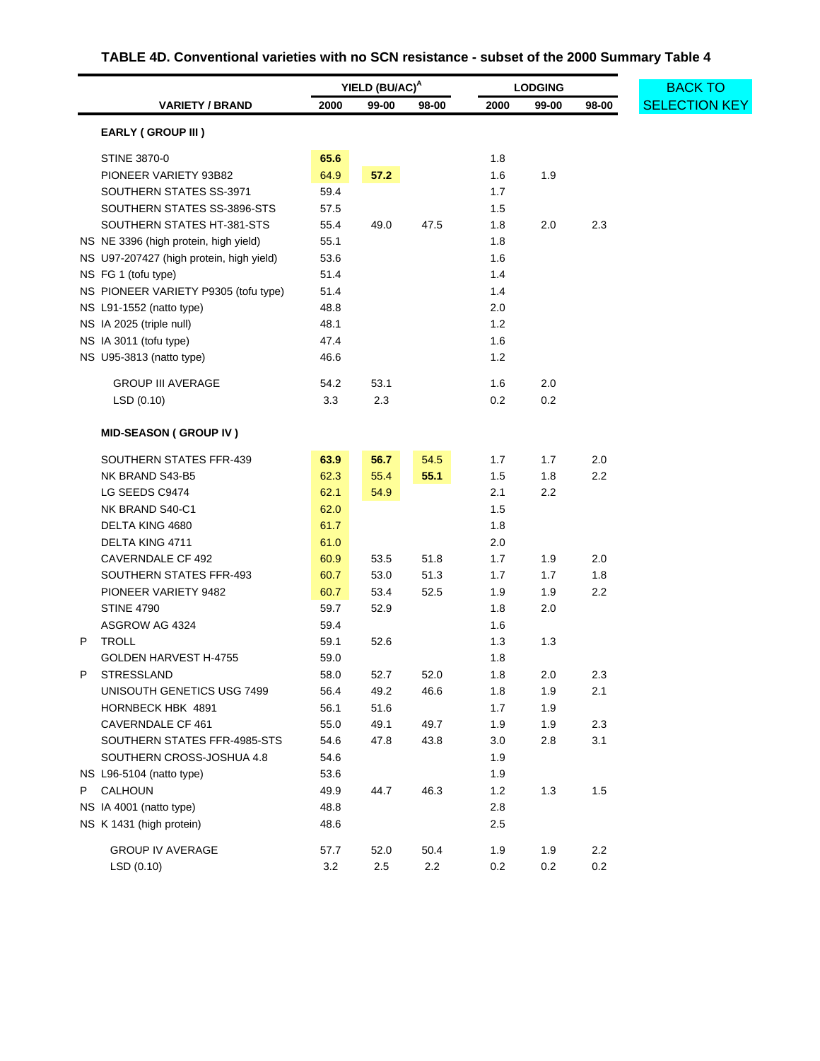# TABLE 4D. Conventional varieties with no SCN resistance - subset of the 2000 Summary Table 4

BACK TO SELECTION KEY

| | VARIETY / BRAND | YIELD (BU/AC)[A] 2000 | YIELD 99-00 | YIELD 98-00 | LODGING 2000 | LODGING 99-00 | LODGING 98-00 |
|---|---|---|---|---|---|---|---|
| | **EARLY ( GROUP III )** | | | | | | |
| | STINE 3870-0 | **65.6** | | | 1.8 | | |
| | PIONEER VARIETY 93B82 | 64.9 | **57.2** | | 1.6 | 1.9 | |
| | SOUTHERN STATES SS-3971 | 59.4 | | | 1.7 | | |
| | SOUTHERN STATES SS-3896-STS | 57.5 | | | 1.5 | | |
| | SOUTHERN STATES HT-381-STS | 55.4 | 49.0 | 47.5 | 1.8 | 2.0 | 2.3 |
| NS | NE 3396 (high protein, high yield) | 55.1 | | | 1.8 | | |
| NS | U97-207427 (high protein, high yield) | 53.6 | | | 1.6 | | |
| NS | FG 1 (tofu type) | 51.4 | | | 1.4 | | |
| NS | PIONEER VARIETY P9305 (tofu type) | 51.4 | | | 1.4 | | |
| NS | L91-1552 (natto type) | 48.8 | | | 2.0 | | |
| NS | IA 2025 (triple null) | 48.1 | | | 1.2 | | |
| NS | IA 3011 (tofu type) | 47.4 | | | 1.6 | | |
| NS | U95-3813 (natto type) | 46.6 | | | 1.2 | | |
| | GROUP III AVERAGE | 54.2 | 53.1 | | 1.6 | 2.0 | |
| | LSD (0.10) | 3.3 | 2.3 | | 0.2 | 0.2 | |
| | **MID-SEASON ( GROUP IV )** | | | | | | |
| | SOUTHERN STATES FFR-439 | **63.9** | **56.7** | 54.5 | 1.7 | 1.7 | 2.0 |
| | NK BRAND S43-B5 | 62.3 | 55.4 | **55.1** | 1.5 | 1.8 | 2.2 |
| | LG SEEDS C9474 | 62.1 | 54.9 | | 2.1 | 2.2 | |
| | NK BRAND S40-C1 | 62.0 | | | 1.5 | | |
| | DELTA KING 4680 | 61.7 | | | 1.8 | | |
| | DELTA KING 4711 | 61.0 | | | 2.0 | | |
| | CAVERNDALE CF 492 | 60.9 | 53.5 | 51.8 | 1.7 | 1.9 | 2.0 |
| | SOUTHERN STATES FFR-493 | 60.7 | 53.0 | 51.3 | 1.7 | 1.7 | 1.8 |
| | PIONEER VARIETY 9482 | 60.7 | 53.4 | 52.5 | 1.9 | 1.9 | 2.2 |
| | STINE 4790 | 59.7 | 52.9 | | 1.8 | 2.0 | |
| | ASGROW AG 4324 | 59.4 | | | 1.6 | | |
| P | TROLL | 59.1 | 52.6 | | 1.3 | 1.3 | |
| | GOLDEN HARVEST H-4755 | 59.0 | | | 1.8 | | |
| P | STRESSLAND | 58.0 | 52.7 | 52.0 | 1.8 | 2.0 | 2.3 |
| | UNISOUTH GENETICS USG 7499 | 56.4 | 49.2 | 46.6 | 1.8 | 1.9 | 2.1 |
| | HORNBECK HBK 4891 | 56.1 | 51.6 | | 1.7 | 1.9 | |
| | CAVERNDALE CF 461 | 55.0 | 49.1 | 49.7 | 1.9 | 1.9 | 2.3 |
| | SOUTHERN STATES FFR-4985-STS | 54.6 | 47.8 | 43.8 | 3.0 | 2.8 | 3.1 |
| | SOUTHERN CROSS-JOSHUA 4.8 | 54.6 | | | 1.9 | | |
| NS | L96-5104 (natto type) | 53.6 | | | 1.9 | | |
| P | CALHOUN | 49.9 | 44.7 | 46.3 | 1.2 | 1.3 | 1.5 |
| NS | IA 4001 (natto type) | 48.8 | | | 2.8 | | |
| NS | K 1431 (high protein) | 48.6 | | | 2.5 | | |
| | GROUP IV AVERAGE | 57.7 | 52.0 | 50.4 | 1.9 | 1.9 | 2.2 |
| | LSD (0.10) | 3.2 | 2.5 | 2.2 | 0.2 | 0.2 | 0.2 |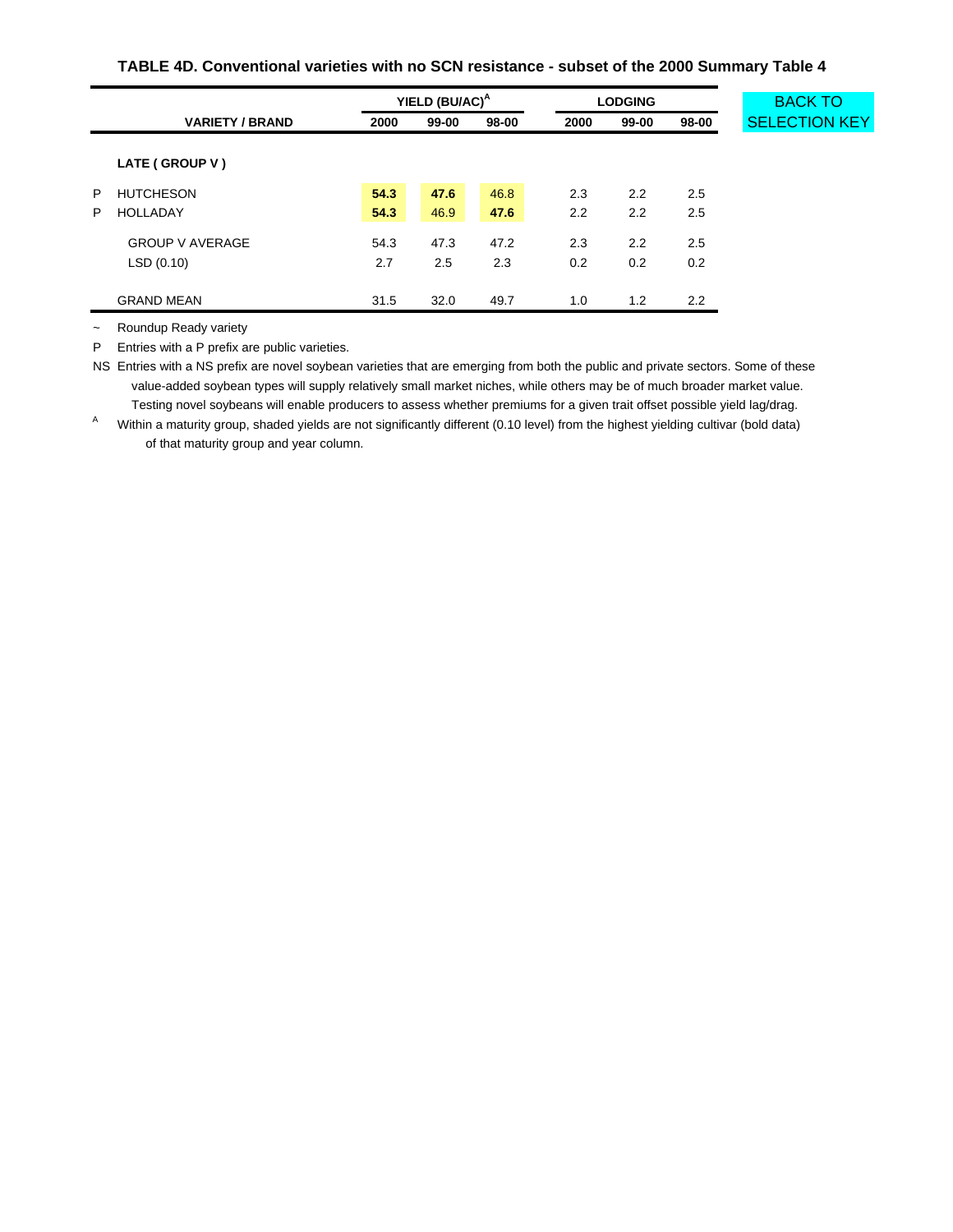### TABLE 4D. Conventional varieties with no SCN resistance - subset of the 2000 Summary Table 4

BACK TO SELECTION KEY

| | VARIETY / BRAND | YIELD (BU/AC)[A] 2000 | YIELD (BU/AC)[A] 99-00 | YIELD (BU/AC)[A] 98-00 | LODGING 2000 | LODGING 99-00 | LODGING 98-00 |
|---|---|---|---|---|---|---|---|
| | **LATE ( GROUP V )** | | | | | | |
| P | HUTCHESON | **54.3** | **47.6** | 46.8 | 2.3 | 2.2 | 2.5 |
| P | HOLLADAY | **54.3** | 46.9 | **47.6** | 2.2 | 2.2 | 2.5 |
| | GROUP V AVERAGE | 54.3 | 47.3 | 47.2 | 2.3 | 2.2 | 2.5 |
| | LSD (0.10) | 2.7 | 2.5 | 2.3 | 0.2 | 0.2 | 0.2 |
| | GRAND MEAN | 31.5 | 32.0 | 49.7 | 1.0 | 1.2 | 2.2 |

~ Roundup Ready variety

P Entries with a P prefix are public varieties.

NS Entries with a NS prefix are novel soybean varieties that are emerging from both the public and private sectors. Some of these value-added soybean types will supply relatively small market niches, while others may be of much broader market value. Testing novel soybeans will enable producers to assess whether premiums for a given trait offset possible yield lag/drag.

[A] Within a maturity group, shaded yields are not significantly different (0.10 level) from the highest yielding cultivar (bold data) of that maturity group and year column.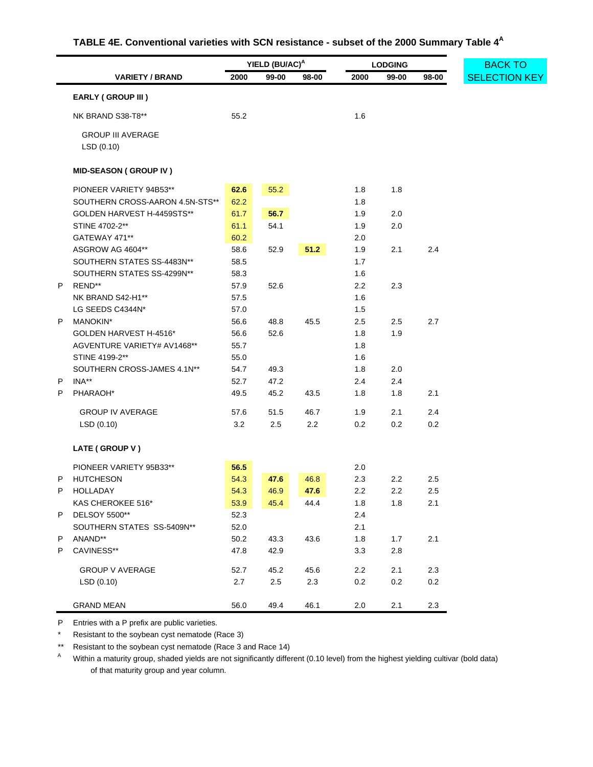## TABLE 4E. Conventional varieties with SCN resistance - subset of the 2000 Summary Table 4[A]

BACK TO SELECTION KEY

| | VARIETY / BRAND | YIELD (BU/AC)[A] 2000 | 99-00 | 98-00 | LODGING 2000 | 99-00 | 98-00 |
|---|---|---|---|---|---|---|---|
| | **EARLY ( GROUP III )** | | | | | | |
| | NK BRAND S38-T8** | 55.2 | | | 1.6 | | |
| | GROUP III AVERAGE | | | | | | |
| | LSD (0.10) | | | | | | |
| | **MID-SEASON ( GROUP IV )** | | | | | | |
| | PIONEER VARIETY 94B53** | **62.6** | 55.2 | | 1.8 | 1.8 | |
| | SOUTHERN CROSS-AARON 4.5N-STS** | 62.2 | | | 1.8 | | |
| | GOLDEN HARVEST H-4459STS** | 61.7 | **56.7** | | 1.9 | 2.0 | |
| | STINE 4702-2** | 61.1 | 54.1 | | 1.9 | 2.0 | |
| | GATEWAY 471** | 60.2 | | | 2.0 | | |
| | ASGROW AG 4604** | 58.6 | 52.9 | **51.2** | 1.9 | 2.1 | 2.4 |
| | SOUTHERN STATES SS-4483N** | 58.5 | | | 1.7 | | |
| | SOUTHERN STATES SS-4299N** | 58.3 | | | 1.6 | | |
| P | REND** | 57.9 | 52.6 | | 2.2 | 2.3 | |
| | NK BRAND S42-H1** | 57.5 | | | 1.6 | | |
| | LG SEEDS C4344N* | 57.0 | | | 1.5 | | |
| P | MANOKIN* | 56.6 | 48.8 | 45.5 | 2.5 | 2.5 | 2.7 |
| | GOLDEN HARVEST H-4516* | 56.6 | 52.6 | | 1.8 | 1.9 | |
| | AGVENTURE VARIETY# AV1468** | 55.7 | | | 1.8 | | |
| | STINE 4199-2** | 55.0 | | | 1.6 | | |
| | SOUTHERN CROSS-JAMES 4.1N** | 54.7 | 49.3 | | 1.8 | 2.0 | |
| P | INA** | 52.7 | 47.2 | | 2.4 | 2.4 | |
| P | PHARAOH* | 49.5 | 45.2 | 43.5 | 1.8 | 1.8 | 2.1 |
| | GROUP IV AVERAGE | 57.6 | 51.5 | 46.7 | 1.9 | 2.1 | 2.4 |
| | LSD (0.10) | 3.2 | 2.5 | 2.2 | 0.2 | 0.2 | 0.2 |
| | **LATE ( GROUP V )** | | | | | | |
| | PIONEER VARIETY 95B33** | **56.5** | | | 2.0 | | |
| P | HUTCHESON | 54.3 | **47.6** | 46.8 | 2.3 | 2.2 | 2.5 |
| P | HOLLADAY | 54.3 | 46.9 | **47.6** | 2.2 | 2.2 | 2.5 |
| | KAS CHEROKEE 516* | 53.9 | 45.4 | 44.4 | 1.8 | 1.8 | 2.1 |
| P | DELSOY 5500** | 52.3 | | | 2.4 | | |
| | SOUTHERN STATES SS-5409N** | 52.0 | | | 2.1 | | |
| P | ANAND** | 50.2 | 43.3 | 43.6 | 1.8 | 1.7 | 2.1 |
| P | CAVINESS** | 47.8 | 42.9 | | 3.3 | 2.8 | |
| | GROUP V AVERAGE | 52.7 | 45.2 | 45.6 | 2.2 | 2.1 | 2.3 |
| | LSD (0.10) | 2.7 | 2.5 | 2.3 | 0.2 | 0.2 | 0.2 |
| | GRAND MEAN | 56.0 | 49.4 | 46.1 | 2.0 | 2.1 | 2.3 |

P Entries with a P prefix are public varieties.

* Resistant to the soybean cyst nematode (Race 3)

** Resistant to the soybean cyst nematode (Race 3 and Race 14)

[A] Within a maturity group, shaded yields are not significantly different (0.10 level) from the highest yielding cultivar (bold data) of that maturity group and year column.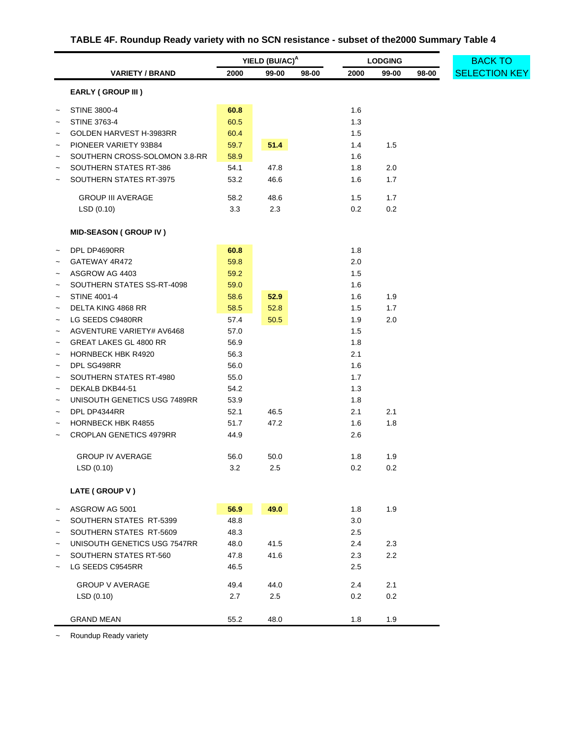# TABLE 4F. Roundup Ready variety with no SCN resistance - subset of the2000 Summary Table 4

BACK TO SELECTION KEY

| | VARIETY / BRAND | YIELD (BU/AC)[A] 2000 | 99-00 | 98-00 | LODGING 2000 | 99-00 | 98-00 |
|---|---|---|---|---|---|---|---|
| | **EARLY ( GROUP III )** | | | | | | |
| ~ | STINE 3800-4 | **60.8** | | | 1.6 | | |
| ~ | STINE 3763-4 | 60.5 | | | 1.3 | | |
| ~ | GOLDEN HARVEST H-3983RR | 60.4 | | | 1.5 | | |
| ~ | PIONEER VARIETY 93B84 | 59.7 | **51.4** | | 1.4 | 1.5 | |
| ~ | SOUTHERN CROSS-SOLOMON 3.8-RR | 58.9 | | | 1.6 | | |
| ~ | SOUTHERN STATES RT-386 | 54.1 | 47.8 | | 1.8 | 2.0 | |
| ~ | SOUTHERN STATES RT-3975 | 53.2 | 46.6 | | 1.6 | 1.7 | |
| | GROUP III AVERAGE | 58.2 | 48.6 | | 1.5 | 1.7 | |
| | LSD (0.10) | 3.3 | 2.3 | | 0.2 | 0.2 | |
| | **MID-SEASON ( GROUP IV )** | | | | | | |
| ~ | DPL DP4690RR | **60.8** | | | 1.8 | | |
| ~ | GATEWAY 4R472 | 59.8 | | | 2.0 | | |
| ~ | ASGROW AG 4403 | 59.2 | | | 1.5 | | |
| ~ | SOUTHERN STATES SS-RT-4098 | 59.0 | | | 1.6 | | |
| ~ | STINE 4001-4 | 58.6 | **52.9** | | 1.6 | 1.9 | |
| ~ | DELTA KING 4868 RR | 58.5 | 52.8 | | 1.5 | 1.7 | |
| ~ | LG SEEDS C9480RR | 57.4 | 50.5 | | 1.9 | 2.0 | |
| ~ | AGVENTURE VARIETY# AV6468 | 57.0 | | | 1.5 | | |
| ~ | GREAT LAKES GL 4800 RR | 56.9 | | | 1.8 | | |
| ~ | HORNBECK HBK R4920 | 56.3 | | | 2.1 | | |
| ~ | DPL SG498RR | 56.0 | | | 1.6 | | |
| ~ | SOUTHERN STATES RT-4980 | 55.0 | | | 1.7 | | |
| ~ | DEKALB DKB44-51 | 54.2 | | | 1.3 | | |
| ~ | UNISOUTH GENETICS USG 7489RR | 53.9 | | | 1.8 | | |
| ~ | DPL DP4344RR | 52.1 | 46.5 | | 2.1 | 2.1 | |
| ~ | HORNBECK HBK R4855 | 51.7 | 47.2 | | 1.6 | 1.8 | |
| ~ | CROPLAN GENETICS 4979RR | 44.9 | | | 2.6 | | |
| | GROUP IV AVERAGE | 56.0 | 50.0 | | 1.8 | 1.9 | |
| | LSD (0.10) | 3.2 | 2.5 | | 0.2 | 0.2 | |
| | **LATE ( GROUP V )** | | | | | | |
| ~ | ASGROW AG 5001 | **56.9** | **49.0** | | 1.8 | 1.9 | |
| ~ | SOUTHERN STATES RT-5399 | 48.8 | | | 3.0 | | |
| ~ | SOUTHERN STATES RT-5609 | 48.3 | | | 2.5 | | |
| ~ | UNISOUTH GENETICS USG 7547RR | 48.0 | 41.5 | | 2.4 | 2.3 | |
| ~ | SOUTHERN STATES RT-560 | 47.8 | 41.6 | | 2.3 | 2.2 | |
| ~ | LG SEEDS C9545RR | 46.5 | | | 2.5 | | |
| | GROUP V AVERAGE | 49.4 | 44.0 | | 2.4 | 2.1 | |
| | LSD (0.10) | 2.7 | 2.5 | | 0.2 | 0.2 | |
| | GRAND MEAN | 55.2 | 48.0 | | 1.8 | 1.9 | |

~ Roundup Ready variety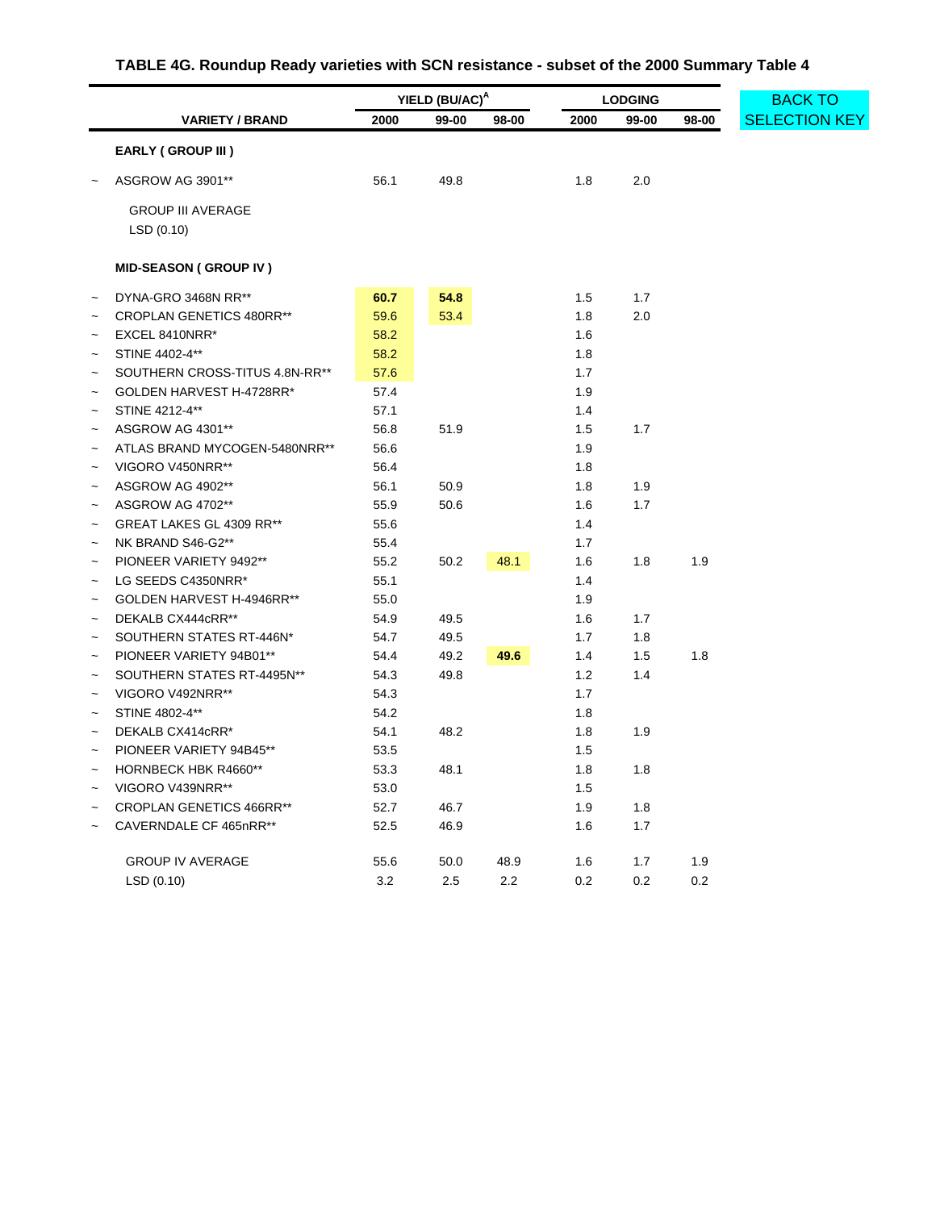## TABLE 4G. Roundup Ready varieties with SCN resistance - subset of the 2000 Summary Table 4

BACK TO SELECTION KEY

| | VARIETY / BRAND | YIELD (BU/AC)[A] 2000 | YIELD 99-00 | YIELD 98-00 | LODGING 2000 | LODGING 99-00 | LODGING 98-00 |
|---|---|---|---|---|---|---|---|
| | **EARLY ( GROUP III )** | | | | | | |
| ~ | ASGROW AG 3901** | 56.1 | 49.8 | | 1.8 | 2.0 | |
| | GROUP III AVERAGE | | | | | | |
| | LSD (0.10) | | | | | | |
| | **MID-SEASON ( GROUP IV )** | | | | | | |
| ~ | DYNA-GRO 3468N RR** | **60.7** | **54.8** | | 1.5 | 1.7 | |
| ~ | CROPLAN GENETICS 480RR** | 59.6 | 53.4 | | 1.8 | 2.0 | |
| ~ | EXCEL 8410NRR* | 58.2 | | | 1.6 | | |
| ~ | STINE 4402-4** | 58.2 | | | 1.8 | | |
| ~ | SOUTHERN CROSS-TITUS 4.8N-RR** | 57.6 | | | 1.7 | | |
| ~ | GOLDEN HARVEST H-4728RR* | 57.4 | | | 1.9 | | |
| ~ | STINE 4212-4** | 57.1 | | | 1.4 | | |
| ~ | ASGROW AG 4301** | 56.8 | 51.9 | | 1.5 | 1.7 | |
| ~ | ATLAS BRAND MYCOGEN-5480NRR** | 56.6 | | | 1.9 | | |
| ~ | VIGORO V450NRR** | 56.4 | | | 1.8 | | |
| ~ | ASGROW AG 4902** | 56.1 | 50.9 | | 1.8 | 1.9 | |
| ~ | ASGROW AG 4702** | 55.9 | 50.6 | | 1.6 | 1.7 | |
| ~ | GREAT LAKES GL 4309 RR** | 55.6 | | | 1.4 | | |
| ~ | NK BRAND S46-G2** | 55.4 | | | 1.7 | | |
| ~ | PIONEER VARIETY 9492** | 55.2 | 50.2 | 48.1 | 1.6 | 1.8 | 1.9 |
| ~ | LG SEEDS C4350NRR* | 55.1 | | | 1.4 | | |
| ~ | GOLDEN HARVEST H-4946RR** | 55.0 | | | 1.9 | | |
| ~ | DEKALB CX444cRR** | 54.9 | 49.5 | | 1.6 | 1.7 | |
| ~ | SOUTHERN STATES RT-446N* | 54.7 | 49.5 | | 1.7 | 1.8 | |
| ~ | PIONEER VARIETY 94B01** | 54.4 | 49.2 | **49.6** | 1.4 | 1.5 | 1.8 |
| ~ | SOUTHERN STATES RT-4495N** | 54.3 | 49.8 | | 1.2 | 1.4 | |
| ~ | VIGORO V492NRR** | 54.3 | | | 1.7 | | |
| ~ | STINE 4802-4** | 54.2 | | | 1.8 | | |
| ~ | DEKALB CX414cRR* | 54.1 | 48.2 | | 1.8 | 1.9 | |
| ~ | PIONEER VARIETY 94B45** | 53.5 | | | 1.5 | | |
| ~ | HORNBECK HBK R4660** | 53.3 | 48.1 | | 1.8 | 1.8 | |
| ~ | VIGORO V439NRR** | 53.0 | | | 1.5 | | |
| ~ | CROPLAN GENETICS 466RR** | 52.7 | 46.7 | | 1.9 | 1.8 | |
| ~ | CAVERNDALE CF 465nRR** | 52.5 | 46.9 | | 1.6 | 1.7 | |
| | GROUP IV AVERAGE | 55.6 | 50.0 | 48.9 | 1.6 | 1.7 | 1.9 |
| | LSD (0.10) | 3.2 | 2.5 | 2.2 | 0.2 | 0.2 | 0.2 |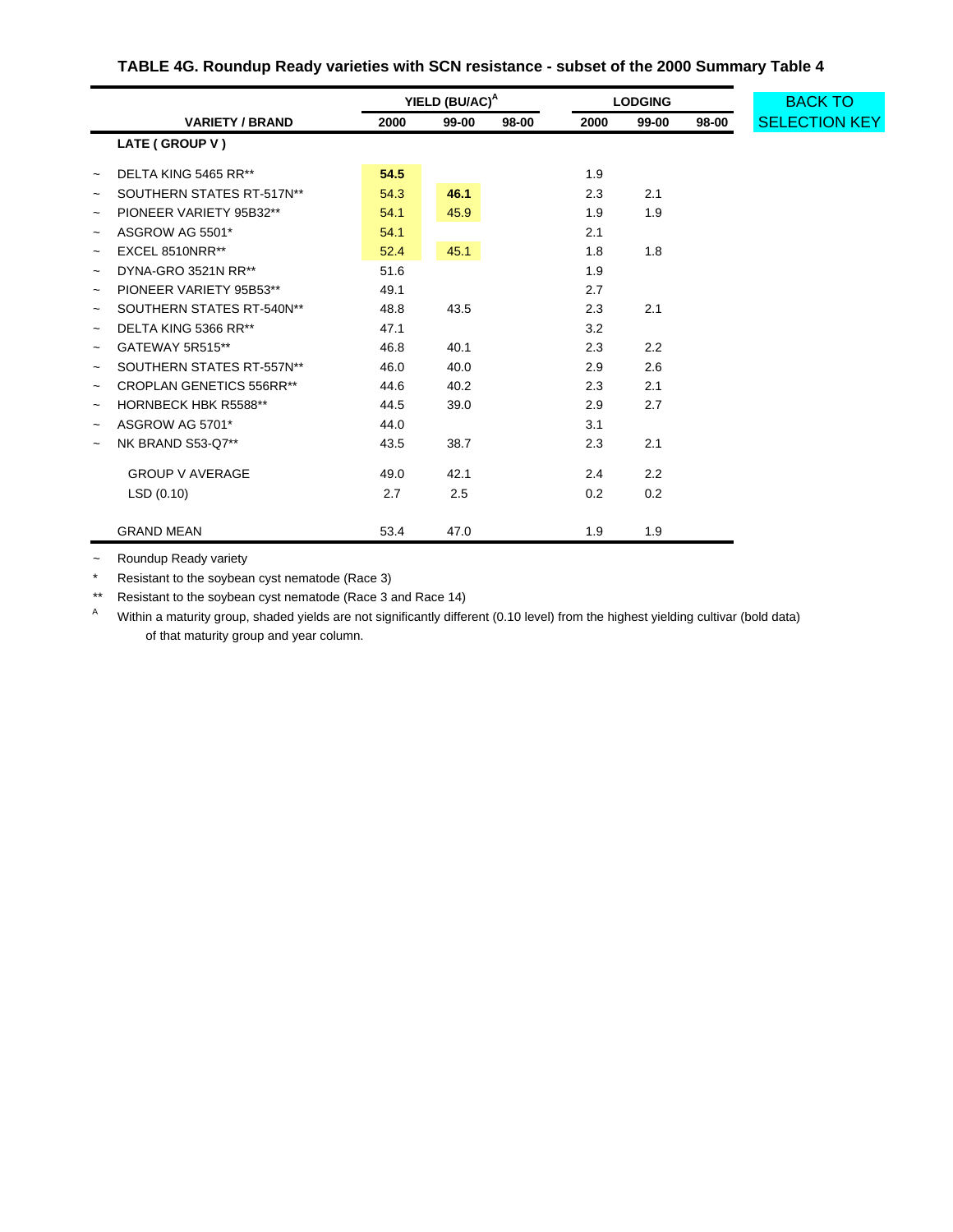**TABLE 4G. Roundup Ready varieties with SCN resistance - subset of the 2000 Summary Table 4**

BACK TO SELECTION KEY

| | VARIETY / BRAND | YIELD (BU/AC)[A] 2000 | 99-00 | 98-00 | LODGING 2000 | 99-00 | 98-00 |
|---|---|---|---|---|---|---|---|
| | **LATE ( GROUP V )** | | | | | | |
| ~ | DELTA KING 5465 RR** | **54.5** | | | 1.9 | | |
| ~ | SOUTHERN STATES RT-517N** | 54.3 | **46.1** | | 2.3 | 2.1 | |
| ~ | PIONEER VARIETY 95B32** | 54.1 | 45.9 | | 1.9 | 1.9 | |
| ~ | ASGROW AG 5501* | 54.1 | | | 2.1 | | |
| ~ | EXCEL 8510NRR** | 52.4 | 45.1 | | 1.8 | 1.8 | |
| ~ | DYNA-GRO 3521N RR** | 51.6 | | | 1.9 | | |
| ~ | PIONEER VARIETY 95B53** | 49.1 | | | 2.7 | | |
| ~ | SOUTHERN STATES RT-540N** | 48.8 | 43.5 | | 2.3 | 2.1 | |
| ~ | DELTA KING 5366 RR** | 47.1 | | | 3.2 | | |
| ~ | GATEWAY 5R515** | 46.8 | 40.1 | | 2.3 | 2.2 | |
| ~ | SOUTHERN STATES RT-557N** | 46.0 | 40.0 | | 2.9 | 2.6 | |
| ~ | CROPLAN GENETICS 556RR** | 44.6 | 40.2 | | 2.3 | 2.1 | |
| ~ | HORNBECK HBK R5588** | 44.5 | 39.0 | | 2.9 | 2.7 | |
| ~ | ASGROW AG 5701* | 44.0 | | | 3.1 | | |
| ~ | NK BRAND S53-Q7** | 43.5 | 38.7 | | 2.3 | 2.1 | |
| | GROUP V AVERAGE | 49.0 | 42.1 | | 2.4 | 2.2 | |
| | LSD (0.10) | 2.7 | 2.5 | | 0.2 | 0.2 | |
| | GRAND MEAN | 53.4 | 47.0 | | 1.9 | 1.9 | |

~ Roundup Ready variety

\* Resistant to the soybean cyst nematode (Race 3)

\*\* Resistant to the soybean cyst nematode (Race 3 and Race 14)

[A] Within a maturity group, shaded yields are not significantly different (0.10 level) from the highest yielding cultivar (bold data) of that maturity group and year column.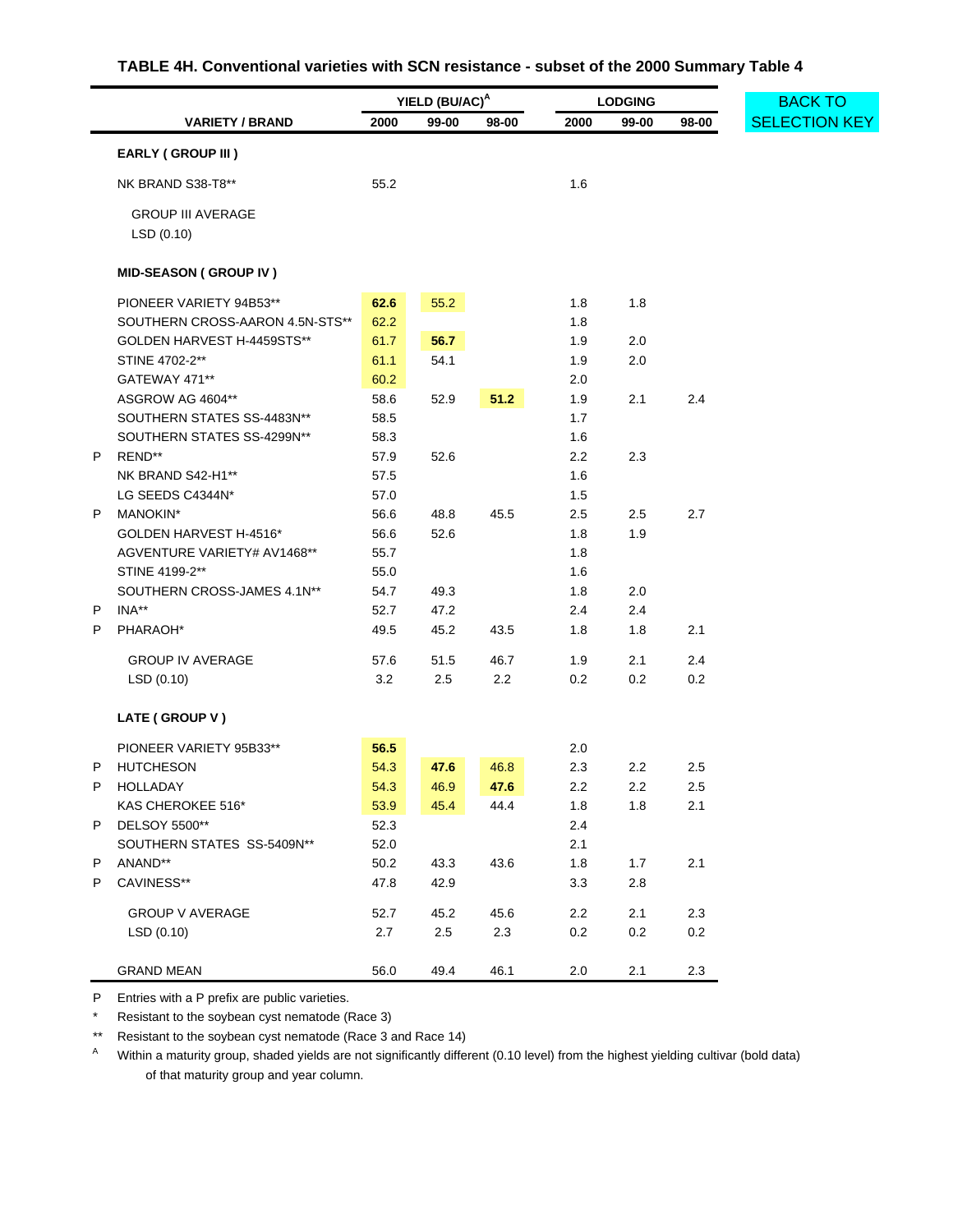## TABLE 4H. Conventional varieties with SCN resistance - subset of the 2000 Summary Table 4

BACK TO SELECTION KEY

| | VARIETY / BRAND | YIELD (BU/AC)[A] 2000 | YIELD 99-00 | YIELD 98-00 | LODGING 2000 | LODGING 99-00 | LODGING 98-00 |
|---|---|---|---|---|---|---|---|
| | **EARLY ( GROUP III )** | | | | | | |
| | NK BRAND S38-T8** | 55.2 | | | 1.6 | | |
| | GROUP III AVERAGE | | | | | | |
| | LSD (0.10) | | | | | | |
| | **MID-SEASON ( GROUP IV )** | | | | | | |
| | PIONEER VARIETY 94B53** | **62.6** | 55.2 | | 1.8 | 1.8 | |
| | SOUTHERN CROSS-AARON 4.5N-STS** | 62.2 | | | 1.8 | | |
| | GOLDEN HARVEST H-4459STS** | 61.7 | **56.7** | | 1.9 | 2.0 | |
| | STINE 4702-2** | 61.1 | 54.1 | | 1.9 | 2.0 | |
| | GATEWAY 471** | 60.2 | | | 2.0 | | |
| | ASGROW AG 4604** | 58.6 | 52.9 | **51.2** | 1.9 | 2.1 | 2.4 |
| | SOUTHERN STATES SS-4483N** | 58.5 | | | 1.7 | | |
| | SOUTHERN STATES SS-4299N** | 58.3 | | | 1.6 | | |
| P | REND** | 57.9 | 52.6 | | 2.2 | 2.3 | |
| | NK BRAND S42-H1** | 57.5 | | | 1.6 | | |
| | LG SEEDS C4344N* | 57.0 | | | 1.5 | | |
| P | MANOKIN* | 56.6 | 48.8 | 45.5 | 2.5 | 2.5 | 2.7 |
| | GOLDEN HARVEST H-4516* | 56.6 | 52.6 | | 1.8 | 1.9 | |
| | AGVENTURE VARIETY# AV1468** | 55.7 | | | 1.8 | | |
| | STINE 4199-2** | 55.0 | | | 1.6 | | |
| | SOUTHERN CROSS-JAMES 4.1N** | 54.7 | 49.3 | | 1.8 | 2.0 | |
| P | INA** | 52.7 | 47.2 | | 2.4 | 2.4 | |
| P | PHARAOH* | 49.5 | 45.2 | 43.5 | 1.8 | 1.8 | 2.1 |
| | GROUP IV AVERAGE | 57.6 | 51.5 | 46.7 | 1.9 | 2.1 | 2.4 |
| | LSD (0.10) | 3.2 | 2.5 | 2.2 | 0.2 | 0.2 | 0.2 |
| | **LATE ( GROUP V )** | | | | | | |
| | PIONEER VARIETY 95B33** | **56.5** | | | 2.0 | | |
| P | HUTCHESON | 54.3 | **47.6** | 46.8 | 2.3 | 2.2 | 2.5 |
| P | HOLLADAY | 54.3 | 46.9 | **47.6** | 2.2 | 2.2 | 2.5 |
| | KAS CHEROKEE 516* | 53.9 | 45.4 | 44.4 | 1.8 | 1.8 | 2.1 |
| P | DELSOY 5500** | 52.3 | | | 2.4 | | |
| | SOUTHERN STATES SS-5409N** | 52.0 | | | 2.1 | | |
| P | ANAND** | 50.2 | 43.3 | 43.6 | 1.8 | 1.7 | 2.1 |
| P | CAVINESS** | 47.8 | 42.9 | | 3.3 | 2.8 | |
| | GROUP V AVERAGE | 52.7 | 45.2 | 45.6 | 2.2 | 2.1 | 2.3 |
| | LSD (0.10) | 2.7 | 2.5 | 2.3 | 0.2 | 0.2 | 0.2 |
| | GRAND MEAN | 56.0 | 49.4 | 46.1 | 2.0 | 2.1 | 2.3 |

P Entries with a P prefix are public varieties.

\* Resistant to the soybean cyst nematode (Race 3)

\*\* Resistant to the soybean cyst nematode (Race 3 and Race 14)

[A] Within a maturity group, shaded yields are not significantly different (0.10 level) from the highest yielding cultivar (bold data) of that maturity group and year column.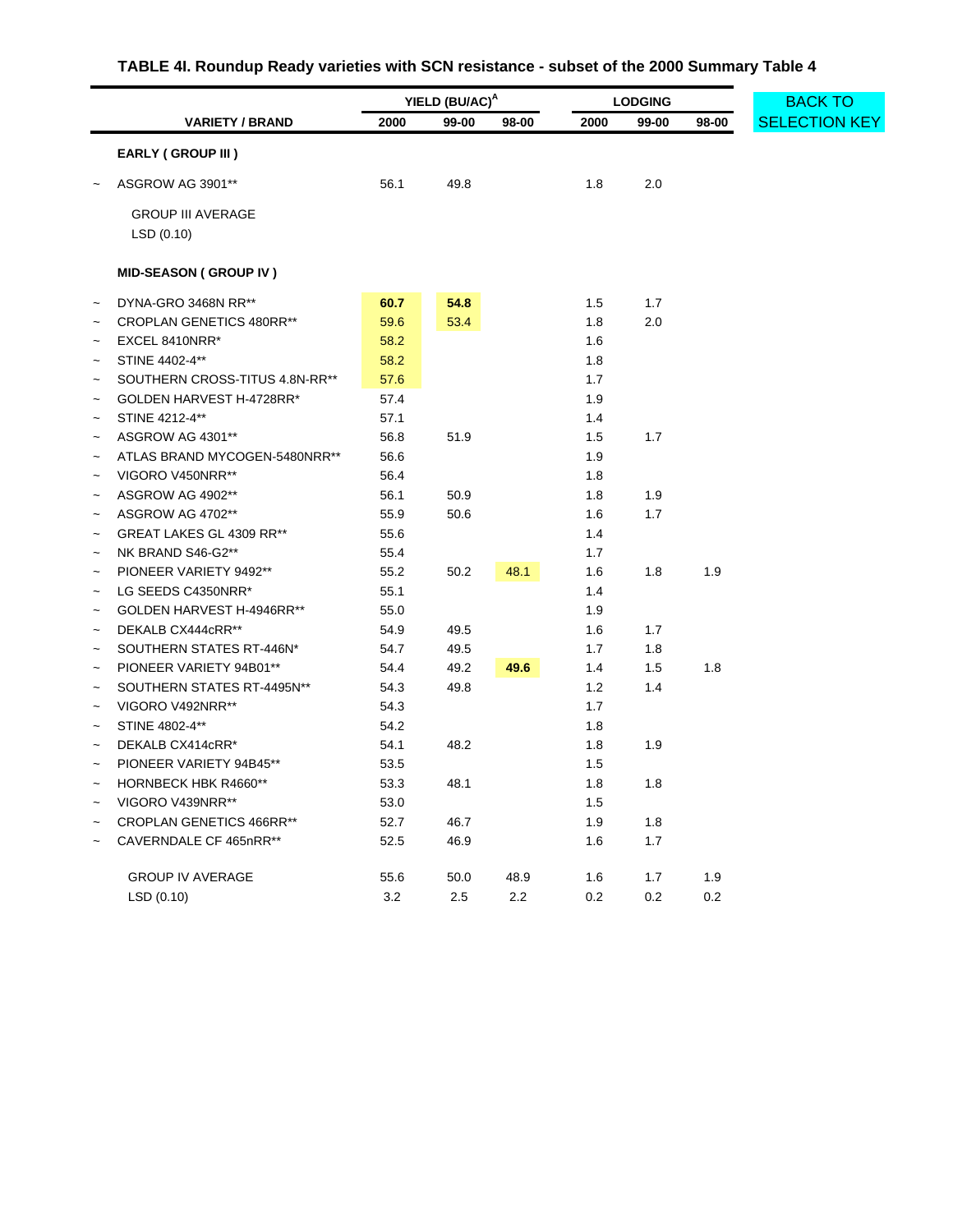# TABLE 4I. Roundup Ready varieties with SCN resistance - subset of the 2000 Summary Table 4

BACK TO SELECTION KEY

| | VARIETY / BRAND | YIELD (BU/AC)[A] 2000 | 99-00 | 98-00 | LODGING 2000 | 99-00 | 98-00 |
|---|---|---|---|---|---|---|---|
| | **EARLY ( GROUP III )** | | | | | | |
| ~ | ASGROW AG 3901** | 56.1 | 49.8 | | 1.8 | 2.0 | |
| | GROUP III AVERAGE | | | | | | |
| | LSD (0.10) | | | | | | |
| | **MID-SEASON ( GROUP IV )** | | | | | | |
| ~ | DYNA-GRO 3468N RR** | **60.7** | **54.8** | | 1.5 | 1.7 | |
| ~ | CROPLAN GENETICS 480RR** | 59.6 | 53.4 | | 1.8 | 2.0 | |
| ~ | EXCEL 8410NRR* | 58.2 | | | 1.6 | | |
| ~ | STINE 4402-4** | 58.2 | | | 1.8 | | |
| ~ | SOUTHERN CROSS-TITUS 4.8N-RR** | 57.6 | | | 1.7 | | |
| ~ | GOLDEN HARVEST H-4728RR* | 57.4 | | | 1.9 | | |
| ~ | STINE 4212-4** | 57.1 | | | 1.4 | | |
| ~ | ASGROW AG 4301** | 56.8 | 51.9 | | 1.5 | 1.7 | |
| ~ | ATLAS BRAND MYCOGEN-5480NRR** | 56.6 | | | 1.9 | | |
| ~ | VIGORO V450NRR** | 56.4 | | | 1.8 | | |
| ~ | ASGROW AG 4902** | 56.1 | 50.9 | | 1.8 | 1.9 | |
| ~ | ASGROW AG 4702** | 55.9 | 50.6 | | 1.6 | 1.7 | |
| ~ | GREAT LAKES GL 4309 RR** | 55.6 | | | 1.4 | | |
| ~ | NK BRAND S46-G2** | 55.4 | | | 1.7 | | |
| ~ | PIONEER VARIETY 9492** | 55.2 | 50.2 | 48.1 | 1.6 | 1.8 | 1.9 |
| ~ | LG SEEDS C4350NRR* | 55.1 | | | 1.4 | | |
| ~ | GOLDEN HARVEST H-4946RR** | 55.0 | | | 1.9 | | |
| ~ | DEKALB CX444cRR** | 54.9 | 49.5 | | 1.6 | 1.7 | |
| ~ | SOUTHERN STATES RT-446N* | 54.7 | 49.5 | | 1.7 | 1.8 | |
| ~ | PIONEER VARIETY 94B01** | 54.4 | 49.2 | **49.6** | 1.4 | 1.5 | 1.8 |
| ~ | SOUTHERN STATES RT-4495N** | 54.3 | 49.8 | | 1.2 | 1.4 | |
| ~ | VIGORO V492NRR** | 54.3 | | | 1.7 | | |
| ~ | STINE 4802-4** | 54.2 | | | 1.8 | | |
| ~ | DEKALB CX414cRR* | 54.1 | 48.2 | | 1.8 | 1.9 | |
| ~ | PIONEER VARIETY 94B45** | 53.5 | | | 1.5 | | |
| ~ | HORNBECK HBK R4660** | 53.3 | 48.1 | | 1.8 | 1.8 | |
| ~ | VIGORO V439NRR** | 53.0 | | | 1.5 | | |
| ~ | CROPLAN GENETICS 466RR** | 52.7 | 46.7 | | 1.9 | 1.8 | |
| ~ | CAVERNDALE CF 465nRR** | 52.5 | 46.9 | | 1.6 | 1.7 | |
| | GROUP IV AVERAGE | 55.6 | 50.0 | 48.9 | 1.6 | 1.7 | 1.9 |
| | LSD (0.10) | 3.2 | 2.5 | 2.2 | 0.2 | 0.2 | 0.2 |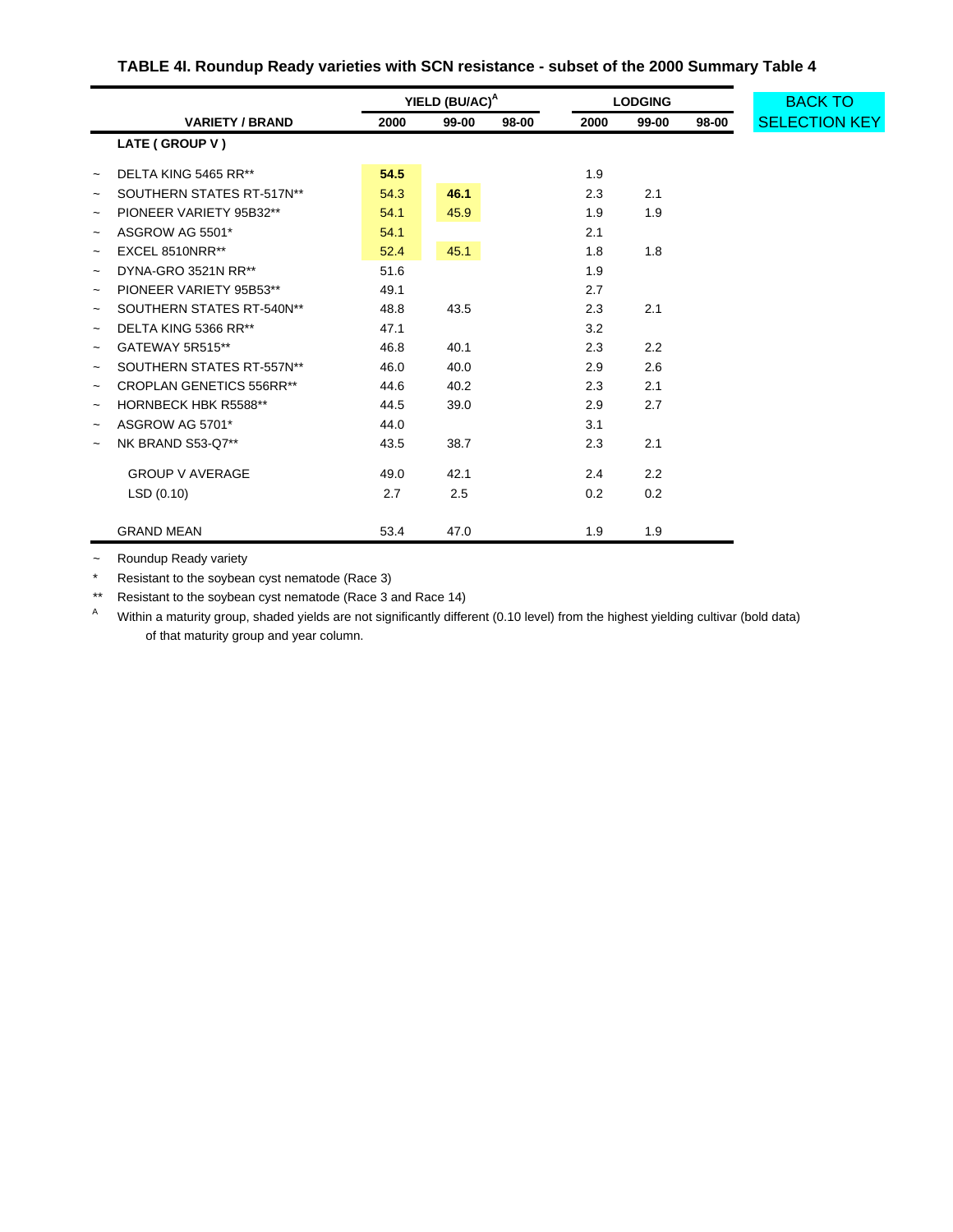### TABLE 4I. Roundup Ready varieties with SCN resistance - subset of the 2000 Summary Table 4

BACK TO SELECTION KEY

| | VARIETY / BRAND | YIELD (BU/AC)[A] | | | LODGING | | |
|---|---|---|---|---|---|---|---|
| | | 2000 | 99-00 | 98-00 | 2000 | 99-00 | 98-00 |
| | **LATE ( GROUP V )** | | | | | | |
| ~ | DELTA KING 5465 RR** | **54.5** | | | 1.9 | | |
| ~ | SOUTHERN STATES RT-517N** | 54.3 | **46.1** | | 2.3 | 2.1 | |
| ~ | PIONEER VARIETY 95B32** | 54.1 | 45.9 | | 1.9 | 1.9 | |
| ~ | ASGROW AG 5501* | 54.1 | | | 2.1 | | |
| ~ | EXCEL 8510NRR** | 52.4 | 45.1 | | 1.8 | 1.8 | |
| ~ | DYNA-GRO 3521N RR** | 51.6 | | | 1.9 | | |
| ~ | PIONEER VARIETY 95B53** | 49.1 | | | 2.7 | | |
| ~ | SOUTHERN STATES RT-540N** | 48.8 | 43.5 | | 2.3 | 2.1 | |
| ~ | DELTA KING 5366 RR** | 47.1 | | | 3.2 | | |
| ~ | GATEWAY 5R515** | 46.8 | 40.1 | | 2.3 | 2.2 | |
| ~ | SOUTHERN STATES RT-557N** | 46.0 | 40.0 | | 2.9 | 2.6 | |
| ~ | CROPLAN GENETICS 556RR** | 44.6 | 40.2 | | 2.3 | 2.1 | |
| ~ | HORNBECK HBK R5588** | 44.5 | 39.0 | | 2.9 | 2.7 | |
| ~ | ASGROW AG 5701* | 44.0 | | | 3.1 | | |
| ~ | NK BRAND S53-Q7** | 43.5 | 38.7 | | 2.3 | 2.1 | |
| | GROUP V AVERAGE | 49.0 | 42.1 | | 2.4 | 2.2 | |
| | LSD (0.10) | 2.7 | 2.5 | | 0.2 | 0.2 | |
| | GRAND MEAN | 53.4 | 47.0 | | 1.9 | 1.9 | |

~ Roundup Ready variety

* Resistant to the soybean cyst nematode (Race 3)

** Resistant to the soybean cyst nematode (Race 3 and Race 14)

[A] Within a maturity group, shaded yields are not significantly different (0.10 level) from the highest yielding cultivar (bold data) of that maturity group and year column.